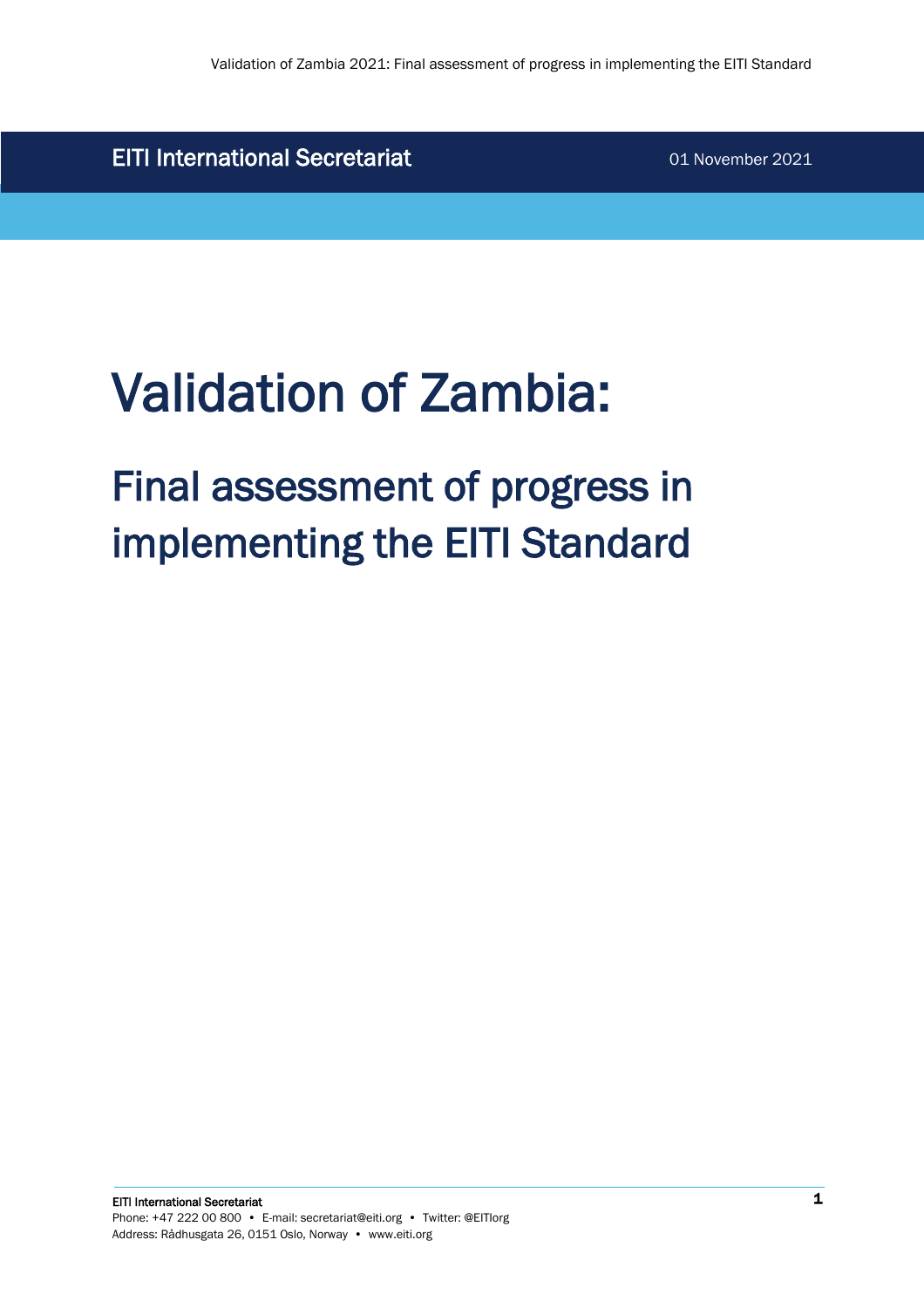EITI International Secretariat

01 November 2021

# Validation of Zambia:

## Final assessment of progress in implementing the EITI Standard

EITI International Secretariat
Phone: +47 222 00 800 • E-mail: secretariat@eiti.org • Twitter: @EITIorg
Address: Rådhusgata 26, 0151 Oslo, Norway • www.eiti.org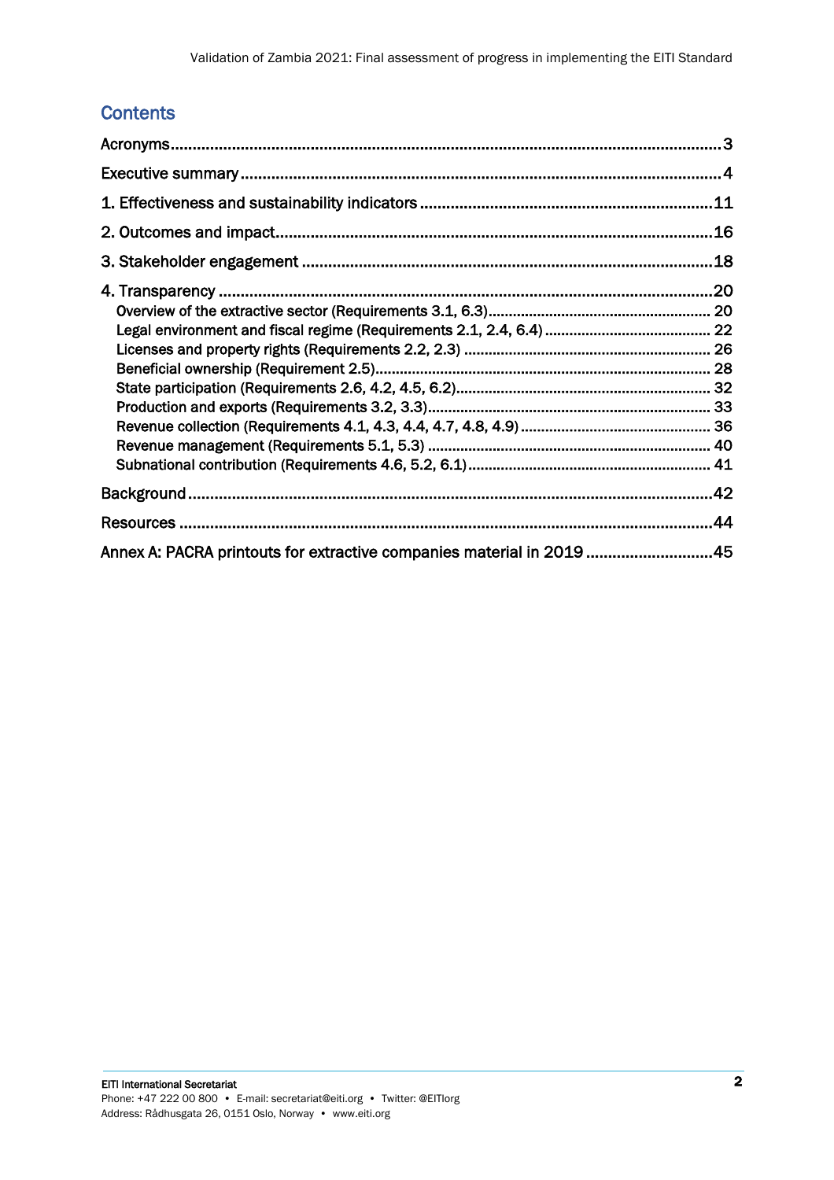## Contents

- Acronyms ... 3
- Executive summary ... 4
- 1. Effectiveness and sustainability indicators ... 11
- 2. Outcomes and impact ... 16
- 3. Stakeholder engagement ... 18
- 4. Transparency ... 20
  - Overview of the extractive sector (Requirements 3.1, 6.3) ... 20
  - Legal environment and fiscal regime (Requirements 2.1, 2.4, 6.4) ... 22
  - Licenses and property rights (Requirements 2.2, 2.3) ... 26
  - Beneficial ownership (Requirement 2.5) ... 28
  - State participation (Requirements 2.6, 4.2, 4.5, 6.2) ... 32
  - Production and exports (Requirements 3.2, 3.3) ... 33
  - Revenue collection (Requirements 4.1, 4.3, 4.4, 4.7, 4.8, 4.9) ... 36
  - Revenue management (Requirements 5.1, 5.3) ... 40
  - Subnational contribution (Requirements 4.6, 5.2, 6.1) ... 41
- Background ... 42
- Resources ... 44
- Annex A: PACRA printouts for extractive companies material in 2019 ... 45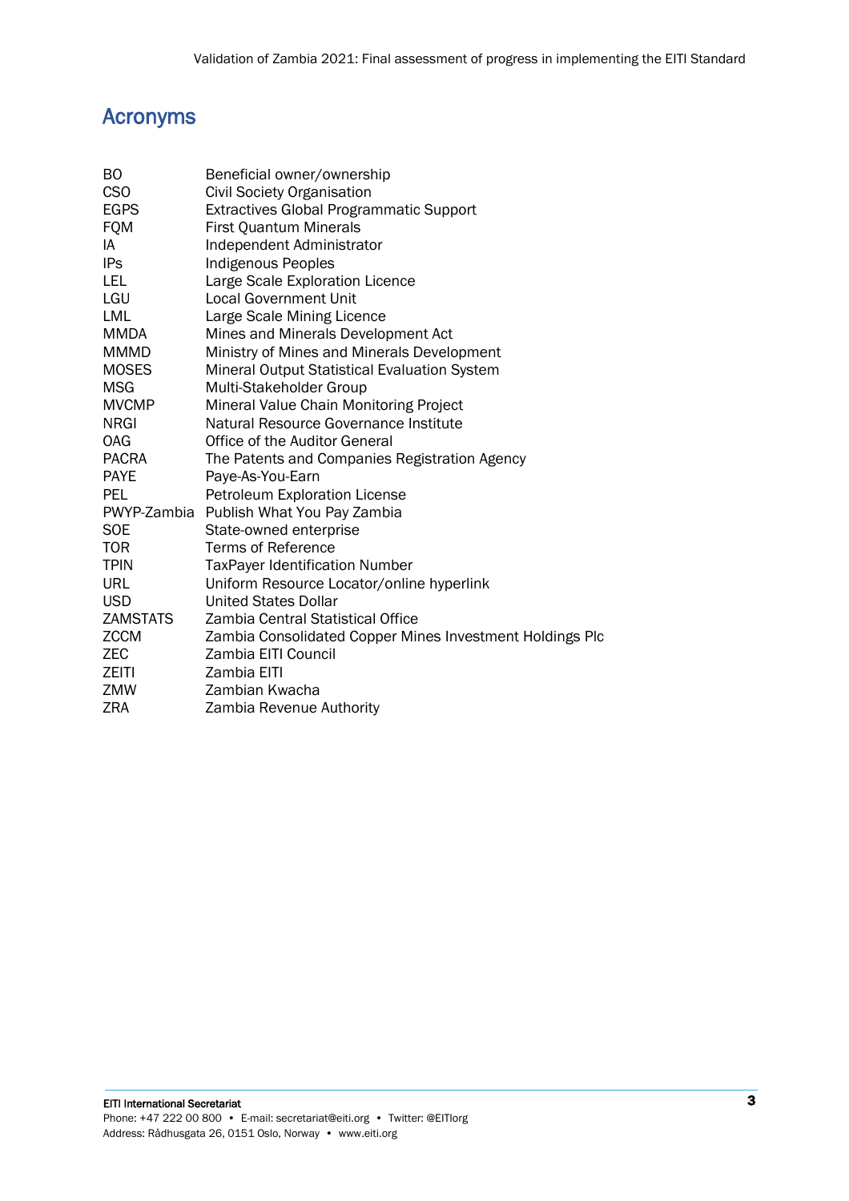## Acronyms

| | |
|---|---|
| BO | Beneficial owner/ownership |
| CSO | Civil Society Organisation |
| EGPS | Extractives Global Programmatic Support |
| FQM | First Quantum Minerals |
| IA | Independent Administrator |
| IPs | Indigenous Peoples |
| LEL | Large Scale Exploration Licence |
| LGU | Local Government Unit |
| LML | Large Scale Mining Licence |
| MMDA | Mines and Minerals Development Act |
| MMMD | Ministry of Mines and Minerals Development |
| MOSES | Mineral Output Statistical Evaluation System |
| MSG | Multi-Stakeholder Group |
| MVCMP | Mineral Value Chain Monitoring Project |
| NRGI | Natural Resource Governance Institute |
| OAG | Office of the Auditor General |
| PACRA | The Patents and Companies Registration Agency |
| PAYE | Paye-As-You-Earn |
| PEL | Petroleum Exploration License |
| PWYP-Zambia | Publish What You Pay Zambia |
| SOE | State-owned enterprise |
| TOR | Terms of Reference |
| TPIN | TaxPayer Identification Number |
| URL | Uniform Resource Locator/online hyperlink |
| USD | United States Dollar |
| ZAMSTATS | Zambia Central Statistical Office |
| ZCCM | Zambia Consolidated Copper Mines Investment Holdings Plc |
| ZEC | Zambia EITI Council |
| ZEITI | Zambia EITI |
| ZMW | Zambian Kwacha |
| ZRA | Zambia Revenue Authority |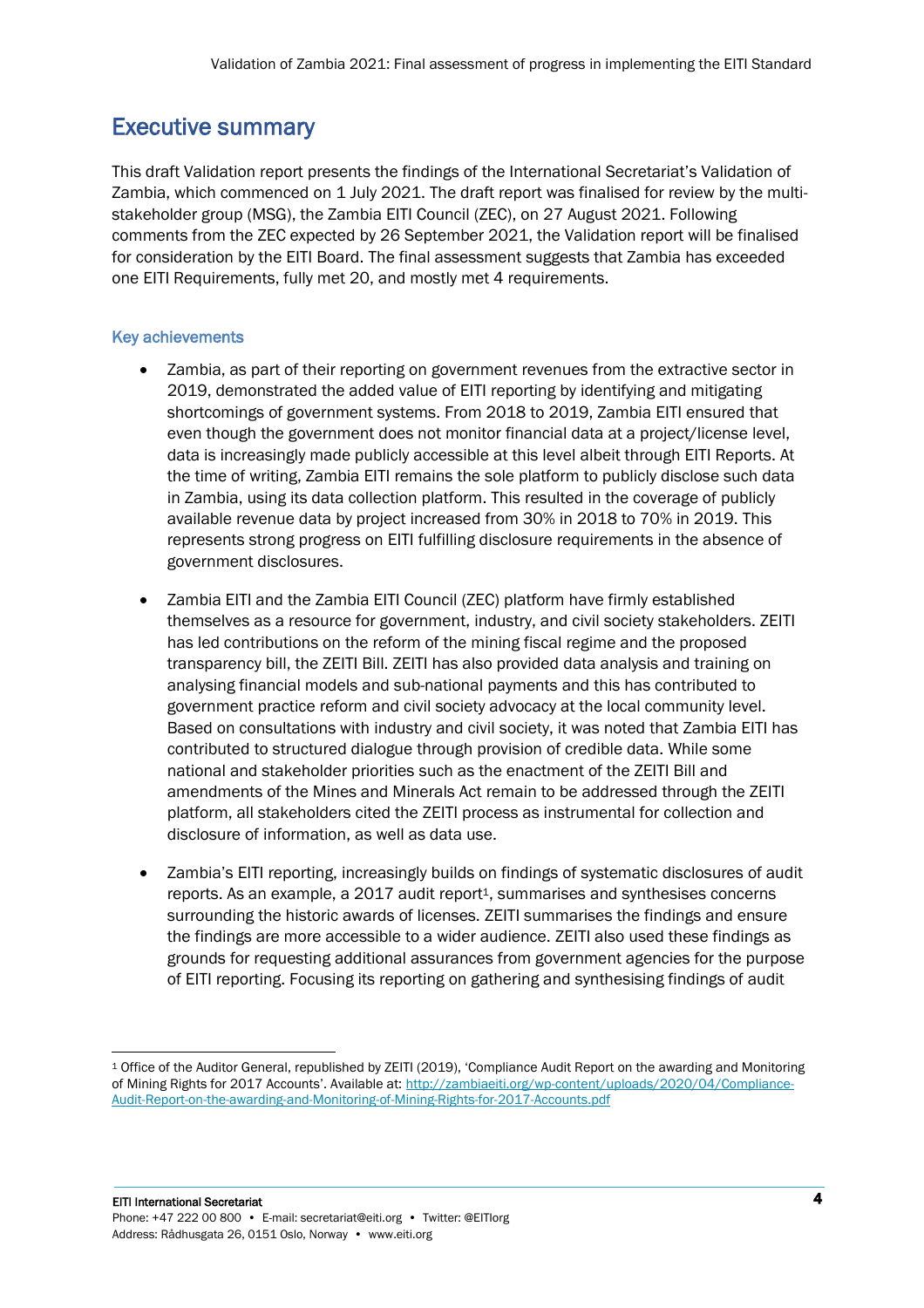## Executive summary

This draft Validation report presents the findings of the International Secretariat's Validation of Zambia, which commenced on 1 July 2021. The draft report was finalised for review by the multi-stakeholder group (MSG), the Zambia EITI Council (ZEC), on 27 August 2021. Following comments from the ZEC expected by 26 September 2021, the Validation report will be finalised for consideration by the EITI Board. The final assessment suggests that Zambia has exceeded one EITI Requirements, fully met 20, and mostly met 4 requirements.

### Key achievements

- Zambia, as part of their reporting on government revenues from the extractive sector in 2019, demonstrated the added value of EITI reporting by identifying and mitigating shortcomings of government systems. From 2018 to 2019, Zambia EITI ensured that even though the government does not monitor financial data at a project/license level, data is increasingly made publicly accessible at this level albeit through EITI Reports. At the time of writing, Zambia EITI remains the sole platform to publicly disclose such data in Zambia, using its data collection platform. This resulted in the coverage of publicly available revenue data by project increased from 30% in 2018 to 70% in 2019. This represents strong progress on EITI fulfilling disclosure requirements in the absence of government disclosures.

- Zambia EITI and the Zambia EITI Council (ZEC) platform have firmly established themselves as a resource for government, industry, and civil society stakeholders. ZEITI has led contributions on the reform of the mining fiscal regime and the proposed transparency bill, the ZEITI Bill. ZEITI has also provided data analysis and training on analysing financial models and sub-national payments and this has contributed to government practice reform and civil society advocacy at the local community level. Based on consultations with industry and civil society, it was noted that Zambia EITI has contributed to structured dialogue through provision of credible data. While some national and stakeholder priorities such as the enactment of the ZEITI Bill and amendments of the Mines and Minerals Act remain to be addressed through the ZEITI platform, all stakeholders cited the ZEITI process as instrumental for collection and disclosure of information, as well as data use.

- Zambia's EITI reporting, increasingly builds on findings of systematic disclosures of audit reports. As an example, a 2017 audit report[1], summarises and synthesises concerns surrounding the historic awards of licenses. ZEITI summarises the findings and ensure the findings are more accessible to a wider audience. ZEITI also used these findings as grounds for requesting additional assurances from government agencies for the purpose of EITI reporting. Focusing its reporting on gathering and synthesising findings of audit

[1] Office of the Auditor General, republished by ZEITI (2019), 'Compliance Audit Report on the awarding and Monitoring of Mining Rights for 2017 Accounts'. Available at: http://zambiaeiti.org/wp-content/uploads/2020/04/Compliance-Audit-Report-on-the-awarding-and-Monitoring-of-Mining-Rights-for-2017-Accounts.pdf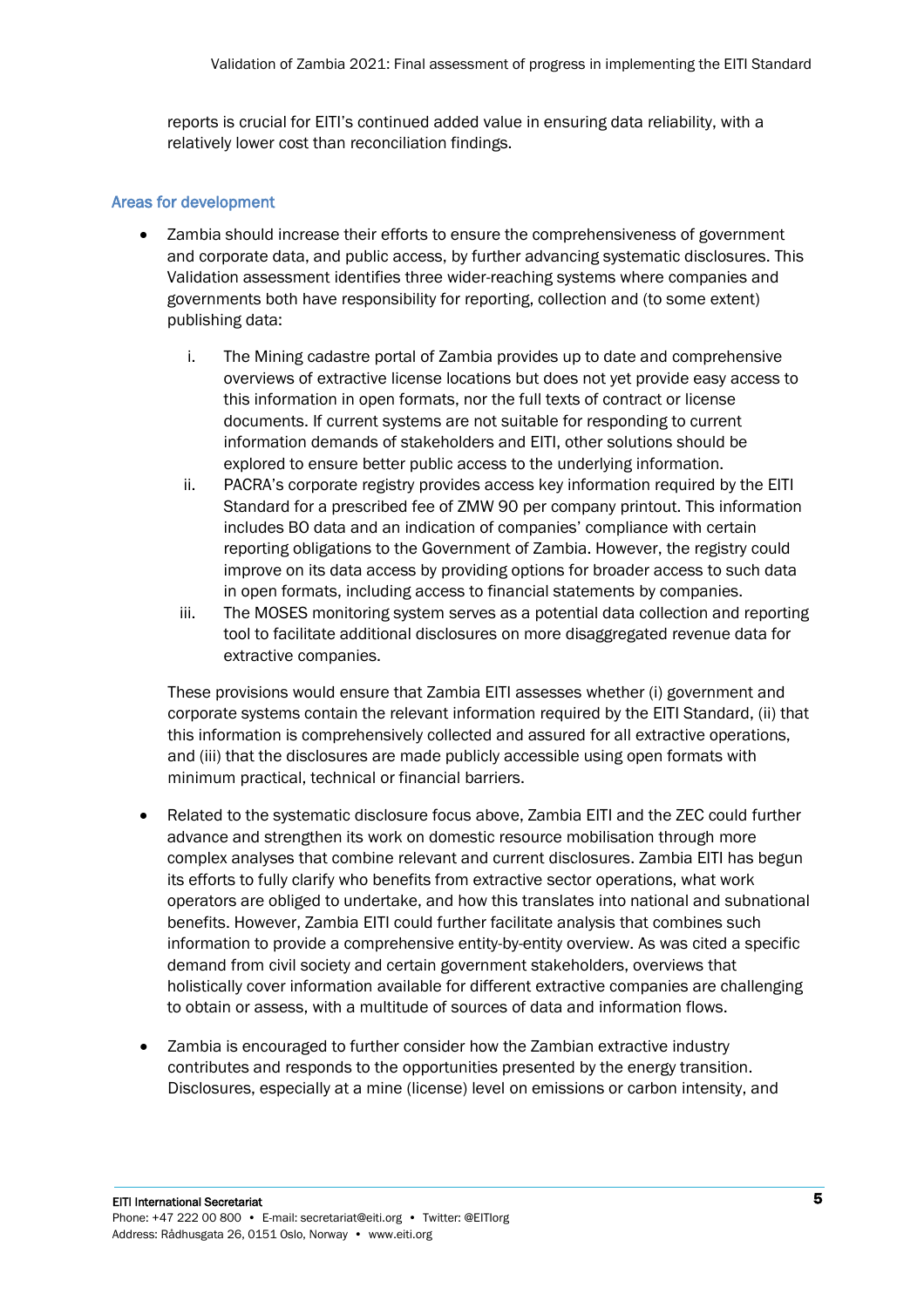reports is crucial for EITI's continued added value in ensuring data reliability, with a relatively lower cost than reconciliation findings.

### Areas for development

- Zambia should increase their efforts to ensure the comprehensiveness of government and corporate data, and public access, by further advancing systematic disclosures. This Validation assessment identifies three wider-reaching systems where companies and governments both have responsibility for reporting, collection and (to some extent) publishing data:

    i. The Mining cadastre portal of Zambia provides up to date and comprehensive overviews of extractive license locations but does not yet provide easy access to this information in open formats, nor the full texts of contract or license documents. If current systems are not suitable for responding to current information demands of stakeholders and EITI, other solutions should be explored to ensure better public access to the underlying information.

    ii. PACRA's corporate registry provides access key information required by the EITI Standard for a prescribed fee of ZMW 90 per company printout. This information includes BO data and an indication of companies' compliance with certain reporting obligations to the Government of Zambia. However, the registry could improve on its data access by providing options for broader access to such data in open formats, including access to financial statements by companies.

    iii. The MOSES monitoring system serves as a potential data collection and reporting tool to facilitate additional disclosures on more disaggregated revenue data for extractive companies.

  These provisions would ensure that Zambia EITI assesses whether (i) government and corporate systems contain the relevant information required by the EITI Standard, (ii) that this information is comprehensively collected and assured for all extractive operations, and (iii) that the disclosures are made publicly accessible using open formats with minimum practical, technical or financial barriers.

- Related to the systematic disclosure focus above, Zambia EITI and the ZEC could further advance and strengthen its work on domestic resource mobilisation through more complex analyses that combine relevant and current disclosures. Zambia EITI has begun its efforts to fully clarify who benefits from extractive sector operations, what work operators are obliged to undertake, and how this translates into national and subnational benefits. However, Zambia EITI could further facilitate analysis that combines such information to provide a comprehensive entity-by-entity overview. As was cited a specific demand from civil society and certain government stakeholders, overviews that holistically cover information available for different extractive companies are challenging to obtain or assess, with a multitude of sources of data and information flows.

- Zambia is encouraged to further consider how the Zambian extractive industry contributes and responds to the opportunities presented by the energy transition. Disclosures, especially at a mine (license) level on emissions or carbon intensity, and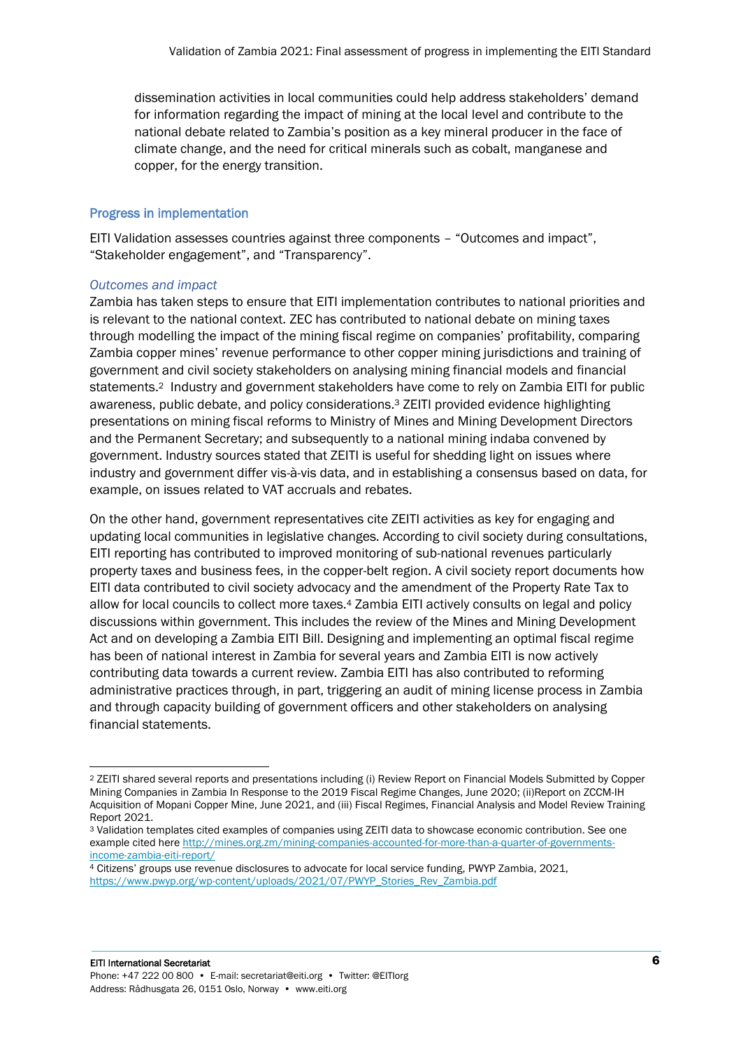dissemination activities in local communities could help address stakeholders' demand for information regarding the impact of mining at the local level and contribute to the national debate related to Zambia's position as a key mineral producer in the face of climate change, and the need for critical minerals such as cobalt, manganese and copper, for the energy transition.

## Progress in implementation

EITI Validation assesses countries against three components – "Outcomes and impact", "Stakeholder engagement", and "Transparency".

### *Outcomes and impact*

Zambia has taken steps to ensure that EITI implementation contributes to national priorities and is relevant to the national context. ZEC has contributed to national debate on mining taxes through modelling the impact of the mining fiscal regime on companies' profitability, comparing Zambia copper mines' revenue performance to other copper mining jurisdictions and training of government and civil society stakeholders on analysing mining financial models and financial statements.[2] Industry and government stakeholders have come to rely on Zambia EITI for public awareness, public debate, and policy considerations.[3] ZEITI provided evidence highlighting presentations on mining fiscal reforms to Ministry of Mines and Mining Development Directors and the Permanent Secretary; and subsequently to a national mining indaba convened by government. Industry sources stated that ZEITI is useful for shedding light on issues where industry and government differ vis-à-vis data, and in establishing a consensus based on data, for example, on issues related to VAT accruals and rebates.

On the other hand, government representatives cite ZEITI activities as key for engaging and updating local communities in legislative changes. According to civil society during consultations, EITI reporting has contributed to improved monitoring of sub-national revenues particularly property taxes and business fees, in the copper-belt region. A civil society report documents how EITI data contributed to civil society advocacy and the amendment of the Property Rate Tax to allow for local councils to collect more taxes.[4] Zambia EITI actively consults on legal and policy discussions within government. This includes the review of the Mines and Mining Development Act and on developing a Zambia EITI Bill. Designing and implementing an optimal fiscal regime has been of national interest in Zambia for several years and Zambia EITI is now actively contributing data towards a current review. Zambia EITI has also contributed to reforming administrative practices through, in part, triggering an audit of mining license process in Zambia and through capacity building of government officers and other stakeholders on analysing financial statements.

---

[2] ZEITI shared several reports and presentations including (i) Review Report on Financial Models Submitted by Copper Mining Companies in Zambia In Response to the 2019 Fiscal Regime Changes, June 2020; (ii)Report on ZCCM-IH Acquisition of Mopani Copper Mine, June 2021, and (iii) Fiscal Regimes, Financial Analysis and Model Review Training Report 2021.

[3] Validation templates cited examples of companies using ZEITI data to showcase economic contribution. See one example cited here http://mines.org.zm/mining-companies-accounted-for-more-than-a-quarter-of-governments-income-zambia-eiti-report/

[4] Citizens' groups use revenue disclosures to advocate for local service funding, PWYP Zambia, 2021, https://www.pwyp.org/wp-content/uploads/2021/07/PWYP_Stories_Rev_Zambia.pdf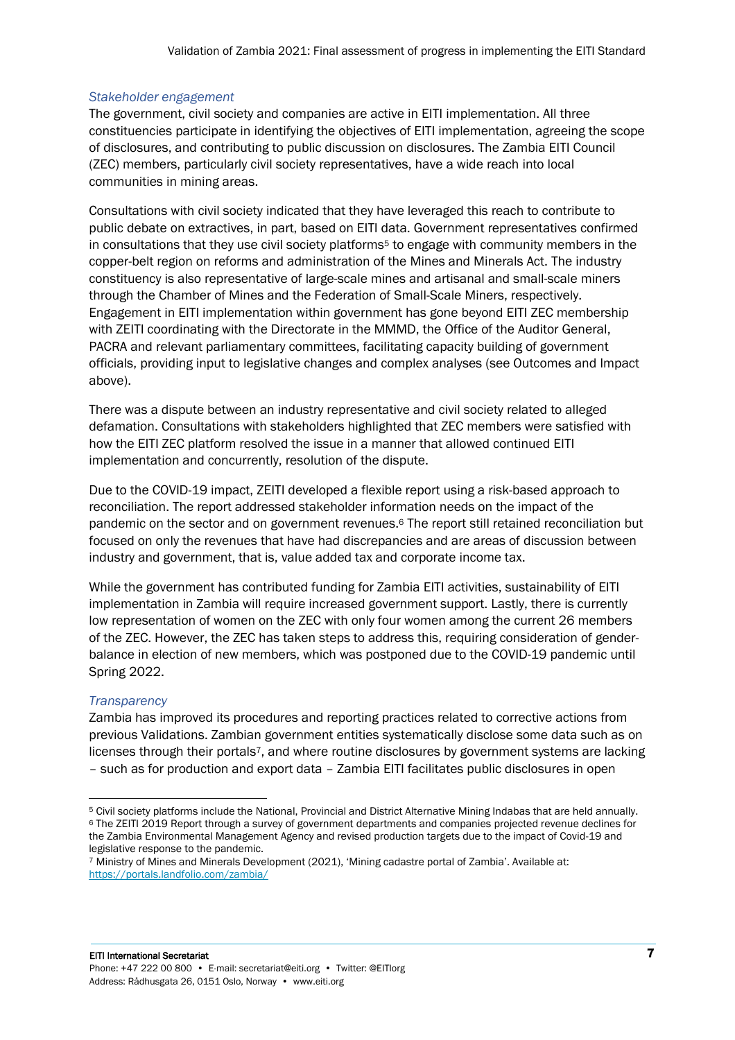*Stakeholder engagement*

The government, civil society and companies are active in EITI implementation. All three constituencies participate in identifying the objectives of EITI implementation, agreeing the scope of disclosures, and contributing to public discussion on disclosures. The Zambia EITI Council (ZEC) members, particularly civil society representatives, have a wide reach into local communities in mining areas.

Consultations with civil society indicated that they have leveraged this reach to contribute to public debate on extractives, in part, based on EITI data. Government representatives confirmed in consultations that they use civil society platforms[5] to engage with community members in the copper-belt region on reforms and administration of the Mines and Minerals Act. The industry constituency is also representative of large-scale mines and artisanal and small-scale miners through the Chamber of Mines and the Federation of Small-Scale Miners, respectively. Engagement in EITI implementation within government has gone beyond EITI ZEC membership with ZEITI coordinating with the Directorate in the MMMD, the Office of the Auditor General, PACRA and relevant parliamentary committees, facilitating capacity building of government officials, providing input to legislative changes and complex analyses (see Outcomes and Impact above).

There was a dispute between an industry representative and civil society related to alleged defamation. Consultations with stakeholders highlighted that ZEC members were satisfied with how the EITI ZEC platform resolved the issue in a manner that allowed continued EITI implementation and concurrently, resolution of the dispute.

Due to the COVID-19 impact, ZEITI developed a flexible report using a risk-based approach to reconciliation. The report addressed stakeholder information needs on the impact of the pandemic on the sector and on government revenues.[6] The report still retained reconciliation but focused on only the revenues that have had discrepancies and are areas of discussion between industry and government, that is, value added tax and corporate income tax.

While the government has contributed funding for Zambia EITI activities, sustainability of EITI implementation in Zambia will require increased government support. Lastly, there is currently low representation of women on the ZEC with only four women among the current 26 members of the ZEC. However, the ZEC has taken steps to address this, requiring consideration of gender-balance in election of new members, which was postponed due to the COVID-19 pandemic until Spring 2022.

*Transparency*

Zambia has improved its procedures and reporting practices related to corrective actions from previous Validations. Zambian government entities systematically disclose some data such as on licenses through their portals[7], and where routine disclosures by government systems are lacking – such as for production and export data – Zambia EITI facilitates public disclosures in open

---

[5] Civil society platforms include the National, Provincial and District Alternative Mining Indabas that are held annually.

[6] The ZEITI 2019 Report through a survey of government departments and companies projected revenue declines for the Zambia Environmental Management Agency and revised production targets due to the impact of Covid-19 and legislative response to the pandemic.

[7] Ministry of Mines and Minerals Development (2021), 'Mining cadastre portal of Zambia'. Available at: https://portals.landfolio.com/zambia/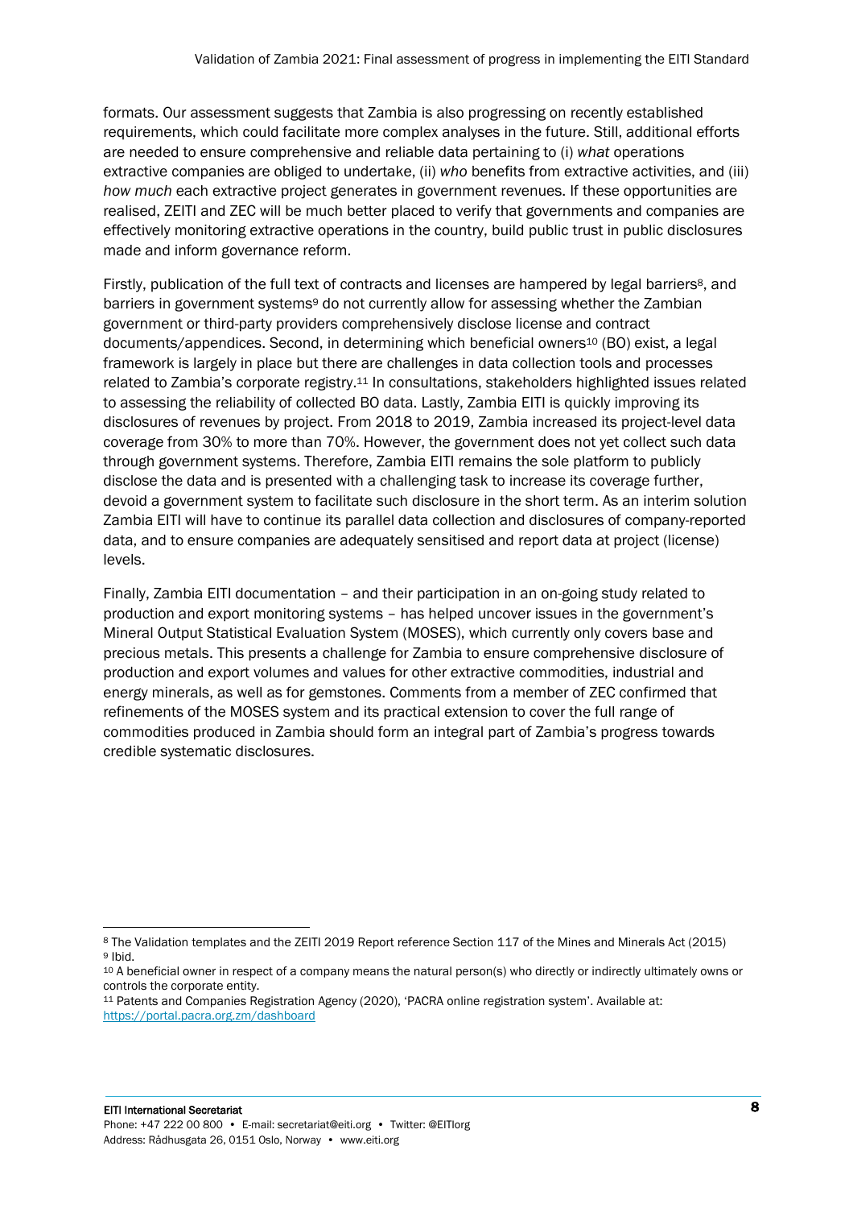formats. Our assessment suggests that Zambia is also progressing on recently established requirements, which could facilitate more complex analyses in the future. Still, additional efforts are needed to ensure comprehensive and reliable data pertaining to (i) *what* operations extractive companies are obliged to undertake, (ii) *who* benefits from extractive activities, and (iii) *how much* each extractive project generates in government revenues. If these opportunities are realised, ZEITI and ZEC will be much better placed to verify that governments and companies are effectively monitoring extractive operations in the country, build public trust in public disclosures made and inform governance reform.

Firstly, publication of the full text of contracts and licenses are hampered by legal barriers[8], and barriers in government systems[9] do not currently allow for assessing whether the Zambian government or third-party providers comprehensively disclose license and contract documents/appendices. Second, in determining which beneficial owners[10] (BO) exist, a legal framework is largely in place but there are challenges in data collection tools and processes related to Zambia's corporate registry.[11] In consultations, stakeholders highlighted issues related to assessing the reliability of collected BO data. Lastly, Zambia EITI is quickly improving its disclosures of revenues by project. From 2018 to 2019, Zambia increased its project-level data coverage from 30% to more than 70%. However, the government does not yet collect such data through government systems. Therefore, Zambia EITI remains the sole platform to publicly disclose the data and is presented with a challenging task to increase its coverage further, devoid a government system to facilitate such disclosure in the short term. As an interim solution Zambia EITI will have to continue its parallel data collection and disclosures of company-reported data, and to ensure companies are adequately sensitised and report data at project (license) levels.

Finally, Zambia EITI documentation – and their participation in an on-going study related to production and export monitoring systems – has helped uncover issues in the government's Mineral Output Statistical Evaluation System (MOSES), which currently only covers base and precious metals. This presents a challenge for Zambia to ensure comprehensive disclosure of production and export volumes and values for other extractive commodities, industrial and energy minerals, as well as for gemstones. Comments from a member of ZEC confirmed that refinements of the MOSES system and its practical extension to cover the full range of commodities produced in Zambia should form an integral part of Zambia's progress towards credible systematic disclosures.

---

[8] The Validation templates and the ZEITI 2019 Report reference Section 117 of the Mines and Minerals Act (2015)

[9] Ibid.

[10] A beneficial owner in respect of a company means the natural person(s) who directly or indirectly ultimately owns or controls the corporate entity.

[11] Patents and Companies Registration Agency (2020), 'PACRA online registration system'. Available at: https://portal.pacra.org.zm/dashboard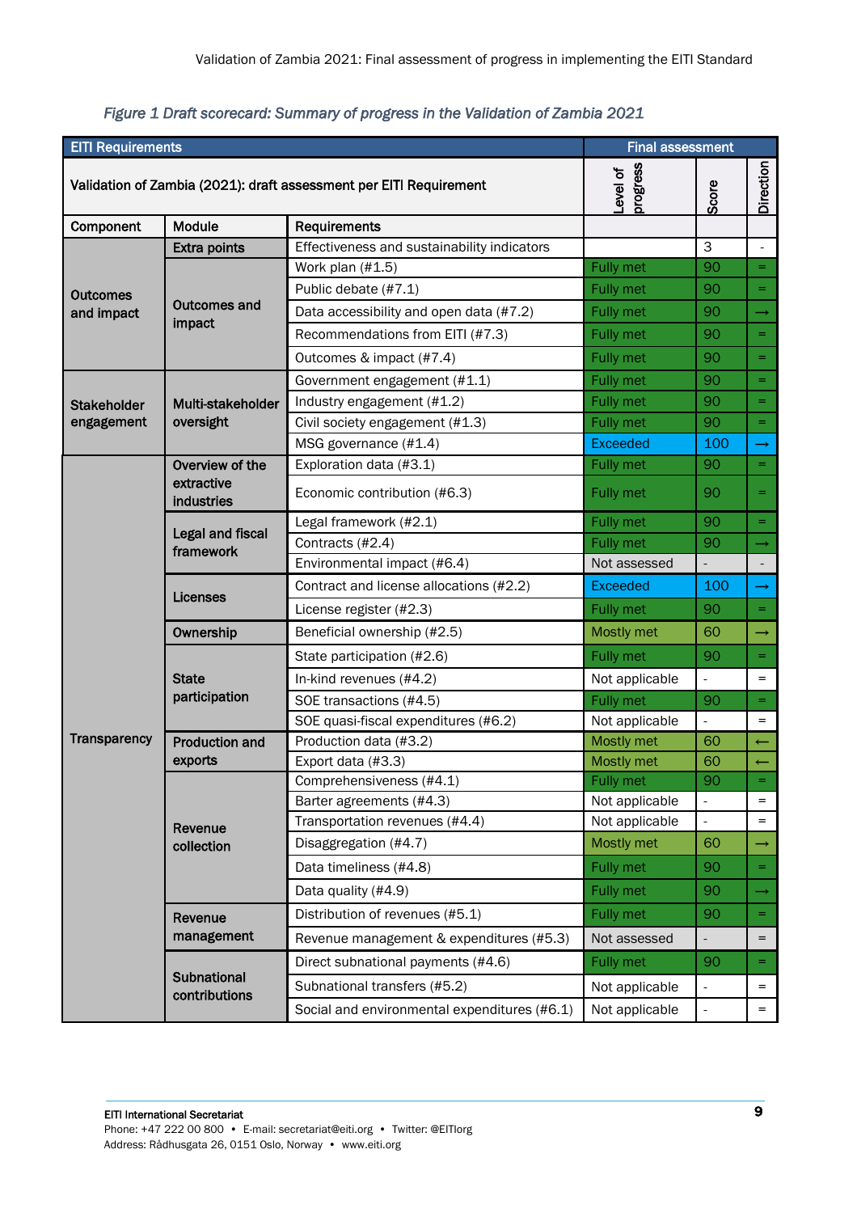*Figure 1 Draft scorecard: Summary of progress in the Validation of Zambia 2021*

| EITI Requirements | | | Final assessment | | |
|---|---|---|---|---|---|
| Validation of Zambia (2021): draft assessment per EITI Requirement | | | Level of progress | Score | Direction |
| Component | Module | Requirements | | | |
| Outcomes and impact | Extra points | Effectiveness and sustainability indicators | | 3 | - |
| | Outcomes and impact | Work plan (#1.5) | Fully met | 90 | = |
| | | Public debate (#7.1) | Fully met | 90 | = |
| | | Data accessibility and open data (#7.2) | Fully met | 90 | → |
| | | Recommendations from EITI (#7.3) | Fully met | 90 | = |
| | | Outcomes & impact (#7.4) | Fully met | 90 | = |
| Stakeholder engagement | Multi-stakeholder oversight | Government engagement (#1.1) | Fully met | 90 | = |
| | | Industry engagement (#1.2) | Fully met | 90 | = |
| | | Civil society engagement (#1.3) | Fully met | 90 | = |
| | | MSG governance (#1.4) | Exceeded | 100 | → |
| Transparency | Overview of the extractive industries | Exploration data (#3.1) | Fully met | 90 | = |
| | | Economic contribution (#6.3) | Fully met | 90 | = |
| | Legal and fiscal framework | Legal framework (#2.1) | Fully met | 90 | = |
| | | Contracts (#2.4) | Fully met | 90 | → |
| | | Environmental impact (#6.4) | Not assessed | - | - |
| | Licenses | Contract and license allocations (#2.2) | Exceeded | 100 | → |
| | | License register (#2.3) | Fully met | 90 | = |
| | Ownership | Beneficial ownership (#2.5) | Mostly met | 60 | → |
| | State participation | State participation (#2.6) | Fully met | 90 | = |
| | | In-kind revenues (#4.2) | Not applicable | - | = |
| | | SOE transactions (#4.5) | Fully met | 90 | = |
| | | SOE quasi-fiscal expenditures (#6.2) | Not applicable | - | = |
| | Production and exports | Production data (#3.2) | Mostly met | 60 | ← |
| | | Export data (#3.3) | Mostly met | 60 | ← |
| | Revenue collection | Comprehensiveness (#4.1) | Fully met | 90 | = |
| | | Barter agreements (#4.3) | Not applicable | - | = |
| | | Transportation revenues (#4.4) | Not applicable | - | = |
| | | Disaggregation (#4.7) | Mostly met | 60 | → |
| | | Data timeliness (#4.8) | Fully met | 90 | = |
| | | Data quality (#4.9) | Fully met | 90 | → |
| | Revenue management | Distribution of revenues (#5.1) | Fully met | 90 | = |
| | | Revenue management & expenditures (#5.3) | Not assessed | - | = |
| | Subnational contributions | Direct subnational payments (#4.6) | Fully met | 90 | = |
| | | Subnational transfers (#5.2) | Not applicable | - | = |
| | | Social and environmental expenditures (#6.1) | Not applicable | - | = |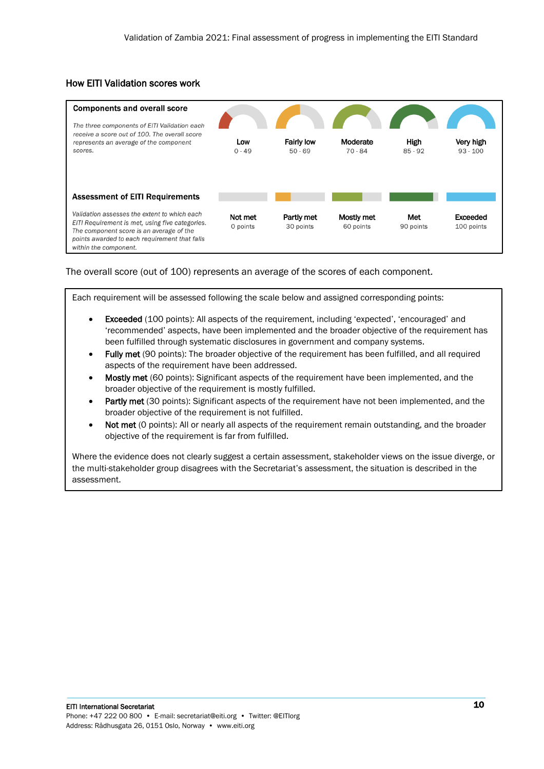## How EITI Validation scores work

| **Components and overall score** | Low | Fairly low | Moderate | High | Very high |
|---|---|---|---|---|---|
| *The three components of EITI Validation each receive a score out of 100. The overall score represents an average of the component scores.* | 0 - 49 | 50 - 69 | 70 - 84 | 85 - 92 | 93 - 100 |
| **Assessment of EITI Requirements** | **Not met** | **Partly met** | **Mostly met** | **Met** | **Exceeded** |
| *Validation assesses the extent to which each EITI Requirement is met, using five categories. The component score is an average of the points awarded to each requirement that falls within the component.* | 0 points | 30 points | 60 points | 90 points | 100 points |

The overall score (out of 100) represents an average of the scores of each component.

Each requirement will be assessed following the scale below and assigned corresponding points:

- **Exceeded** (100 points): All aspects of the requirement, including 'expected', 'encouraged' and 'recommended' aspects, have been implemented and the broader objective of the requirement has been fulfilled through systematic disclosures in government and company systems.
- **Fully met** (90 points): The broader objective of the requirement has been fulfilled, and all required aspects of the requirement have been addressed.
- **Mostly met** (60 points): Significant aspects of the requirement have been implemented, and the broader objective of the requirement is mostly fulfilled.
- **Partly met** (30 points): Significant aspects of the requirement have not been implemented, and the broader objective of the requirement is not fulfilled.
- **Not met** (0 points): All or nearly all aspects of the requirement remain outstanding, and the broader objective of the requirement is far from fulfilled.

Where the evidence does not clearly suggest a certain assessment, stakeholder views on the issue diverge, or the multi-stakeholder group disagrees with the Secretariat's assessment, the situation is described in the assessment.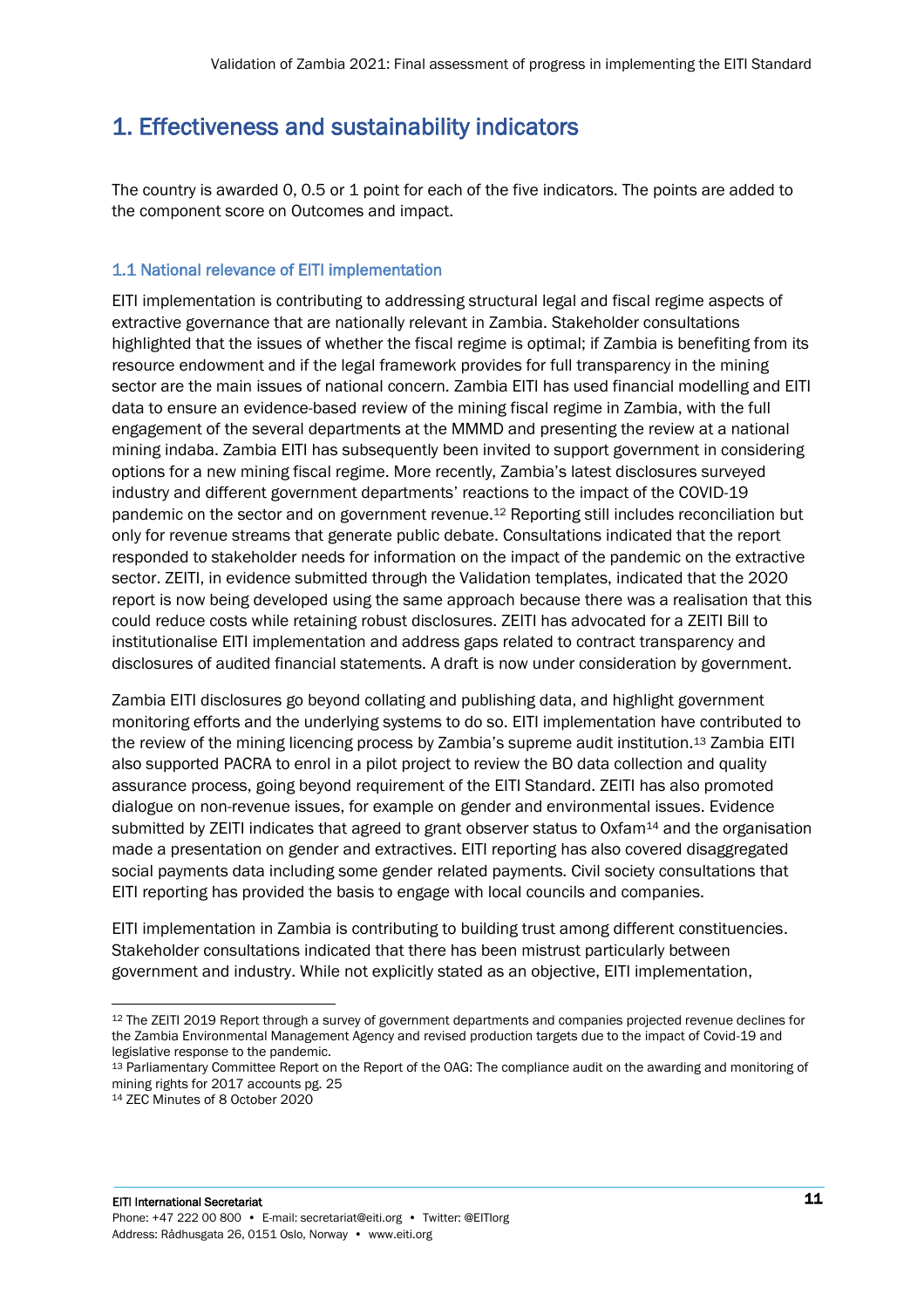# 1. Effectiveness and sustainability indicators

The country is awarded 0, 0.5 or 1 point for each of the five indicators. The points are added to the component score on Outcomes and impact.

## 1.1 National relevance of EITI implementation

EITI implementation is contributing to addressing structural legal and fiscal regime aspects of extractive governance that are nationally relevant in Zambia. Stakeholder consultations highlighted that the issues of whether the fiscal regime is optimal; if Zambia is benefiting from its resource endowment and if the legal framework provides for full transparency in the mining sector are the main issues of national concern. Zambia EITI has used financial modelling and EITI data to ensure an evidence-based review of the mining fiscal regime in Zambia, with the full engagement of the several departments at the MMMD and presenting the review at a national mining indaba. Zambia EITI has subsequently been invited to support government in considering options for a new mining fiscal regime. More recently, Zambia's latest disclosures surveyed industry and different government departments' reactions to the impact of the COVID-19 pandemic on the sector and on government revenue.[12] Reporting still includes reconciliation but only for revenue streams that generate public debate. Consultations indicated that the report responded to stakeholder needs for information on the impact of the pandemic on the extractive sector. ZEITI, in evidence submitted through the Validation templates, indicated that the 2020 report is now being developed using the same approach because there was a realisation that this could reduce costs while retaining robust disclosures. ZEITI has advocated for a ZEITI Bill to institutionalise EITI implementation and address gaps related to contract transparency and disclosures of audited financial statements. A draft is now under consideration by government.

Zambia EITI disclosures go beyond collating and publishing data, and highlight government monitoring efforts and the underlying systems to do so. EITI implementation have contributed to the review of the mining licencing process by Zambia's supreme audit institution.[13] Zambia EITI also supported PACRA to enrol in a pilot project to review the BO data collection and quality assurance process, going beyond requirement of the EITI Standard. ZEITI has also promoted dialogue on non-revenue issues, for example on gender and environmental issues. Evidence submitted by ZEITI indicates that agreed to grant observer status to Oxfam[14] and the organisation made a presentation on gender and extractives. EITI reporting has also covered disaggregated social payments data including some gender related payments. Civil society consultations that EITI reporting has provided the basis to engage with local councils and companies.

EITI implementation in Zambia is contributing to building trust among different constituencies. Stakeholder consultations indicated that there has been mistrust particularly between government and industry. While not explicitly stated as an objective, EITI implementation,

---

[12] The ZEITI 2019 Report through a survey of government departments and companies projected revenue declines for the Zambia Environmental Management Agency and revised production targets due to the impact of Covid-19 and legislative response to the pandemic.

[13] Parliamentary Committee Report on the Report of the OAG: The compliance audit on the awarding and monitoring of mining rights for 2017 accounts pg. 25

[14] ZEC Minutes of 8 October 2020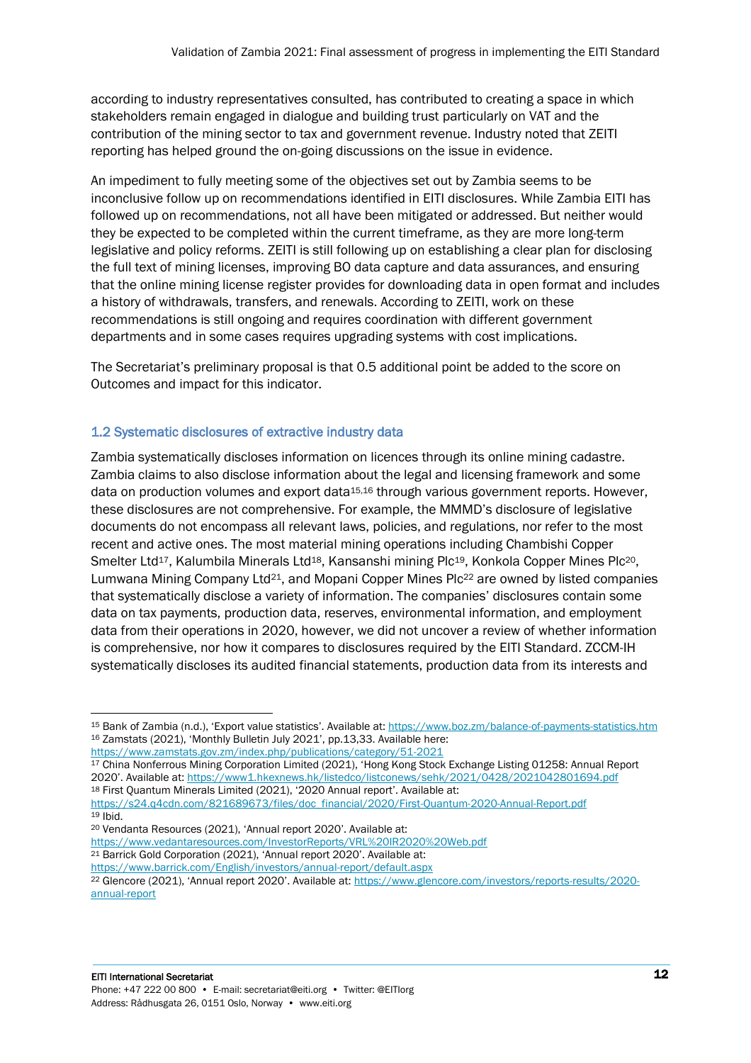according to industry representatives consulted, has contributed to creating a space in which stakeholders remain engaged in dialogue and building trust particularly on VAT and the contribution of the mining sector to tax and government revenue. Industry noted that ZEITI reporting has helped ground the on-going discussions on the issue in evidence.

An impediment to fully meeting some of the objectives set out by Zambia seems to be inconclusive follow up on recommendations identified in EITI disclosures. While Zambia EITI has followed up on recommendations, not all have been mitigated or addressed. But neither would they be expected to be completed within the current timeframe, as they are more long-term legislative and policy reforms. ZEITI is still following up on establishing a clear plan for disclosing the full text of mining licenses, improving BO data capture and data assurances, and ensuring that the online mining license register provides for downloading data in open format and includes a history of withdrawals, transfers, and renewals. According to ZEITI, work on these recommendations is still ongoing and requires coordination with different government departments and in some cases requires upgrading systems with cost implications.

The Secretariat's preliminary proposal is that 0.5 additional point be added to the score on Outcomes and impact for this indicator.

### 1.2 Systematic disclosures of extractive industry data

Zambia systematically discloses information on licences through its online mining cadastre. Zambia claims to also disclose information about the legal and licensing framework and some data on production volumes and export data[15,16] through various government reports. However, these disclosures are not comprehensive. For example, the MMMD's disclosure of legislative documents do not encompass all relevant laws, policies, and regulations, nor refer to the most recent and active ones. The most material mining operations including Chambishi Copper Smelter Ltd[17], Kalumbila Minerals Ltd[18], Kansanshi mining Plc[19], Konkola Copper Mines Plc[20], Lumwana Mining Company Ltd[21], and Mopani Copper Mines Plc[22] are owned by listed companies that systematically disclose a variety of information. The companies' disclosures contain some data on tax payments, production data, reserves, environmental information, and employment data from their operations in 2020, however, we did not uncover a review of whether information is comprehensive, nor how it compares to disclosures required by the EITI Standard. ZCCM-IH systematically discloses its audited financial statements, production data from its interests and

---

[15] Bank of Zambia (n.d.), 'Export value statistics'. Available at: https://www.boz.zm/balance-of-payments-statistics.htm

[16] Zamstats (2021), 'Monthly Bulletin July 2021', pp.13,33. Available here: https://www.zamstats.gov.zm/index.php/publications/category/51-2021

[17] China Nonferrous Mining Corporation Limited (2021), 'Hong Kong Stock Exchange Listing 01258: Annual Report 2020'. Available at: https://www1.hkexnews.hk/listedco/listconews/sehk/2021/0428/2021042801694.pdf

[18] First Quantum Minerals Limited (2021), '2020 Annual report'. Available at: https://s24.q4cdn.com/821689673/files/doc_financial/2020/First-Quantum-2020-Annual-Report.pdf

[19] Ibid.

[20] Vendanta Resources (2021), 'Annual report 2020'. Available at: https://www.vedantaresources.com/InvestorReports/VRL%20IR2020%20Web.pdf

[21] Barrick Gold Corporation (2021), 'Annual report 2020'. Available at: https://www.barrick.com/English/investors/annual-report/default.aspx

[22] Glencore (2021), 'Annual report 2020'. Available at: https://www.glencore.com/investors/reports-results/2020-annual-report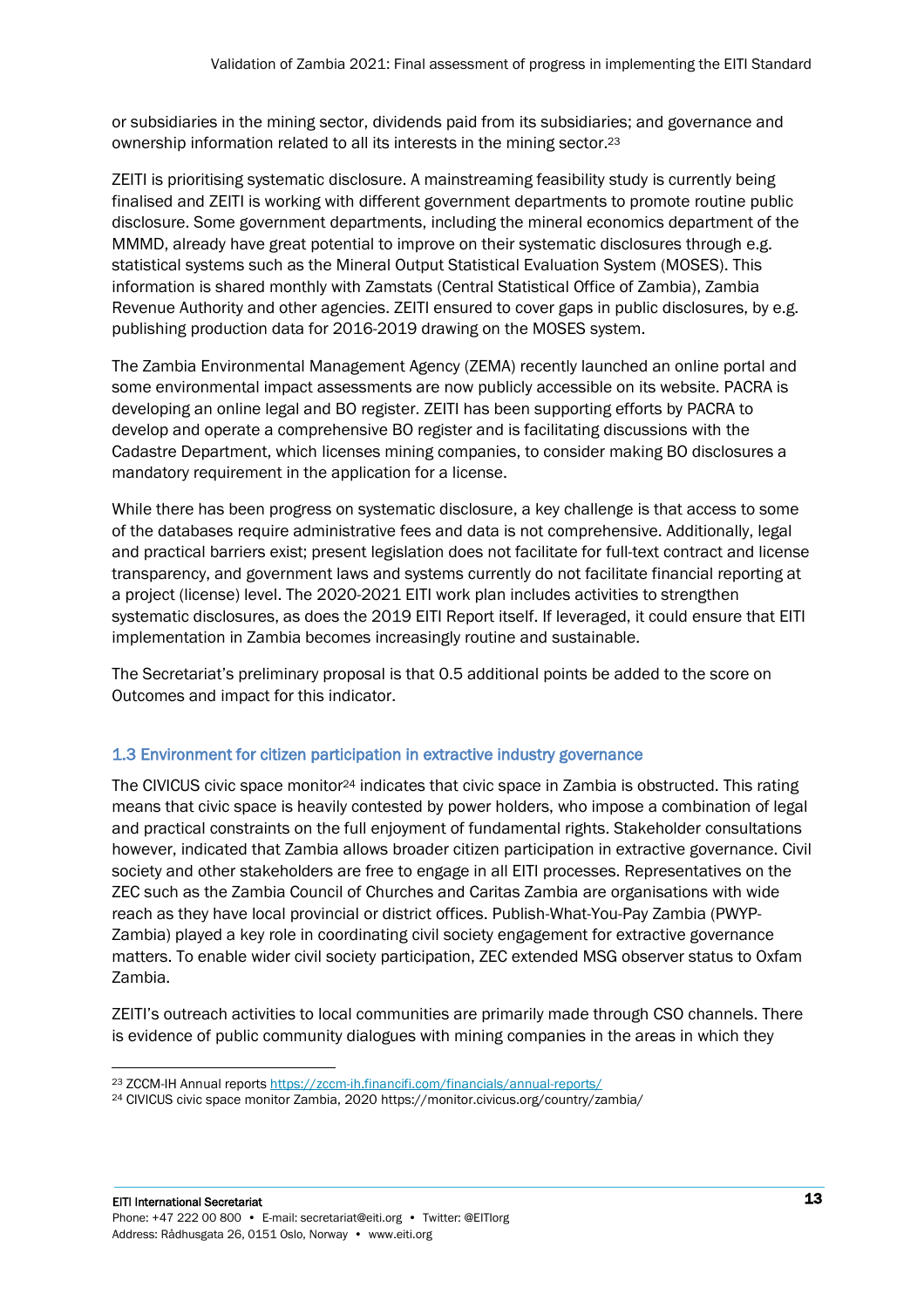or subsidiaries in the mining sector, dividends paid from its subsidiaries; and governance and ownership information related to all its interests in the mining sector.[23]

ZEITI is prioritising systematic disclosure. A mainstreaming feasibility study is currently being finalised and ZEITI is working with different government departments to promote routine public disclosure. Some government departments, including the mineral economics department of the MMMD, already have great potential to improve on their systematic disclosures through e.g. statistical systems such as the Mineral Output Statistical Evaluation System (MOSES). This information is shared monthly with Zamstats (Central Statistical Office of Zambia), Zambia Revenue Authority and other agencies. ZEITI ensured to cover gaps in public disclosures, by e.g. publishing production data for 2016-2019 drawing on the MOSES system.

The Zambia Environmental Management Agency (ZEMA) recently launched an online portal and some environmental impact assessments are now publicly accessible on its website. PACRA is developing an online legal and BO register. ZEITI has been supporting efforts by PACRA to develop and operate a comprehensive BO register and is facilitating discussions with the Cadastre Department, which licenses mining companies, to consider making BO disclosures a mandatory requirement in the application for a license.

While there has been progress on systematic disclosure, a key challenge is that access to some of the databases require administrative fees and data is not comprehensive. Additionally, legal and practical barriers exist; present legislation does not facilitate for full-text contract and license transparency, and government laws and systems currently do not facilitate financial reporting at a project (license) level. The 2020-2021 EITI work plan includes activities to strengthen systematic disclosures, as does the 2019 EITI Report itself. If leveraged, it could ensure that EITI implementation in Zambia becomes increasingly routine and sustainable.

The Secretariat's preliminary proposal is that 0.5 additional points be added to the score on Outcomes and impact for this indicator.

### 1.3 Environment for citizen participation in extractive industry governance

The CIVICUS civic space monitor[24] indicates that civic space in Zambia is obstructed. This rating means that civic space is heavily contested by power holders, who impose a combination of legal and practical constraints on the full enjoyment of fundamental rights. Stakeholder consultations however, indicated that Zambia allows broader citizen participation in extractive governance. Civil society and other stakeholders are free to engage in all EITI processes. Representatives on the ZEC such as the Zambia Council of Churches and Caritas Zambia are organisations with wide reach as they have local provincial or district offices. Publish-What-You-Pay Zambia (PWYP-Zambia) played a key role in coordinating civil society engagement for extractive governance matters. To enable wider civil society participation, ZEC extended MSG observer status to Oxfam Zambia.

ZEITI's outreach activities to local communities are primarily made through CSO channels. There is evidence of public community dialogues with mining companies in the areas in which they

---

[23] ZCCM-IH Annual reports https://zccm-ih.financifi.com/financials/annual-reports/

[24] CIVICUS civic space monitor Zambia, 2020 https://monitor.civicus.org/country/zambia/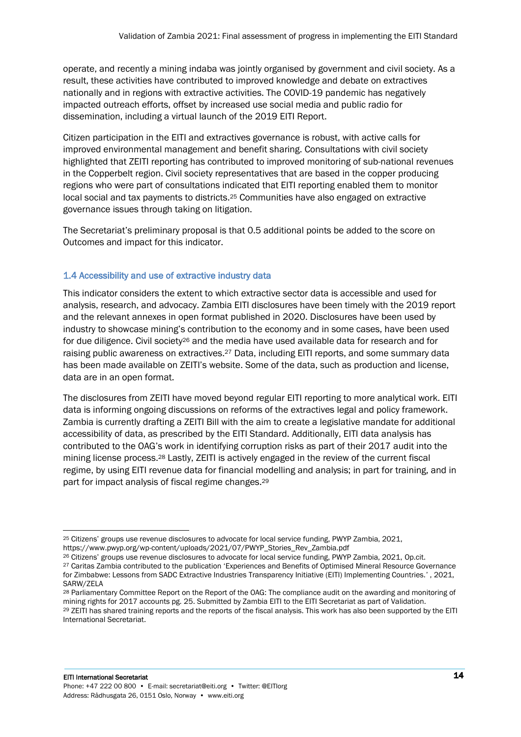operate, and recently a mining indaba was jointly organised by government and civil society. As a result, these activities have contributed to improved knowledge and debate on extractives nationally and in regions with extractive activities. The COVID-19 pandemic has negatively impacted outreach efforts, offset by increased use social media and public radio for dissemination, including a virtual launch of the 2019 EITI Report.

Citizen participation in the EITI and extractives governance is robust, with active calls for improved environmental management and benefit sharing. Consultations with civil society highlighted that ZEITI reporting has contributed to improved monitoring of sub-national revenues in the Copperbelt region. Civil society representatives that are based in the copper producing regions who were part of consultations indicated that EITI reporting enabled them to monitor local social and tax payments to districts.[25] Communities have also engaged on extractive governance issues through taking on litigation.

The Secretariat's preliminary proposal is that 0.5 additional points be added to the score on Outcomes and impact for this indicator.

### 1.4 Accessibility and use of extractive industry data

This indicator considers the extent to which extractive sector data is accessible and used for analysis, research, and advocacy. Zambia EITI disclosures have been timely with the 2019 report and the relevant annexes in open format published in 2020. Disclosures have been used by industry to showcase mining's contribution to the economy and in some cases, have been used for due diligence. Civil society[26] and the media have used available data for research and for raising public awareness on extractives.[27] Data, including EITI reports, and some summary data has been made available on ZEITI's website. Some of the data, such as production and license, data are in an open format.

The disclosures from ZEITI have moved beyond regular EITI reporting to more analytical work. EITI data is informing ongoing discussions on reforms of the extractives legal and policy framework. Zambia is currently drafting a ZEITI Bill with the aim to create a legislative mandate for additional accessibility of data, as prescribed by the EITI Standard. Additionally, EITI data analysis has contributed to the OAG's work in identifying corruption risks as part of their 2017 audit into the mining license process.[28] Lastly, ZEITI is actively engaged in the review of the current fiscal regime, by using EITI revenue data for financial modelling and analysis; in part for training, and in part for impact analysis of fiscal regime changes.[29]

---

[25] Citizens' groups use revenue disclosures to advocate for local service funding, PWYP Zambia, 2021, https://www.pwyp.org/wp-content/uploads/2021/07/PWYP_Stories_Rev_Zambia.pdf

[26] Citizens' groups use revenue disclosures to advocate for local service funding, PWYP Zambia, 2021, Op.cit.

[27] Caritas Zambia contributed to the publication 'Experiences and Benefits of Optimised Mineral Resource Governance for Zimbabwe: Lessons from SADC Extractive Industries Transparency Initiative (EITI) Implementing Countries.' , 2021, SARW/ZELA

[28] Parliamentary Committee Report on the Report of the OAG: The compliance audit on the awarding and monitoring of mining rights for 2017 accounts pg. 25. Submitted by Zambia EITI to the EITI Secretariat as part of Validation.

[29] ZEITI has shared training reports and the reports of the fiscal analysis. This work has also been supported by the EITI International Secretariat.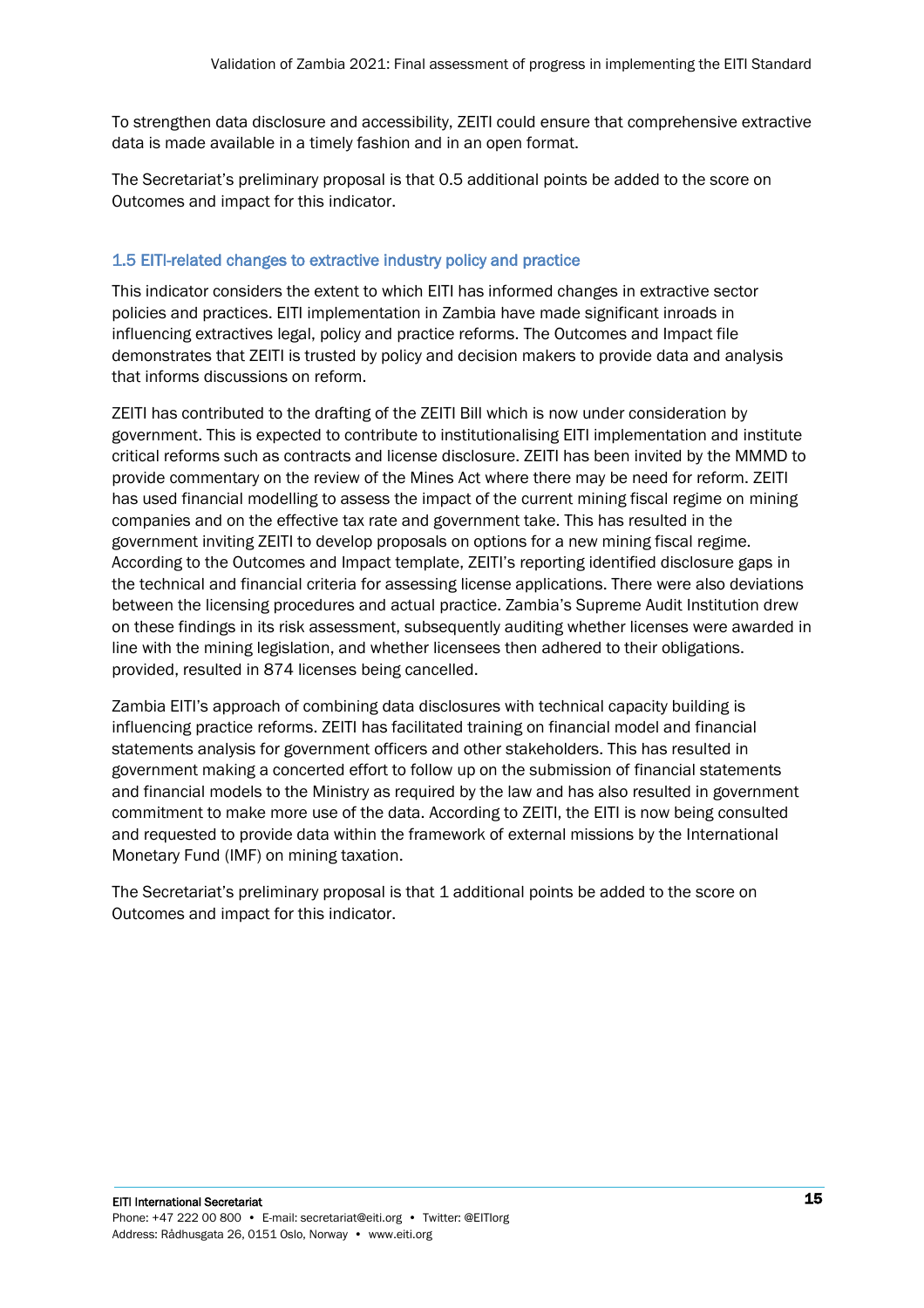To strengthen data disclosure and accessibility, ZEITI could ensure that comprehensive extractive data is made available in a timely fashion and in an open format.

The Secretariat's preliminary proposal is that 0.5 additional points be added to the score on Outcomes and impact for this indicator.

### 1.5 EITI-related changes to extractive industry policy and practice

This indicator considers the extent to which EITI has informed changes in extractive sector policies and practices. EITI implementation in Zambia have made significant inroads in influencing extractives legal, policy and practice reforms. The Outcomes and Impact file demonstrates that ZEITI is trusted by policy and decision makers to provide data and analysis that informs discussions on reform.

ZEITI has contributed to the drafting of the ZEITI Bill which is now under consideration by government. This is expected to contribute to institutionalising EITI implementation and institute critical reforms such as contracts and license disclosure. ZEITI has been invited by the MMMD to provide commentary on the review of the Mines Act where there may be need for reform. ZEITI has used financial modelling to assess the impact of the current mining fiscal regime on mining companies and on the effective tax rate and government take. This has resulted in the government inviting ZEITI to develop proposals on options for a new mining fiscal regime. According to the Outcomes and Impact template, ZEITI's reporting identified disclosure gaps in the technical and financial criteria for assessing license applications. There were also deviations between the licensing procedures and actual practice. Zambia's Supreme Audit Institution drew on these findings in its risk assessment, subsequently auditing whether licenses were awarded in line with the mining legislation, and whether licensees then adhered to their obligations. provided, resulted in 874 licenses being cancelled.

Zambia EITI's approach of combining data disclosures with technical capacity building is influencing practice reforms. ZEITI has facilitated training on financial model and financial statements analysis for government officers and other stakeholders. This has resulted in government making a concerted effort to follow up on the submission of financial statements and financial models to the Ministry as required by the law and has also resulted in government commitment to make more use of the data. According to ZEITI, the EITI is now being consulted and requested to provide data within the framework of external missions by the International Monetary Fund (IMF) on mining taxation.

The Secretariat's preliminary proposal is that 1 additional points be added to the score on Outcomes and impact for this indicator.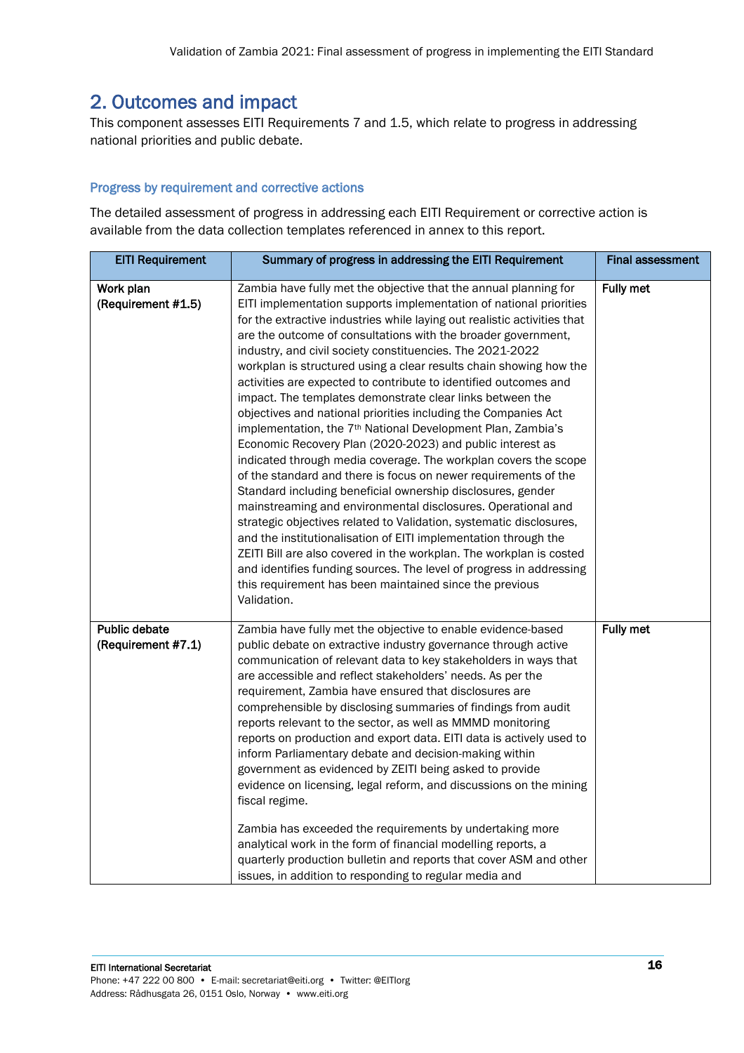## 2. Outcomes and impact

This component assesses EITI Requirements 7 and 1.5, which relate to progress in addressing national priorities and public debate.

### Progress by requirement and corrective actions

The detailed assessment of progress in addressing each EITI Requirement or corrective action is available from the data collection templates referenced in annex to this report.

| EITI Requirement | Summary of progress in addressing the EITI Requirement | Final assessment |
|---|---|---|
| **Work plan (Requirement #1.5)** | Zambia have fully met the objective that the annual planning for EITI implementation supports implementation of national priorities for the extractive industries while laying out realistic activities that are the outcome of consultations with the broader government, industry, and civil society constituencies. The 2021-2022 workplan is structured using a clear results chain showing how the activities are expected to contribute to identified outcomes and impact. The templates demonstrate clear links between the objectives and national priorities including the Companies Act implementation, the 7th National Development Plan, Zambia's Economic Recovery Plan (2020-2023) and public interest as indicated through media coverage. The workplan covers the scope of the standard and there is focus on newer requirements of the Standard including beneficial ownership disclosures, gender mainstreaming and environmental disclosures. Operational and strategic objectives related to Validation, systematic disclosures, and the institutionalisation of EITI implementation through the ZEITI Bill are also covered in the workplan. The workplan is costed and identifies funding sources. The level of progress in addressing this requirement has been maintained since the previous Validation. | **Fully met** |
| **Public debate (Requirement #7.1)** | Zambia have fully met the objective to enable evidence-based public debate on extractive industry governance through active communication of relevant data to key stakeholders in ways that are accessible and reflect stakeholders' needs. As per the requirement, Zambia have ensured that disclosures are comprehensible by disclosing summaries of findings from audit reports relevant to the sector, as well as MMMD monitoring reports on production and export data. EITI data is actively used to inform Parliamentary debate and decision-making within government as evidenced by ZEITI being asked to provide evidence on licensing, legal reform, and discussions on the mining fiscal regime.<br><br>Zambia has exceeded the requirements by undertaking more analytical work in the form of financial modelling reports, a quarterly production bulletin and reports that cover ASM and other issues, in addition to responding to regular media and | **Fully met** |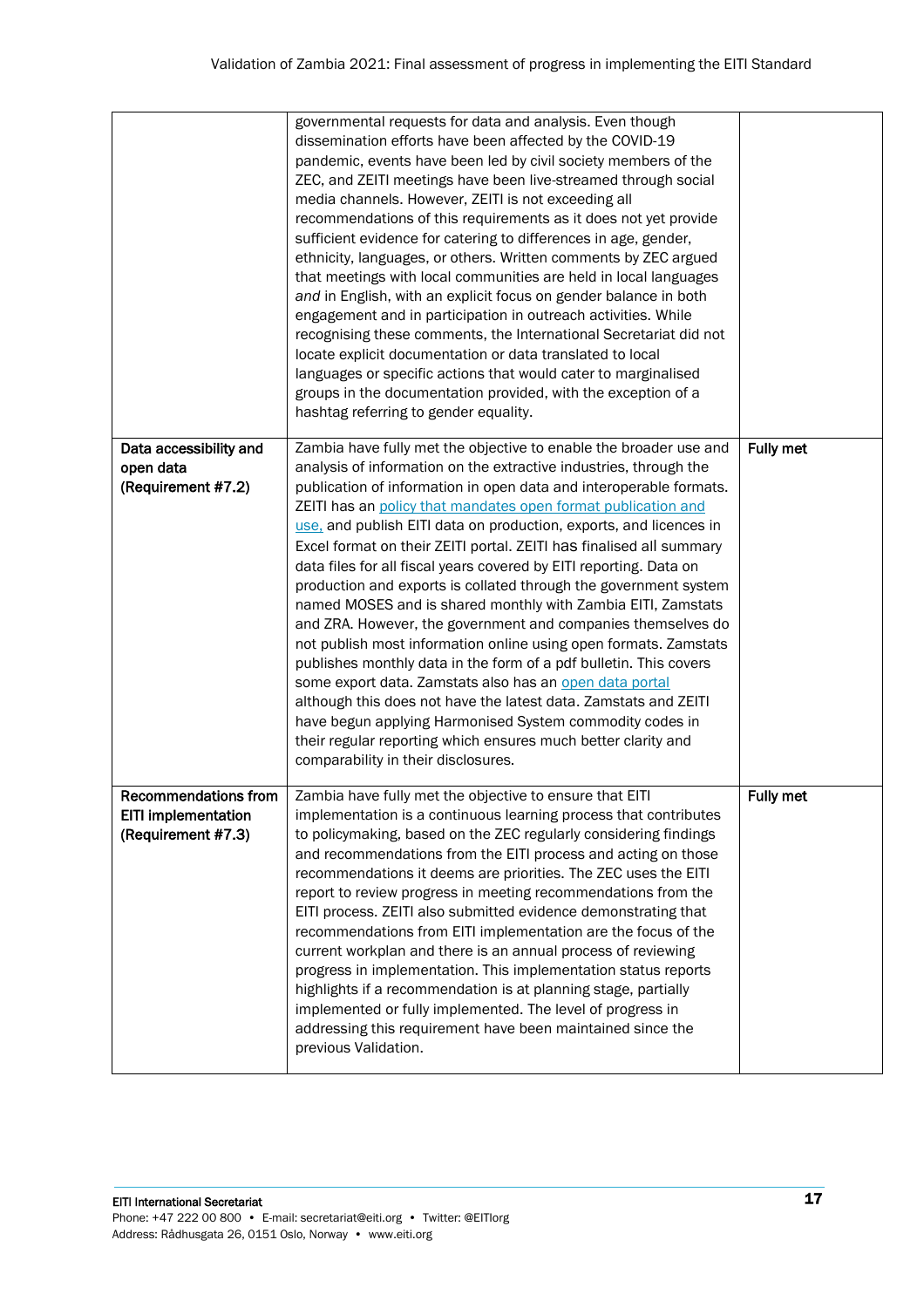| | | |
|---|---|---|
| | governmental requests for data and analysis. Even though dissemination efforts have been affected by the COVID-19 pandemic, events have been led by civil society members of the ZEC, and ZEITI meetings have been live-streamed through social media channels. However, ZEITI is not exceeding all recommendations of this requirements as it does not yet provide sufficient evidence for catering to differences in age, gender, ethnicity, languages, or others. Written comments by ZEC argued that meetings with local communities are held in local languages *and* in English, with an explicit focus on gender balance in both engagement and in participation in outreach activities. While recognising these comments, the International Secretariat did not locate explicit documentation or data translated to local languages or specific actions that would cater to marginalised groups in the documentation provided, with the exception of a hashtag referring to gender equality. | |
| **Data accessibility and open data (Requirement #7.2)** | Zambia have fully met the objective to enable the broader use and analysis of information on the extractive industries, through the publication of information in open data and interoperable formats. ZEITI has an policy that mandates open format publication and use, and publish EITI data on production, exports, and licences in Excel format on their ZEITI portal. ZEITI has finalised all summary data files for all fiscal years covered by EITI reporting. Data on production and exports is collated through the government system named MOSES and is shared monthly with Zambia EITI, Zamstats and ZRA. However, the government and companies themselves do not publish most information online using open formats. Zamstats publishes monthly data in the form of a pdf bulletin. This covers some export data. Zamstats also has an open data portal although this does not have the latest data. Zamstats and ZEITI have begun applying Harmonised System commodity codes in their regular reporting which ensures much better clarity and comparability in their disclosures. | **Fully met** |
| **Recommendations from EITI implementation (Requirement #7.3)** | Zambia have fully met the objective to ensure that EITI implementation is a continuous learning process that contributes to policymaking, based on the ZEC regularly considering findings and recommendations from the EITI process and acting on those recommendations it deems are priorities. The ZEC uses the EITI report to review progress in meeting recommendations from the EITI process. ZEITI also submitted evidence demonstrating that recommendations from EITI implementation are the focus of the current workplan and there is an annual process of reviewing progress in implementation. This implementation status reports highlights if a recommendation is at planning stage, partially implemented or fully implemented. The level of progress in addressing this requirement have been maintained since the previous Validation. | **Fully met** |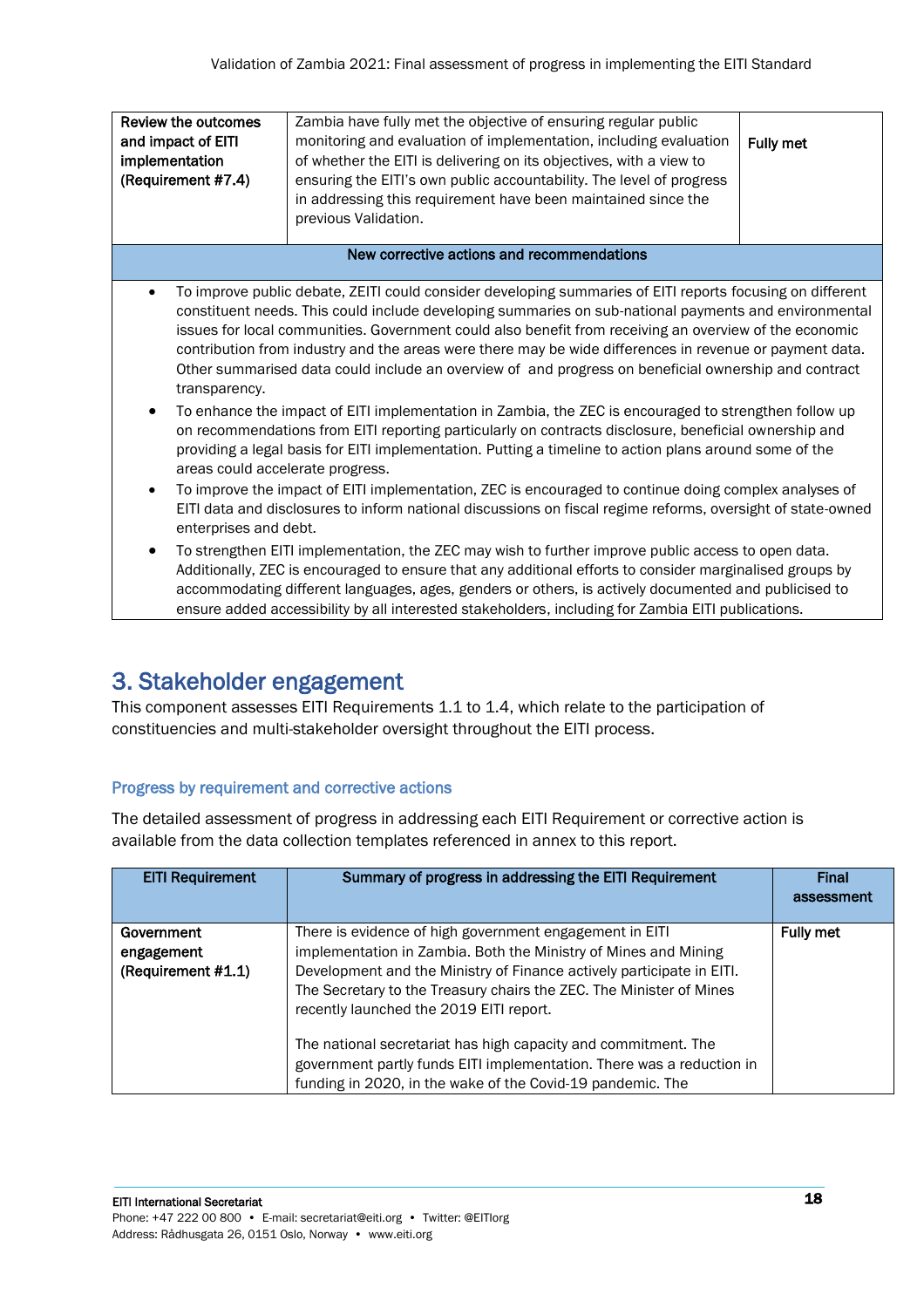| | | |
|---|---|---|
| **Review the outcomes and impact of EITI implementation (Requirement #7.4)** | Zambia have fully met the objective of ensuring regular public monitoring and evaluation of implementation, including evaluation of whether the EITI is delivering on its objectives, with a view to ensuring the EITI's own public accountability. The level of progress in addressing this requirement have been maintained since the previous Validation. | **Fully met** |

**New corrective actions and recommendations**

- To improve public debate, ZEITI could consider developing summaries of EITI reports focusing on different constituent needs. This could include developing summaries on sub-national payments and environmental issues for local communities. Government could also benefit from receiving an overview of the economic contribution from industry and the areas were there may be wide differences in revenue or payment data. Other summarised data could include an overview of and progress on beneficial ownership and contract transparency.
- To enhance the impact of EITI implementation in Zambia, the ZEC is encouraged to strengthen follow up on recommendations from EITI reporting particularly on contracts disclosure, beneficial ownership and providing a legal basis for EITI implementation. Putting a timeline to action plans around some of the areas could accelerate progress.
- To improve the impact of EITI implementation, ZEC is encouraged to continue doing complex analyses of EITI data and disclosures to inform national discussions on fiscal regime reforms, oversight of state-owned enterprises and debt.
- To strengthen EITI implementation, the ZEC may wish to further improve public access to open data. Additionally, ZEC is encouraged to ensure that any additional efforts to consider marginalised groups by accommodating different languages, ages, genders or others, is actively documented and publicised to ensure added accessibility by all interested stakeholders, including for Zambia EITI publications.

## 3. Stakeholder engagement

This component assesses EITI Requirements 1.1 to 1.4, which relate to the participation of constituencies and multi-stakeholder oversight throughout the EITI process.

### Progress by requirement and corrective actions

The detailed assessment of progress in addressing each EITI Requirement or corrective action is available from the data collection templates referenced in annex to this report.

| EITI Requirement | Summary of progress in addressing the EITI Requirement | Final assessment |
|---|---|---|
| **Government engagement (Requirement #1.1)** | There is evidence of high government engagement in EITI implementation in Zambia. Both the Ministry of Mines and Mining Development and the Ministry of Finance actively participate in EITI. The Secretary to the Treasury chairs the ZEC. The Minister of Mines recently launched the 2019 EITI report.<br><br>The national secretariat has high capacity and commitment. The government partly funds EITI implementation. There was a reduction in funding in 2020, in the wake of the Covid-19 pandemic. The | **Fully met** |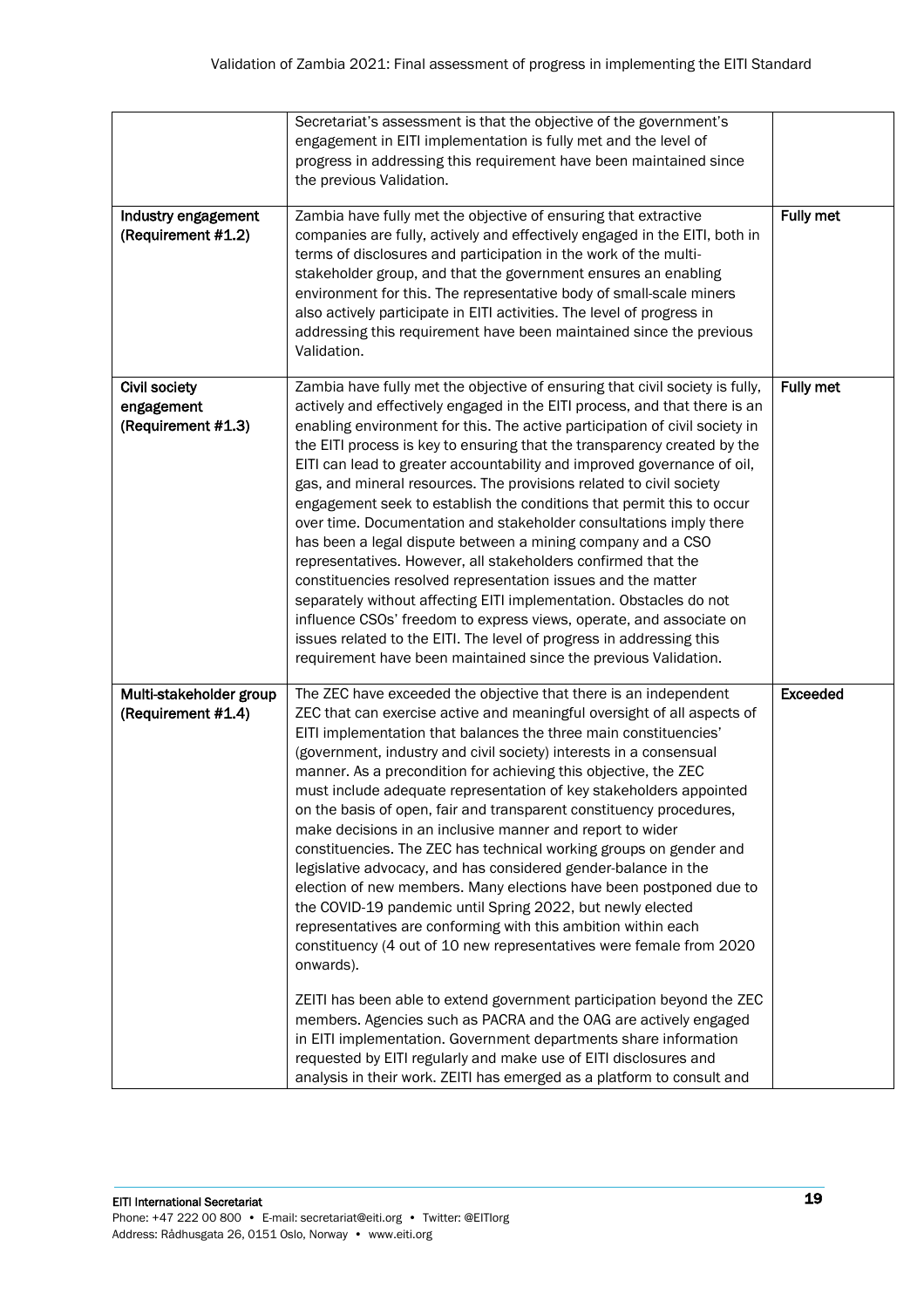| | | |
|---|---|---|
| | Secretariat's assessment is that the objective of the government's engagement in EITI implementation is fully met and the level of progress in addressing this requirement have been maintained since the previous Validation. | |
| **Industry engagement (Requirement #1.2)** | Zambia have fully met the objective of ensuring that extractive companies are fully, actively and effectively engaged in the EITI, both in terms of disclosures and participation in the work of the multi-stakeholder group, and that the government ensures an enabling environment for this. The representative body of small-scale miners also actively participate in EITI activities. The level of progress in addressing this requirement have been maintained since the previous Validation. | **Fully met** |
| **Civil society engagement (Requirement #1.3)** | Zambia have fully met the objective of ensuring that civil society is fully, actively and effectively engaged in the EITI process, and that there is an enabling environment for this. The active participation of civil society in the EITI process is key to ensuring that the transparency created by the EITI can lead to greater accountability and improved governance of oil, gas, and mineral resources. The provisions related to civil society engagement seek to establish the conditions that permit this to occur over time. Documentation and stakeholder consultations imply there has been a legal dispute between a mining company and a CSO representatives. However, all stakeholders confirmed that the constituencies resolved representation issues and the matter separately without affecting EITI implementation. Obstacles do not influence CSOs' freedom to express views, operate, and associate on issues related to the EITI. The level of progress in addressing this requirement have been maintained since the previous Validation. | **Fully met** |
| **Multi-stakeholder group (Requirement #1.4)** | The ZEC have exceeded the objective that there is an independent ZEC that can exercise active and meaningful oversight of all aspects of EITI implementation that balances the three main constituencies' (government, industry and civil society) interests in a consensual manner. As a precondition for achieving this objective, the ZEC must include adequate representation of key stakeholders appointed on the basis of open, fair and transparent constituency procedures, make decisions in an inclusive manner and report to wider constituencies. The ZEC has technical working groups on gender and legislative advocacy, and has considered gender-balance in the election of new members. Many elections have been postponed due to the COVID-19 pandemic until Spring 2022, but newly elected representatives are conforming with this ambition within each constituency (4 out of 10 new representatives were female from 2020 onwards).<br><br>ZEITI has been able to extend government participation beyond the ZEC members. Agencies such as PACRA and the OAG are actively engaged in EITI implementation. Government departments share information requested by EITI regularly and make use of EITI disclosures and analysis in their work. ZEITI has emerged as a platform to consult and | **Exceeded** |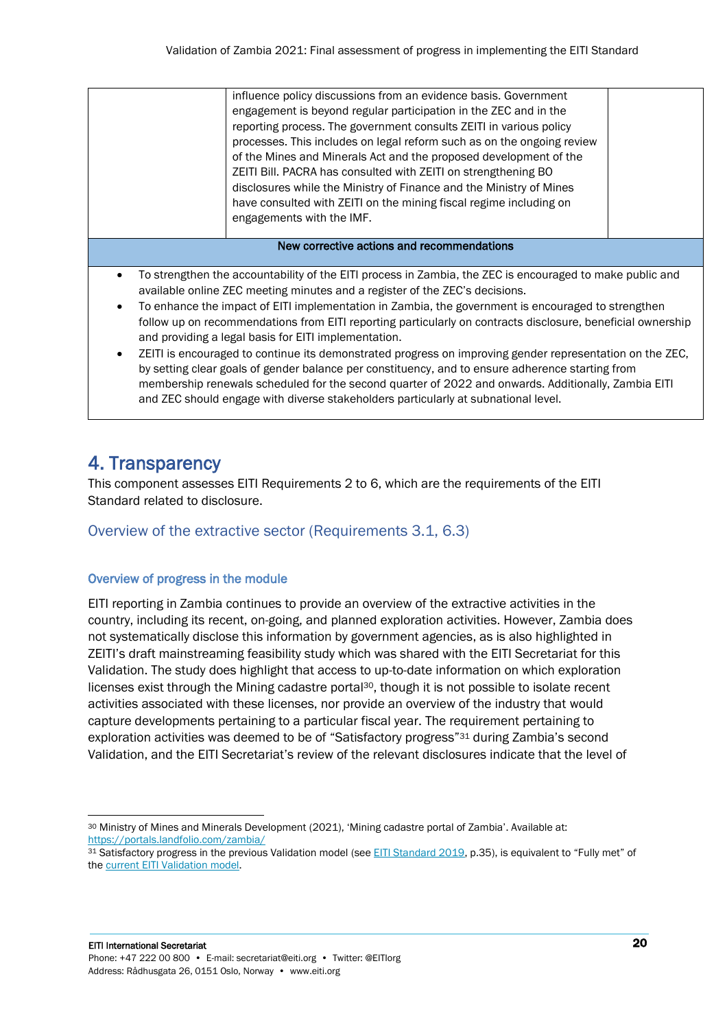| | influence policy discussions from an evidence basis. Government engagement is beyond regular participation in the ZEC and in the reporting process. The government consults ZEITI in various policy processes. This includes on legal reform such as on the ongoing review of the Mines and Minerals Act and the proposed development of the ZEITI Bill. PACRA has consulted with ZEITI on strengthening BO disclosures while the Ministry of Finance and the Ministry of Mines have consulted with ZEITI on the mining fiscal regime including on engagements with the IMF. | |
|---|---|---|

**New corrective actions and recommendations**

- To strengthen the accountability of the EITI process in Zambia, the ZEC is encouraged to make public and available online ZEC meeting minutes and a register of the ZEC's decisions.
- To enhance the impact of EITI implementation in Zambia, the government is encouraged to strengthen follow up on recommendations from EITI reporting particularly on contracts disclosure, beneficial ownership and providing a legal basis for EITI implementation.
- ZEITI is encouraged to continue its demonstrated progress on improving gender representation on the ZEC, by setting clear goals of gender balance per constituency, and to ensure adherence starting from membership renewals scheduled for the second quarter of 2022 and onwards. Additionally, Zambia EITI and ZEC should engage with diverse stakeholders particularly at subnational level.

# 4. Transparency

This component assesses EITI Requirements 2 to 6, which are the requirements of the EITI Standard related to disclosure.

## Overview of the extractive sector (Requirements 3.1, 6.3)

### Overview of progress in the module

EITI reporting in Zambia continues to provide an overview of the extractive activities in the country, including its recent, on-going, and planned exploration activities. However, Zambia does not systematically disclose this information by government agencies, as is also highlighted in ZEITI's draft mainstreaming feasibility study which was shared with the EITI Secretariat for this Validation. The study does highlight that access to up-to-date information on which exploration licenses exist through the Mining cadastre portal[30], though it is not possible to isolate recent activities associated with these licenses, nor provide an overview of the industry that would capture developments pertaining to a particular fiscal year. The requirement pertaining to exploration activities was deemed to be of "Satisfactory progress"[31] during Zambia's second Validation, and the EITI Secretariat's review of the relevant disclosures indicate that the level of

---

[30] Ministry of Mines and Minerals Development (2021), 'Mining cadastre portal of Zambia'. Available at: https://portals.landfolio.com/zambia/

[31] Satisfactory progress in the previous Validation model (see EITI Standard 2019, p.35), is equivalent to "Fully met" of the current EITI Validation model.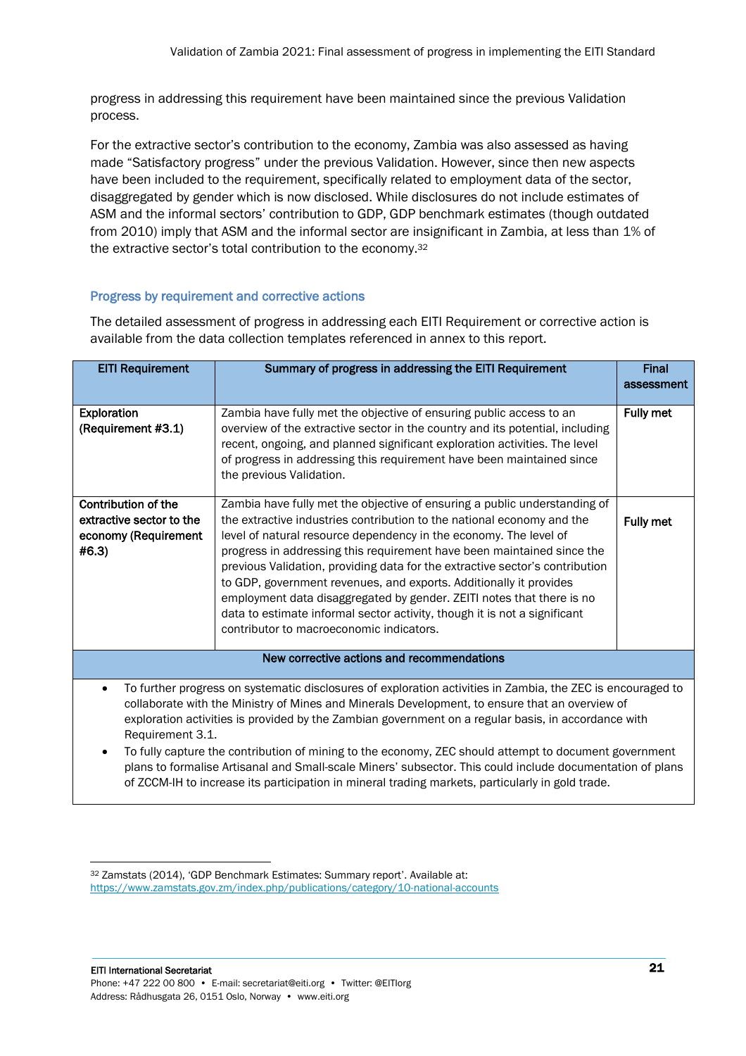progress in addressing this requirement have been maintained since the previous Validation process.

For the extractive sector's contribution to the economy, Zambia was also assessed as having made "Satisfactory progress" under the previous Validation. However, since then new aspects have been included to the requirement, specifically related to employment data of the sector, disaggregated by gender which is now disclosed. While disclosures do not include estimates of ASM and the informal sectors' contribution to GDP, GDP benchmark estimates (though outdated from 2010) imply that ASM and the informal sector are insignificant in Zambia, at less than 1% of the extractive sector's total contribution to the economy.[32]

### Progress by requirement and corrective actions

The detailed assessment of progress in addressing each EITI Requirement or corrective action is available from the data collection templates referenced in annex to this report.

| EITI Requirement | Summary of progress in addressing the EITI Requirement | Final assessment |
|---|---|---|
| **Exploration (Requirement #3.1)** | Zambia have fully met the objective of ensuring public access to an overview of the extractive sector in the country and its potential, including recent, ongoing, and planned significant exploration activities. The level of progress in addressing this requirement have been maintained since the previous Validation. | **Fully met** |
| **Contribution of the extractive sector to the economy (Requirement #6.3)** | Zambia have fully met the objective of ensuring a public understanding of the extractive industries contribution to the national economy and the level of natural resource dependency in the economy. The level of progress in addressing this requirement have been maintained since the previous Validation, providing data for the extractive sector's contribution to GDP, government revenues, and exports. Additionally it provides employment data disaggregated by gender. ZEITI notes that there is no data to estimate informal sector activity, though it is not a significant contributor to macroeconomic indicators. | **Fully met** |

**New corrective actions and recommendations**

- To further progress on systematic disclosures of exploration activities in Zambia, the ZEC is encouraged to collaborate with the Ministry of Mines and Minerals Development, to ensure that an overview of exploration activities is provided by the Zambian government on a regular basis, in accordance with Requirement 3.1.
- To fully capture the contribution of mining to the economy, ZEC should attempt to document government plans to formalise Artisanal and Small-scale Miners' subsector. This could include documentation of plans of ZCCM-IH to increase its participation in mineral trading markets, particularly in gold trade.

[32] Zamstats (2014), 'GDP Benchmark Estimates: Summary report'. Available at: https://www.zamstats.gov.zm/index.php/publications/category/10-national-accounts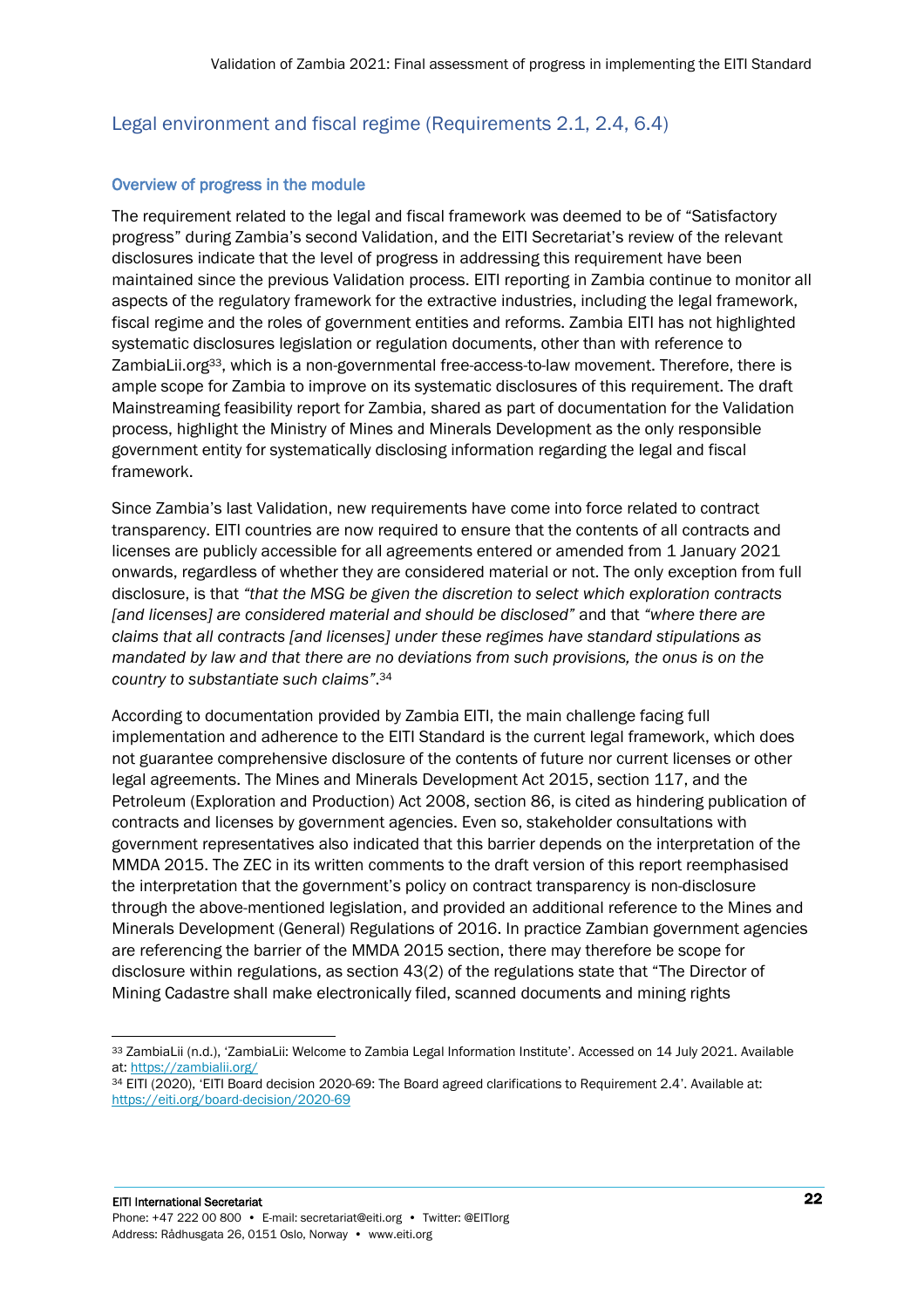## Legal environment and fiscal regime (Requirements 2.1, 2.4, 6.4)

### Overview of progress in the module

The requirement related to the legal and fiscal framework was deemed to be of "Satisfactory progress" during Zambia's second Validation, and the EITI Secretariat's review of the relevant disclosures indicate that the level of progress in addressing this requirement have been maintained since the previous Validation process. EITI reporting in Zambia continue to monitor all aspects of the regulatory framework for the extractive industries, including the legal framework, fiscal regime and the roles of government entities and reforms. Zambia EITI has not highlighted systematic disclosures legislation or regulation documents, other than with reference to ZambiaLii.org[33], which is a non-governmental free-access-to-law movement. Therefore, there is ample scope for Zambia to improve on its systematic disclosures of this requirement. The draft Mainstreaming feasibility report for Zambia, shared as part of documentation for the Validation process, highlight the Ministry of Mines and Minerals Development as the only responsible government entity for systematically disclosing information regarding the legal and fiscal framework.

Since Zambia's last Validation, new requirements have come into force related to contract transparency. EITI countries are now required to ensure that the contents of all contracts and licenses are publicly accessible for all agreements entered or amended from 1 January 2021 onwards, regardless of whether they are considered material or not. The only exception from full disclosure, is that *"that the MSG be given the discretion to select which exploration contracts [and licenses] are considered material and should be disclosed"* and that *"where there are claims that all contracts [and licenses] under these regimes have standard stipulations as mandated by law and that there are no deviations from such provisions, the onus is on the country to substantiate such claims"*.[34]

According to documentation provided by Zambia EITI, the main challenge facing full implementation and adherence to the EITI Standard is the current legal framework, which does not guarantee comprehensive disclosure of the contents of future nor current licenses or other legal agreements. The Mines and Minerals Development Act 2015, section 117, and the Petroleum (Exploration and Production) Act 2008, section 86, is cited as hindering publication of contracts and licenses by government agencies. Even so, stakeholder consultations with government representatives also indicated that this barrier depends on the interpretation of the MMDA 2015. The ZEC in its written comments to the draft version of this report reemphasised the interpretation that the government's policy on contract transparency is non-disclosure through the above-mentioned legislation, and provided an additional reference to the Mines and Minerals Development (General) Regulations of 2016. In practice Zambian government agencies are referencing the barrier of the MMDA 2015 section, there may therefore be scope for disclosure within regulations, as section 43(2) of the regulations state that "The Director of Mining Cadastre shall make electronically filed, scanned documents and mining rights

[33] ZambiaLii (n.d.), 'ZambiaLii: Welcome to Zambia Legal Information Institute'. Accessed on 14 July 2021. Available at: https://zambialii.org/

[34] EITI (2020), 'EITI Board decision 2020-69: The Board agreed clarifications to Requirement 2.4'. Available at: https://eiti.org/board-decision/2020-69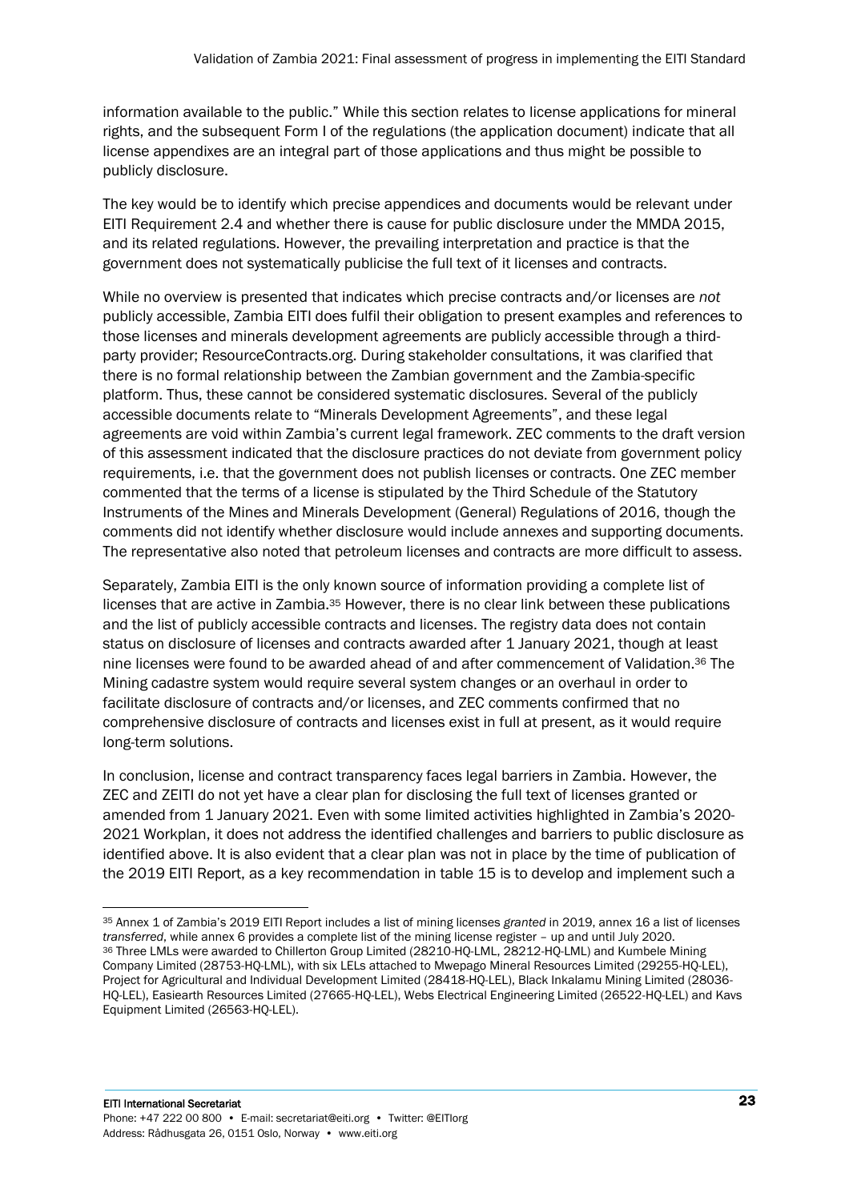information available to the public." While this section relates to license applications for mineral rights, and the subsequent Form I of the regulations (the application document) indicate that all license appendixes are an integral part of those applications and thus might be possible to publicly disclosure.

The key would be to identify which precise appendices and documents would be relevant under EITI Requirement 2.4 and whether there is cause for public disclosure under the MMDA 2015, and its related regulations. However, the prevailing interpretation and practice is that the government does not systematically publicise the full text of it licenses and contracts.

While no overview is presented that indicates which precise contracts and/or licenses are *not* publicly accessible, Zambia EITI does fulfil their obligation to present examples and references to those licenses and minerals development agreements are publicly accessible through a third-party provider; ResourceContracts.org. During stakeholder consultations, it was clarified that there is no formal relationship between the Zambian government and the Zambia-specific platform. Thus, these cannot be considered systematic disclosures. Several of the publicly accessible documents relate to "Minerals Development Agreements", and these legal agreements are void within Zambia's current legal framework. ZEC comments to the draft version of this assessment indicated that the disclosure practices do not deviate from government policy requirements, i.e. that the government does not publish licenses or contracts. One ZEC member commented that the terms of a license is stipulated by the Third Schedule of the Statutory Instruments of the Mines and Minerals Development (General) Regulations of 2016, though the comments did not identify whether disclosure would include annexes and supporting documents. The representative also noted that petroleum licenses and contracts are more difficult to assess.

Separately, Zambia EITI is the only known source of information providing a complete list of licenses that are active in Zambia.[35] However, there is no clear link between these publications and the list of publicly accessible contracts and licenses. The registry data does not contain status on disclosure of licenses and contracts awarded after 1 January 2021, though at least nine licenses were found to be awarded ahead of and after commencement of Validation.[36] The Mining cadastre system would require several system changes or an overhaul in order to facilitate disclosure of contracts and/or licenses, and ZEC comments confirmed that no comprehensive disclosure of contracts and licenses exist in full at present, as it would require long-term solutions.

In conclusion, license and contract transparency faces legal barriers in Zambia. However, the ZEC and ZEITI do not yet have a clear plan for disclosing the full text of licenses granted or amended from 1 January 2021. Even with some limited activities highlighted in Zambia's 2020-2021 Workplan, it does not address the identified challenges and barriers to public disclosure as identified above. It is also evident that a clear plan was not in place by the time of publication of the 2019 EITI Report, as a key recommendation in table 15 is to develop and implement such a

---

[35] Annex 1 of Zambia's 2019 EITI Report includes a list of mining licenses *granted* in 2019, annex 16 a list of licenses *transferred*, while annex 6 provides a complete list of the mining license register – up and until July 2020.

[36] Three LMLs were awarded to Chillerton Group Limited (28210-HQ-LML, 28212-HQ-LML) and Kumbele Mining Company Limited (28753-HQ-LML), with six LELs attached to Mwepago Mineral Resources Limited (29255-HQ-LEL), Project for Agricultural and Individual Development Limited (28418-HQ-LEL), Black Inkalamu Mining Limited (28036-HQ-LEL), Easiearth Resources Limited (27665-HQ-LEL), Webs Electrical Engineering Limited (26522-HQ-LEL) and Kavs Equipment Limited (26563-HQ-LEL).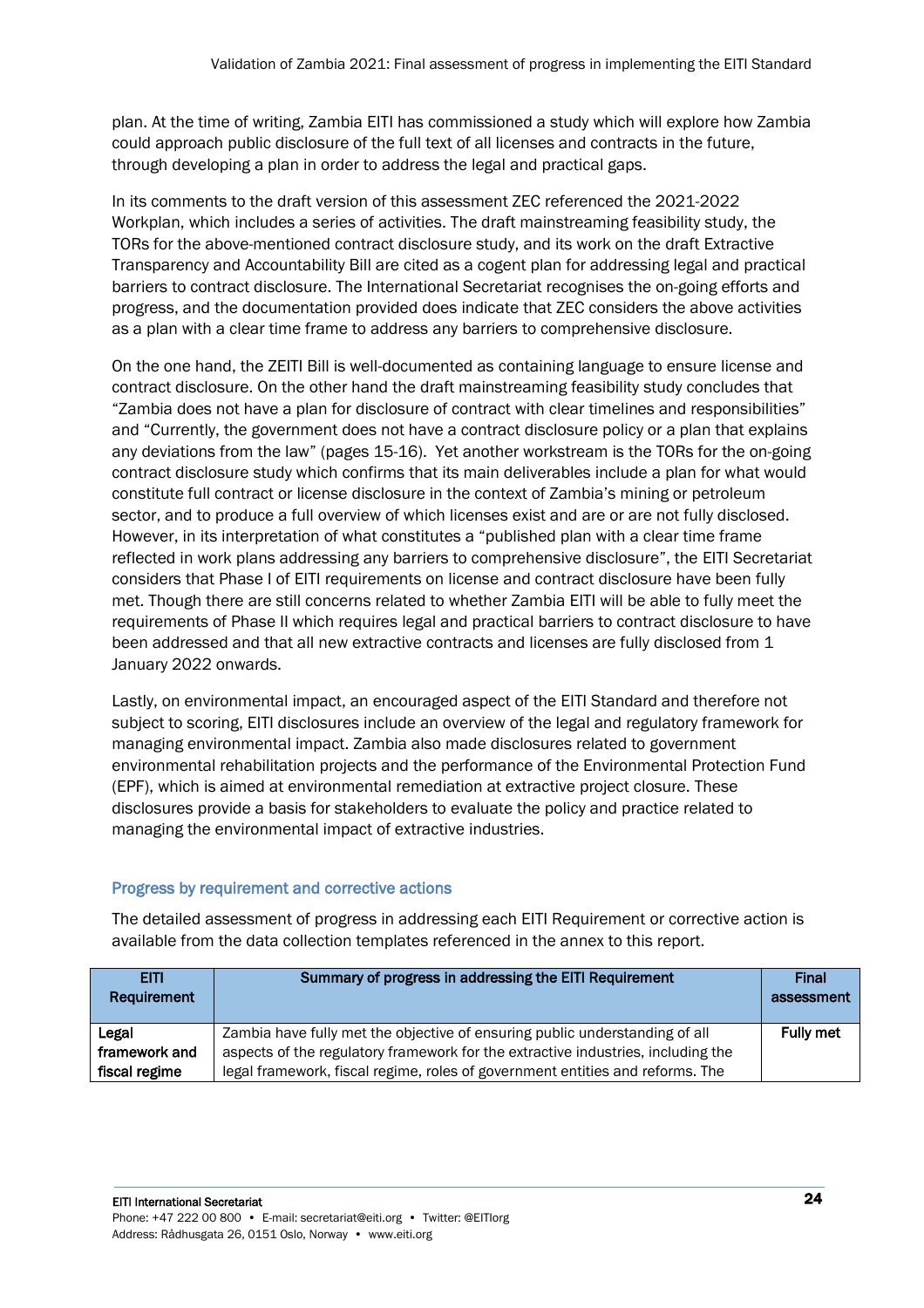plan. At the time of writing, Zambia EITI has commissioned a study which will explore how Zambia could approach public disclosure of the full text of all licenses and contracts in the future, through developing a plan in order to address the legal and practical gaps.

In its comments to the draft version of this assessment ZEC referenced the 2021-2022 Workplan, which includes a series of activities. The draft mainstreaming feasibility study, the TORs for the above-mentioned contract disclosure study, and its work on the draft Extractive Transparency and Accountability Bill are cited as a cogent plan for addressing legal and practical barriers to contract disclosure. The International Secretariat recognises the on-going efforts and progress, and the documentation provided does indicate that ZEC considers the above activities as a plan with a clear time frame to address any barriers to comprehensive disclosure.

On the one hand, the ZEITI Bill is well-documented as containing language to ensure license and contract disclosure. On the other hand the draft mainstreaming feasibility study concludes that "Zambia does not have a plan for disclosure of contract with clear timelines and responsibilities" and "Currently, the government does not have a contract disclosure policy or a plan that explains any deviations from the law" (pages 15-16). Yet another workstream is the TORs for the on-going contract disclosure study which confirms that its main deliverables include a plan for what would constitute full contract or license disclosure in the context of Zambia's mining or petroleum sector, and to produce a full overview of which licenses exist and are or are not fully disclosed. However, in its interpretation of what constitutes a "published plan with a clear time frame reflected in work plans addressing any barriers to comprehensive disclosure", the EITI Secretariat considers that Phase I of EITI requirements on license and contract disclosure have been fully met. Though there are still concerns related to whether Zambia EITI will be able to fully meet the requirements of Phase II which requires legal and practical barriers to contract disclosure to have been addressed and that all new extractive contracts and licenses are fully disclosed from 1 January 2022 onwards.

Lastly, on environmental impact, an encouraged aspect of the EITI Standard and therefore not subject to scoring, EITI disclosures include an overview of the legal and regulatory framework for managing environmental impact. Zambia also made disclosures related to government environmental rehabilitation projects and the performance of the Environmental Protection Fund (EPF), which is aimed at environmental remediation at extractive project closure. These disclosures provide a basis for stakeholders to evaluate the policy and practice related to managing the environmental impact of extractive industries.

### Progress by requirement and corrective actions

The detailed assessment of progress in addressing each EITI Requirement or corrective action is available from the data collection templates referenced in the annex to this report.

| EITI Requirement | Summary of progress in addressing the EITI Requirement | Final assessment |
|---|---|---|
| Legal framework and fiscal regime | Zambia have fully met the objective of ensuring public understanding of all aspects of the regulatory framework for the extractive industries, including the legal framework, fiscal regime, roles of government entities and reforms. The | Fully met |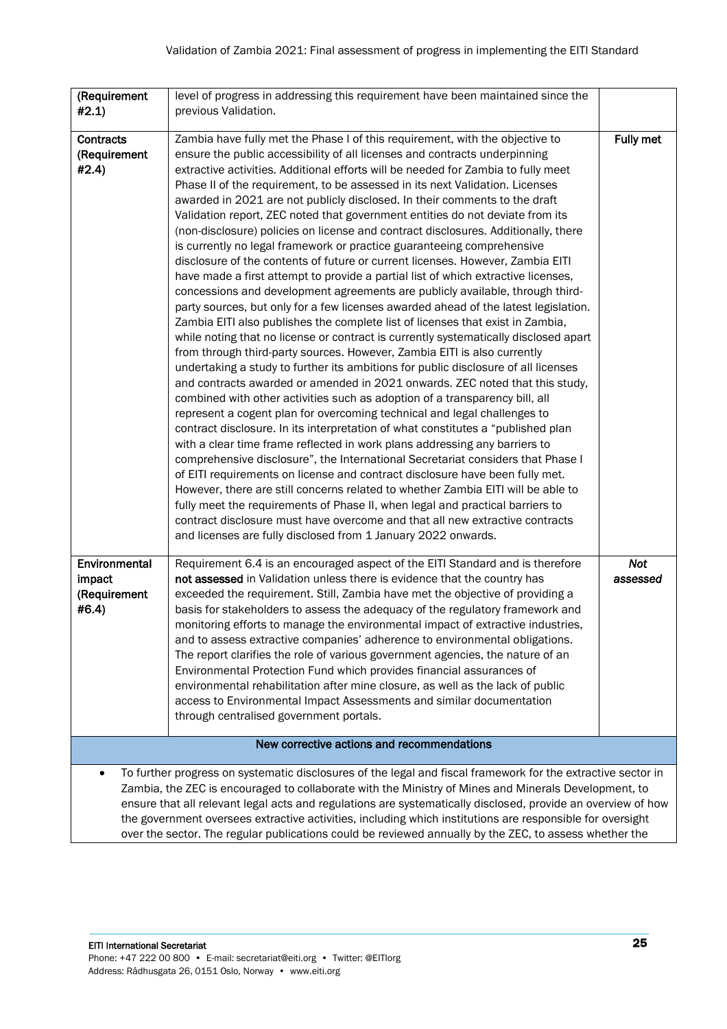| (Requirement #2.1) | level of progress in addressing this requirement have been maintained since the previous Validation. | |
|---|---|---|
| **Contracts (Requirement #2.4)** | Zambia have fully met the Phase I of this requirement, with the objective to ensure the public accessibility of all licenses and contracts underpinning extractive activities. Additional efforts will be needed for Zambia to fully meet Phase II of the requirement, to be assessed in its next Validation. Licenses awarded in 2021 are not publicly disclosed. In their comments to the draft Validation report, ZEC noted that government entities do not deviate from its (non-disclosure) policies on license and contract disclosures. Additionally, there is currently no legal framework or practice guaranteeing comprehensive disclosure of the contents of future or current licenses. However, Zambia EITI have made a first attempt to provide a partial list of which extractive licenses, concessions and development agreements are publicly available, through third-party sources, but only for a few licenses awarded ahead of the latest legislation. Zambia EITI also publishes the complete list of licenses that exist in Zambia, while noting that no license or contract is currently systematically disclosed apart from through third-party sources. However, Zambia EITI is also currently undertaking a study to further its ambitions for public disclosure of all licenses and contracts awarded or amended in 2021 onwards. ZEC noted that this study, combined with other activities such as adoption of a transparency bill, all represent a cogent plan for overcoming technical and legal challenges to contract disclosure. In its interpretation of what constitutes a "published plan with a clear time frame reflected in work plans addressing any barriers to comprehensive disclosure", the International Secretariat considers that Phase I of EITI requirements on license and contract disclosure have been fully met. However, there are still concerns related to whether Zambia EITI will be able to fully meet the requirements of Phase II, when legal and practical barriers to contract disclosure must have overcome and that all new extractive contracts and licenses are fully disclosed from 1 January 2022 onwards. | **Fully met** |
| **Environmental impact (Requirement #6.4)** | Requirement 6.4 is an encouraged aspect of the EITI Standard and is therefore **not assessed** in Validation unless there is evidence that the country has exceeded the requirement. Still, Zambia have met the objective of providing a basis for stakeholders to assess the adequacy of the regulatory framework and monitoring efforts to manage the environmental impact of extractive industries, and to assess extractive companies' adherence to environmental obligations. The report clarifies the role of various government agencies, the nature of an Environmental Protection Fund which provides financial assurances of environmental rehabilitation after mine closure, as well as the lack of public access to Environmental Impact Assessments and similar documentation through centralised government portals. | ***Not assessed*** |

**New corrective actions and recommendations**

- To further progress on systematic disclosures of the legal and fiscal framework for the extractive sector in Zambia, the ZEC is encouraged to collaborate with the Ministry of Mines and Minerals Development, to ensure that all relevant legal acts and regulations are systematically disclosed, provide an overview of how the government oversees extractive activities, including which institutions are responsible for oversight over the sector. The regular publications could be reviewed annually by the ZEC, to assess whether the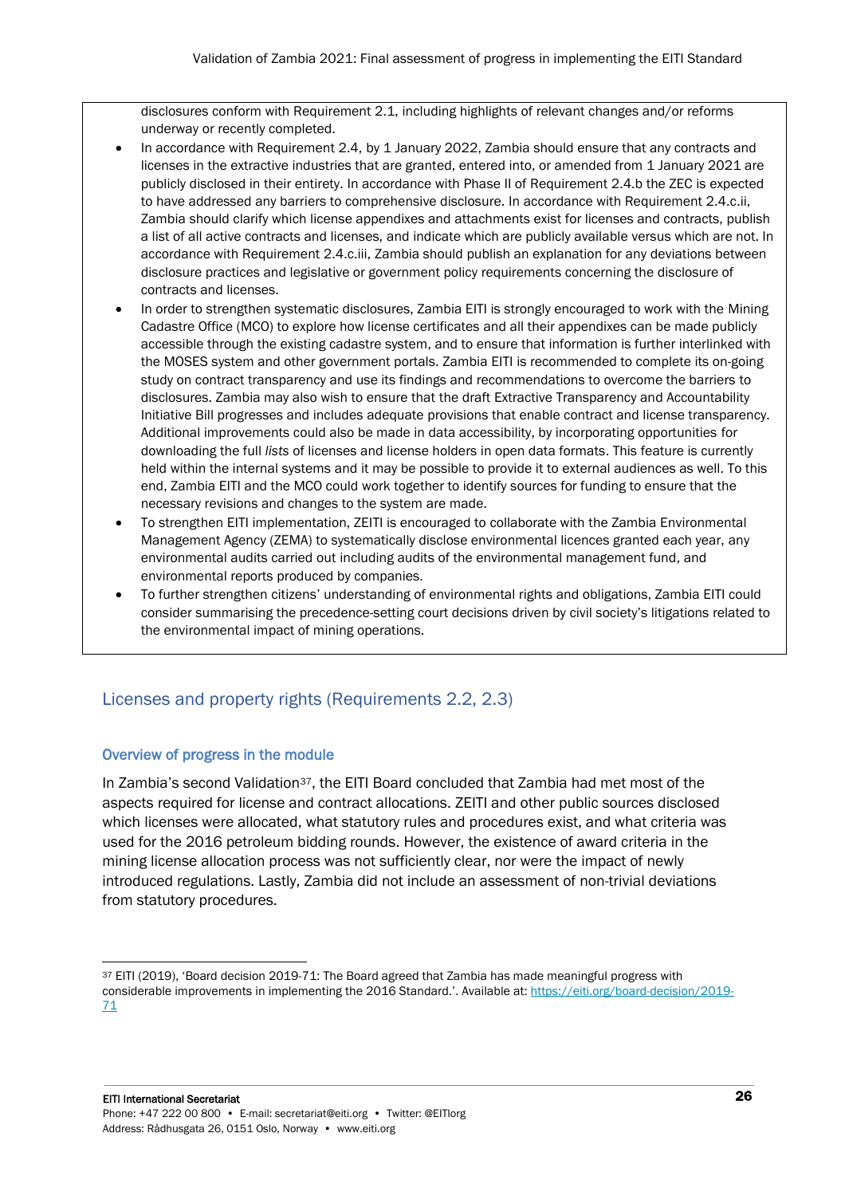disclosures conform with Requirement 2.1, including highlights of relevant changes and/or reforms underway or recently completed.

- In accordance with Requirement 2.4, by 1 January 2022, Zambia should ensure that any contracts and licenses in the extractive industries that are granted, entered into, or amended from 1 January 2021 are publicly disclosed in their entirety. In accordance with Phase II of Requirement 2.4.b the ZEC is expected to have addressed any barriers to comprehensive disclosure. In accordance with Requirement 2.4.c.ii, Zambia should clarify which license appendixes and attachments exist for licenses and contracts, publish a list of all active contracts and licenses, and indicate which are publicly available versus which are not. In accordance with Requirement 2.4.c.iii, Zambia should publish an explanation for any deviations between disclosure practices and legislative or government policy requirements concerning the disclosure of contracts and licenses.
- In order to strengthen systematic disclosures, Zambia EITI is strongly encouraged to work with the Mining Cadastre Office (MCO) to explore how license certificates and all their appendixes can be made publicly accessible through the existing cadastre system, and to ensure that information is further interlinked with the MOSES system and other government portals. Zambia EITI is recommended to complete its on-going study on contract transparency and use its findings and recommendations to overcome the barriers to disclosures. Zambia may also wish to ensure that the draft Extractive Transparency and Accountability Initiative Bill progresses and includes adequate provisions that enable contract and license transparency. Additional improvements could also be made in data accessibility, by incorporating opportunities for downloading the full *lists* of licenses and license holders in open data formats. This feature is currently held within the internal systems and it may be possible to provide it to external audiences as well. To this end, Zambia EITI and the MCO could work together to identify sources for funding to ensure that the necessary revisions and changes to the system are made.
- To strengthen EITI implementation, ZEITI is encouraged to collaborate with the Zambia Environmental Management Agency (ZEMA) to systematically disclose environmental licences granted each year, any environmental audits carried out including audits of the environmental management fund, and environmental reports produced by companies.
- To further strengthen citizens' understanding of environmental rights and obligations, Zambia EITI could consider summarising the precedence-setting court decisions driven by civil society's litigations related to the environmental impact of mining operations.

## Licenses and property rights (Requirements 2.2, 2.3)

### Overview of progress in the module

In Zambia's second Validation[37], the EITI Board concluded that Zambia had met most of the aspects required for license and contract allocations. ZEITI and other public sources disclosed which licenses were allocated, what statutory rules and procedures exist, and what criteria was used for the 2016 petroleum bidding rounds. However, the existence of award criteria in the mining license allocation process was not sufficiently clear, nor were the impact of newly introduced regulations. Lastly, Zambia did not include an assessment of non-trivial deviations from statutory procedures.

[37] EITI (2019), 'Board decision 2019-71: The Board agreed that Zambia has made meaningful progress with considerable improvements in implementing the 2016 Standard.'. Available at: https://eiti.org/board-decision/2019-71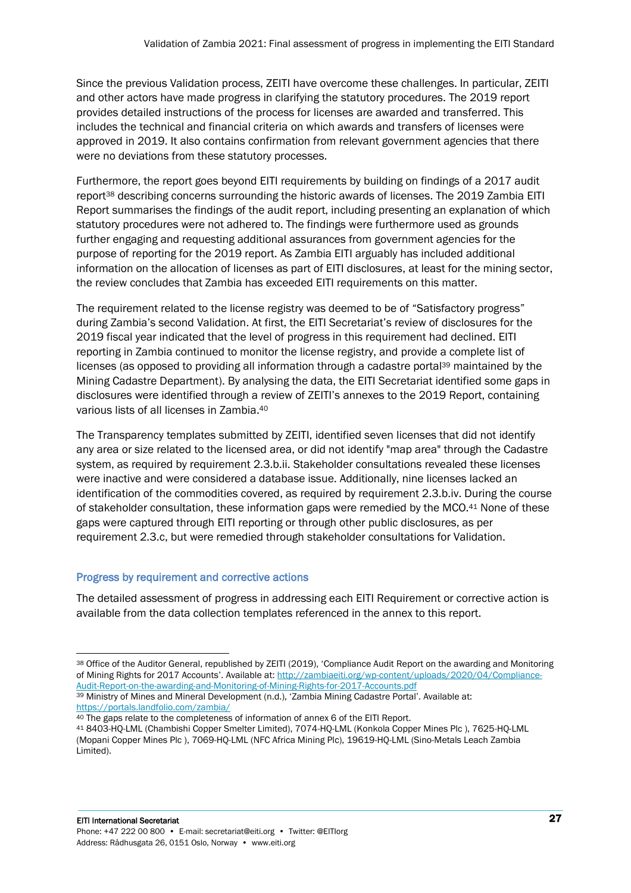Since the previous Validation process, ZEITI have overcome these challenges. In particular, ZEITI and other actors have made progress in clarifying the statutory procedures. The 2019 report provides detailed instructions of the process for licenses are awarded and transferred. This includes the technical and financial criteria on which awards and transfers of licenses were approved in 2019. It also contains confirmation from relevant government agencies that there were no deviations from these statutory processes.

Furthermore, the report goes beyond EITI requirements by building on findings of a 2017 audit report[38] describing concerns surrounding the historic awards of licenses. The 2019 Zambia EITI Report summarises the findings of the audit report, including presenting an explanation of which statutory procedures were not adhered to. The findings were furthermore used as grounds further engaging and requesting additional assurances from government agencies for the purpose of reporting for the 2019 report. As Zambia EITI arguably has included additional information on the allocation of licenses as part of EITI disclosures, at least for the mining sector, the review concludes that Zambia has exceeded EITI requirements on this matter.

The requirement related to the license registry was deemed to be of "Satisfactory progress" during Zambia's second Validation. At first, the EITI Secretariat's review of disclosures for the 2019 fiscal year indicated that the level of progress in this requirement had declined. EITI reporting in Zambia continued to monitor the license registry, and provide a complete list of licenses (as opposed to providing all information through a cadastre portal[39] maintained by the Mining Cadastre Department). By analysing the data, the EITI Secretariat identified some gaps in disclosures were identified through a review of ZEITI's annexes to the 2019 Report, containing various lists of all licenses in Zambia.[40]

The Transparency templates submitted by ZEITI, identified seven licenses that did not identify any area or size related to the licensed area, or did not identify "map area" through the Cadastre system, as required by requirement 2.3.b.ii. Stakeholder consultations revealed these licenses were inactive and were considered a database issue. Additionally, nine licenses lacked an identification of the commodities covered, as required by requirement 2.3.b.iv. During the course of stakeholder consultation, these information gaps were remedied by the MCO.[41] None of these gaps were captured through EITI reporting or through other public disclosures, as per requirement 2.3.c, but were remedied through stakeholder consultations for Validation.

### Progress by requirement and corrective actions

The detailed assessment of progress in addressing each EITI Requirement or corrective action is available from the data collection templates referenced in the annex to this report.

---

[38] Office of the Auditor General, republished by ZEITI (2019), 'Compliance Audit Report on the awarding and Monitoring of Mining Rights for 2017 Accounts'. Available at: http://zambiaeiti.org/wp-content/uploads/2020/04/Compliance-Audit-Report-on-the-awarding-and-Monitoring-of-Mining-Rights-for-2017-Accounts.pdf

[39] Ministry of Mines and Mineral Development (n.d.), 'Zambia Mining Cadastre Portal'. Available at: https://portals.landfolio.com/zambia/

[40] The gaps relate to the completeness of information of annex 6 of the EITI Report.

[41] 8403-HQ-LML (Chambishi Copper Smelter Limited), 7074-HQ-LML (Konkola Copper Mines Plc ), 7625-HQ-LML (Mopani Copper Mines Plc ), 7069-HQ-LML (NFC Africa Mining Plc), 19619-HQ-LML (Sino-Metals Leach Zambia Limited).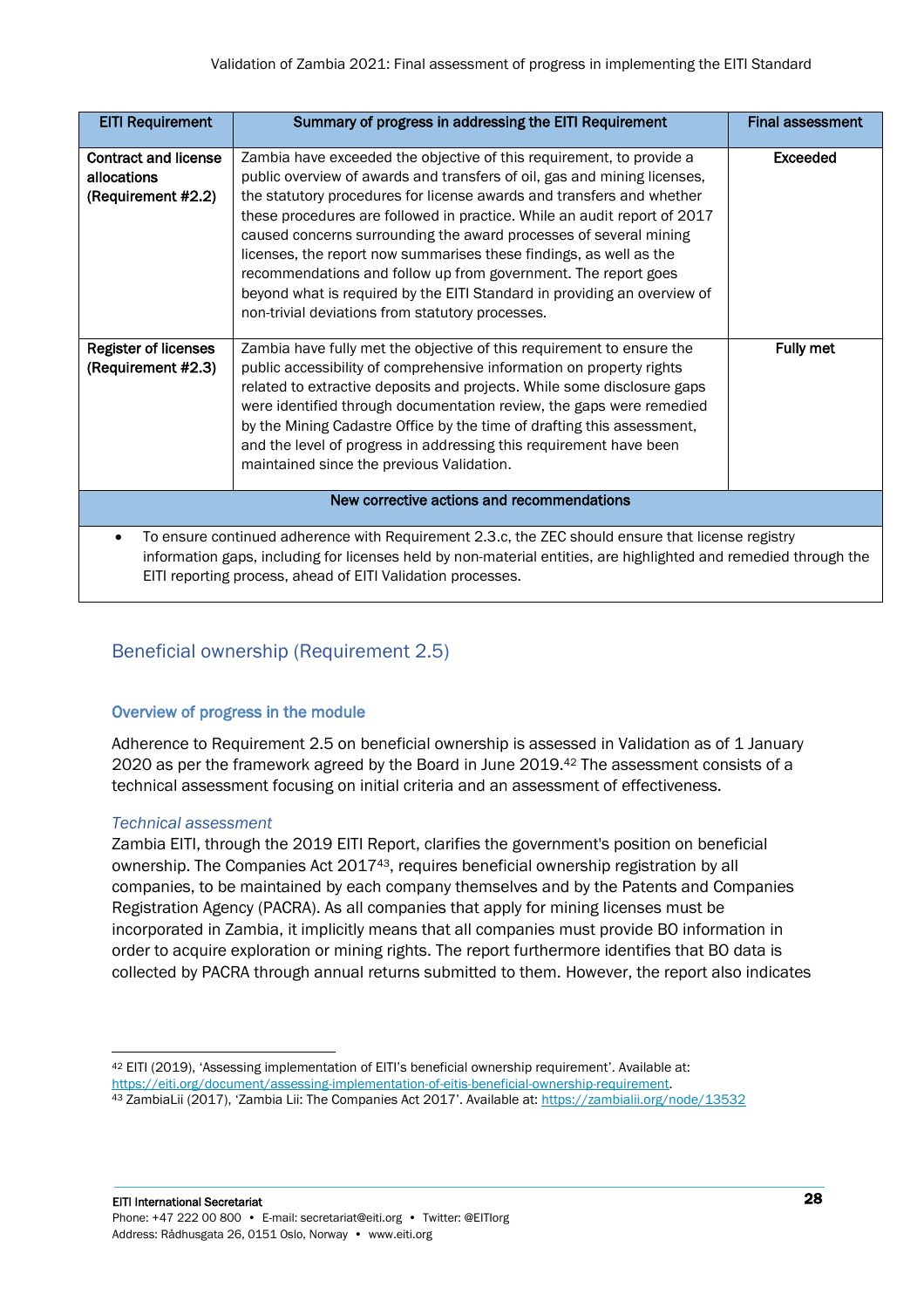| EITI Requirement | Summary of progress in addressing the EITI Requirement | Final assessment |
|---|---|---|
| Contract and license allocations (Requirement #2.2) | Zambia have exceeded the objective of this requirement, to provide a public overview of awards and transfers of oil, gas and mining licenses, the statutory procedures for license awards and transfers and whether these procedures are followed in practice. While an audit report of 2017 caused concerns surrounding the award processes of several mining licenses, the report now summarises these findings, as well as the recommendations and follow up from government. The report goes beyond what is required by the EITI Standard in providing an overview of non-trivial deviations from statutory processes. | Exceeded |
| Register of licenses (Requirement #2.3) | Zambia have fully met the objective of this requirement to ensure the public accessibility of comprehensive information on property rights related to extractive deposits and projects. While some disclosure gaps were identified through documentation review, the gaps were remedied by the Mining Cadastre Office by the time of drafting this assessment, and the level of progress in addressing this requirement have been maintained since the previous Validation. | Fully met |
| **New corrective actions and recommendations** | | |
| • To ensure continued adherence with Requirement 2.3.c, the ZEC should ensure that license registry information gaps, including for licenses held by non-material entities, are highlighted and remedied through the EITI reporting process, ahead of EITI Validation processes. | | |

## Beneficial ownership (Requirement 2.5)

### Overview of progress in the module

Adherence to Requirement 2.5 on beneficial ownership is assessed in Validation as of 1 January 2020 as per the framework agreed by the Board in June 2019.[42] The assessment consists of a technical assessment focusing on initial criteria and an assessment of effectiveness.

#### *Technical assessment*

Zambia EITI, through the 2019 EITI Report, clarifies the government's position on beneficial ownership. The Companies Act 2017[43], requires beneficial ownership registration by all companies, to be maintained by each company themselves and by the Patents and Companies Registration Agency (PACRA). As all companies that apply for mining licenses must be incorporated in Zambia, it implicitly means that all companies must provide BO information in order to acquire exploration or mining rights. The report furthermore identifies that BO data is collected by PACRA through annual returns submitted to them. However, the report also indicates

---

[42] EITI (2019), 'Assessing implementation of EITI's beneficial ownership requirement'. Available at: https://eiti.org/document/assessing-implementation-of-eitis-beneficial-ownership-requirement.

[43] ZambiaLii (2017), 'Zambia Lii: The Companies Act 2017'. Available at: https://zambialii.org/node/13532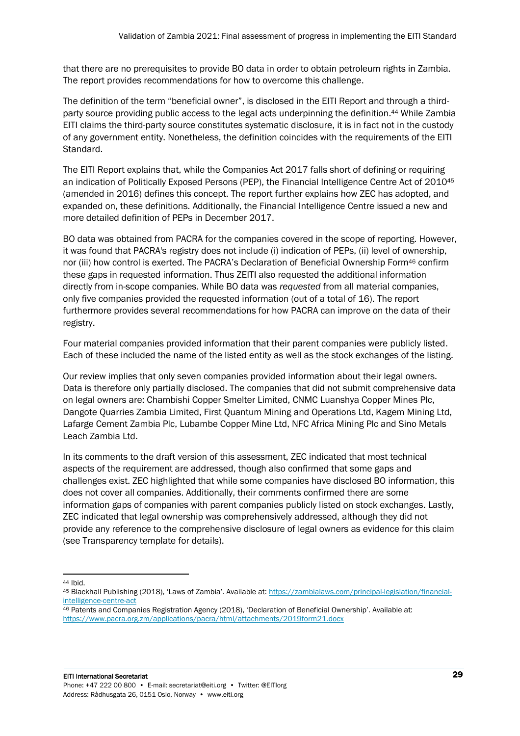that there are no prerequisites to provide BO data in order to obtain petroleum rights in Zambia. The report provides recommendations for how to overcome this challenge.

The definition of the term "beneficial owner", is disclosed in the EITI Report and through a third-party source providing public access to the legal acts underpinning the definition.[44] While Zambia EITI claims the third-party source constitutes systematic disclosure, it is in fact not in the custody of any government entity. Nonetheless, the definition coincides with the requirements of the EITI Standard.

The EITI Report explains that, while the Companies Act 2017 falls short of defining or requiring an indication of Politically Exposed Persons (PEP), the Financial Intelligence Centre Act of 2010[45] (amended in 2016) defines this concept. The report further explains how ZEC has adopted, and expanded on, these definitions. Additionally, the Financial Intelligence Centre issued a new and more detailed definition of PEPs in December 2017.

BO data was obtained from PACRA for the companies covered in the scope of reporting. However, it was found that PACRA's registry does not include (i) indication of PEPs, (ii) level of ownership, nor (iii) how control is exerted. The PACRA's Declaration of Beneficial Ownership Form[46] confirm these gaps in requested information. Thus ZEITI also requested the additional information directly from in-scope companies. While BO data was *requested* from all material companies, only five companies provided the requested information (out of a total of 16). The report furthermore provides several recommendations for how PACRA can improve on the data of their registry.

Four material companies provided information that their parent companies were publicly listed. Each of these included the name of the listed entity as well as the stock exchanges of the listing.

Our review implies that only seven companies provided information about their legal owners. Data is therefore only partially disclosed. The companies that did not submit comprehensive data on legal owners are: Chambishi Copper Smelter Limited, CNMC Luanshya Copper Mines Plc, Dangote Quarries Zambia Limited, First Quantum Mining and Operations Ltd, Kagem Mining Ltd, Lafarge Cement Zambia Plc, Lubambe Copper Mine Ltd, NFC Africa Mining Plc and Sino Metals Leach Zambia Ltd.

In its comments to the draft version of this assessment, ZEC indicated that most technical aspects of the requirement are addressed, though also confirmed that some gaps and challenges exist. ZEC highlighted that while some companies have disclosed BO information, this does not cover all companies. Additionally, their comments confirmed there are some information gaps of companies with parent companies publicly listed on stock exchanges. Lastly, ZEC indicated that legal ownership was comprehensively addressed, although they did not provide any reference to the comprehensive disclosure of legal owners as evidence for this claim (see Transparency template for details).

---

[44] Ibid.

[45] Blackhall Publishing (2018), 'Laws of Zambia'. Available at: https://zambialaws.com/principal-legislation/financial-intelligence-centre-act

[46] Patents and Companies Registration Agency (2018), 'Declaration of Beneficial Ownership'. Available at: https://www.pacra.org.zm/applications/pacra/html/attachments/2019form21.docx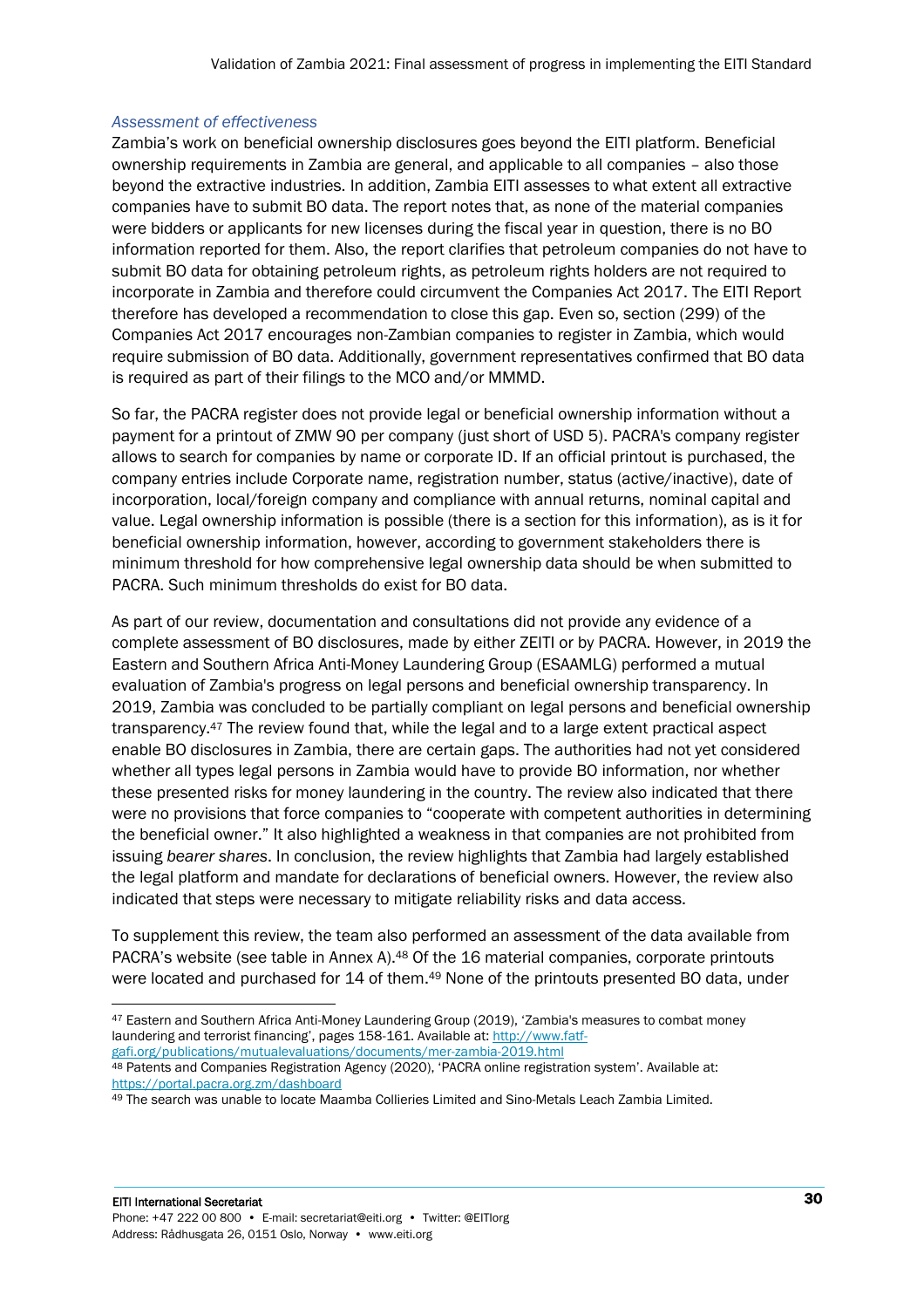*Assessment of effectiveness*

Zambia's work on beneficial ownership disclosures goes beyond the EITI platform. Beneficial ownership requirements in Zambia are general, and applicable to all companies – also those beyond the extractive industries. In addition, Zambia EITI assesses to what extent all extractive companies have to submit BO data. The report notes that, as none of the material companies were bidders or applicants for new licenses during the fiscal year in question, there is no BO information reported for them. Also, the report clarifies that petroleum companies do not have to submit BO data for obtaining petroleum rights, as petroleum rights holders are not required to incorporate in Zambia and therefore could circumvent the Companies Act 2017. The EITI Report therefore has developed a recommendation to close this gap. Even so, section (299) of the Companies Act 2017 encourages non-Zambian companies to register in Zambia, which would require submission of BO data. Additionally, government representatives confirmed that BO data is required as part of their filings to the MCO and/or MMMD.

So far, the PACRA register does not provide legal or beneficial ownership information without a payment for a printout of ZMW 90 per company (just short of USD 5). PACRA's company register allows to search for companies by name or corporate ID. If an official printout is purchased, the company entries include Corporate name, registration number, status (active/inactive), date of incorporation, local/foreign company and compliance with annual returns, nominal capital and value. Legal ownership information is possible (there is a section for this information), as is it for beneficial ownership information, however, according to government stakeholders there is minimum threshold for how comprehensive legal ownership data should be when submitted to PACRA. Such minimum thresholds do exist for BO data.

As part of our review, documentation and consultations did not provide any evidence of a complete assessment of BO disclosures, made by either ZEITI or by PACRA. However, in 2019 the Eastern and Southern Africa Anti-Money Laundering Group (ESAAMLG) performed a mutual evaluation of Zambia's progress on legal persons and beneficial ownership transparency. In 2019, Zambia was concluded to be partially compliant on legal persons and beneficial ownership transparency.[47] The review found that, while the legal and to a large extent practical aspect enable BO disclosures in Zambia, there are certain gaps. The authorities had not yet considered whether all types legal persons in Zambia would have to provide BO information, nor whether these presented risks for money laundering in the country. The review also indicated that there were no provisions that force companies to "cooperate with competent authorities in determining the beneficial owner." It also highlighted a weakness in that companies are not prohibited from issuing *bearer shares*. In conclusion, the review highlights that Zambia had largely established the legal platform and mandate for declarations of beneficial owners. However, the review also indicated that steps were necessary to mitigate reliability risks and data access.

To supplement this review, the team also performed an assessment of the data available from PACRA's website (see table in Annex A).[48] Of the 16 material companies, corporate printouts were located and purchased for 14 of them.[49] None of the printouts presented BO data, under

[47] Eastern and Southern Africa Anti-Money Laundering Group (2019), 'Zambia's measures to combat money laundering and terrorist financing', pages 158-161. Available at: http://www.fatf-gafi.org/publications/mutualevaluations/documents/mer-zambia-2019.html

[48] Patents and Companies Registration Agency (2020), 'PACRA online registration system'. Available at: https://portal.pacra.org.zm/dashboard

[49] The search was unable to locate Maamba Collieries Limited and Sino-Metals Leach Zambia Limited.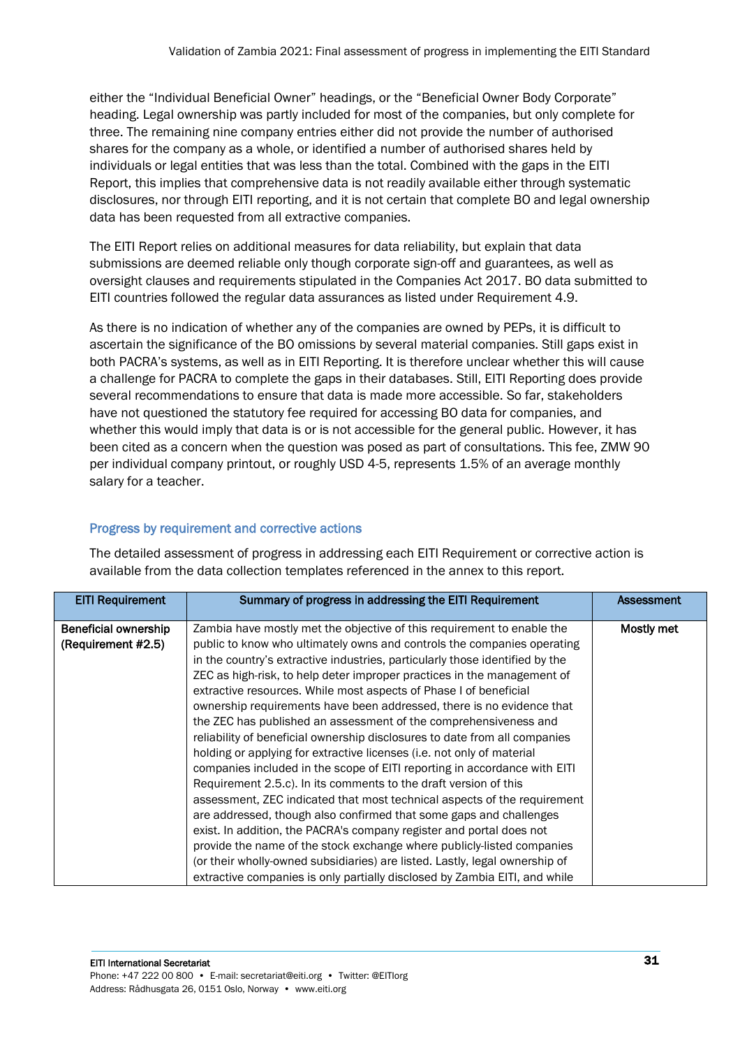either the "Individual Beneficial Owner" headings, or the "Beneficial Owner Body Corporate" heading. Legal ownership was partly included for most of the companies, but only complete for three. The remaining nine company entries either did not provide the number of authorised shares for the company as a whole, or identified a number of authorised shares held by individuals or legal entities that was less than the total. Combined with the gaps in the EITI Report, this implies that comprehensive data is not readily available either through systematic disclosures, nor through EITI reporting, and it is not certain that complete BO and legal ownership data has been requested from all extractive companies.

The EITI Report relies on additional measures for data reliability, but explain that data submissions are deemed reliable only though corporate sign-off and guarantees, as well as oversight clauses and requirements stipulated in the Companies Act 2017. BO data submitted to EITI countries followed the regular data assurances as listed under Requirement 4.9.

As there is no indication of whether any of the companies are owned by PEPs, it is difficult to ascertain the significance of the BO omissions by several material companies. Still gaps exist in both PACRA's systems, as well as in EITI Reporting. It is therefore unclear whether this will cause a challenge for PACRA to complete the gaps in their databases. Still, EITI Reporting does provide several recommendations to ensure that data is made more accessible. So far, stakeholders have not questioned the statutory fee required for accessing BO data for companies, and whether this would imply that data is or is not accessible for the general public. However, it has been cited as a concern when the question was posed as part of consultations. This fee, ZMW 90 per individual company printout, or roughly USD 4-5, represents 1.5% of an average monthly salary for a teacher.

### Progress by requirement and corrective actions

The detailed assessment of progress in addressing each EITI Requirement or corrective action is available from the data collection templates referenced in the annex to this report.

| EITI Requirement | Summary of progress in addressing the EITI Requirement | Assessment |
|---|---|---|
| **Beneficial ownership (Requirement #2.5)** | Zambia have mostly met the objective of this requirement to enable the public to know who ultimately owns and controls the companies operating in the country's extractive industries, particularly those identified by the ZEC as high-risk, to help deter improper practices in the management of extractive resources. While most aspects of Phase I of beneficial ownership requirements have been addressed, there is no evidence that the ZEC has published an assessment of the comprehensiveness and reliability of beneficial ownership disclosures to date from all companies holding or applying for extractive licenses (i.e. not only of material companies included in the scope of EITI reporting in accordance with EITI Requirement 2.5.c). In its comments to the draft version of this assessment, ZEC indicated that most technical aspects of the requirement are addressed, though also confirmed that some gaps and challenges exist. In addition, the PACRA's company register and portal does not provide the name of the stock exchange where publicly-listed companies (or their wholly-owned subsidiaries) are listed. Lastly, legal ownership of extractive companies is only partially disclosed by Zambia EITI, and while | **Mostly met** |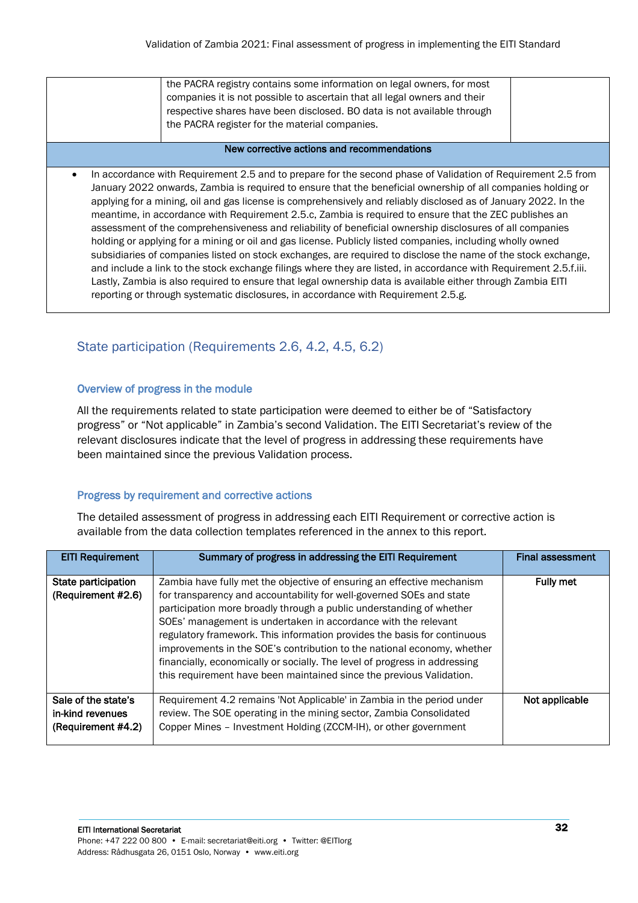| | the PACRA registry contains some information on legal owners, for most companies it is not possible to ascertain that all legal owners and their respective shares have been disclosed. BO data is not available through the PACRA register for the material companies. | |
|---|---|---|

**New corrective actions and recommendations**

- In accordance with Requirement 2.5 and to prepare for the second phase of Validation of Requirement 2.5 from January 2022 onwards, Zambia is required to ensure that the beneficial ownership of all companies holding or applying for a mining, oil and gas license is comprehensively and reliably disclosed as of January 2022. In the meantime, in accordance with Requirement 2.5.c, Zambia is required to ensure that the ZEC publishes an assessment of the comprehensiveness and reliability of beneficial ownership disclosures of all companies holding or applying for a mining or oil and gas license. Publicly listed companies, including wholly owned subsidiaries of companies listed on stock exchanges, are required to disclose the name of the stock exchange, and include a link to the stock exchange filings where they are listed, in accordance with Requirement 2.5.f.iii. Lastly, Zambia is also required to ensure that legal ownership data is available either through Zambia EITI reporting or through systematic disclosures, in accordance with Requirement 2.5.g.

## State participation (Requirements 2.6, 4.2, 4.5, 6.2)

### Overview of progress in the module

All the requirements related to state participation were deemed to either be of "Satisfactory progress" or "Not applicable" in Zambia's second Validation. The EITI Secretariat's review of the relevant disclosures indicate that the level of progress in addressing these requirements have been maintained since the previous Validation process.

### Progress by requirement and corrective actions

The detailed assessment of progress in addressing each EITI Requirement or corrective action is available from the data collection templates referenced in the annex to this report.

| EITI Requirement | Summary of progress in addressing the EITI Requirement | Final assessment |
|---|---|---|
| **State participation (Requirement #2.6)** | Zambia have fully met the objective of ensuring an effective mechanism for transparency and accountability for well-governed SOEs and state participation more broadly through a public understanding of whether SOEs' management is undertaken in accordance with the relevant regulatory framework. This information provides the basis for continuous improvements in the SOE's contribution to the national economy, whether financially, economically or socially. The level of progress in addressing this requirement have been maintained since the previous Validation. | **Fully met** |
| **Sale of the state's in-kind revenues (Requirement #4.2)** | Requirement 4.2 remains 'Not Applicable' in Zambia in the period under review. The SOE operating in the mining sector, Zambia Consolidated Copper Mines – Investment Holding (ZCCM-IH), or other government | **Not applicable** |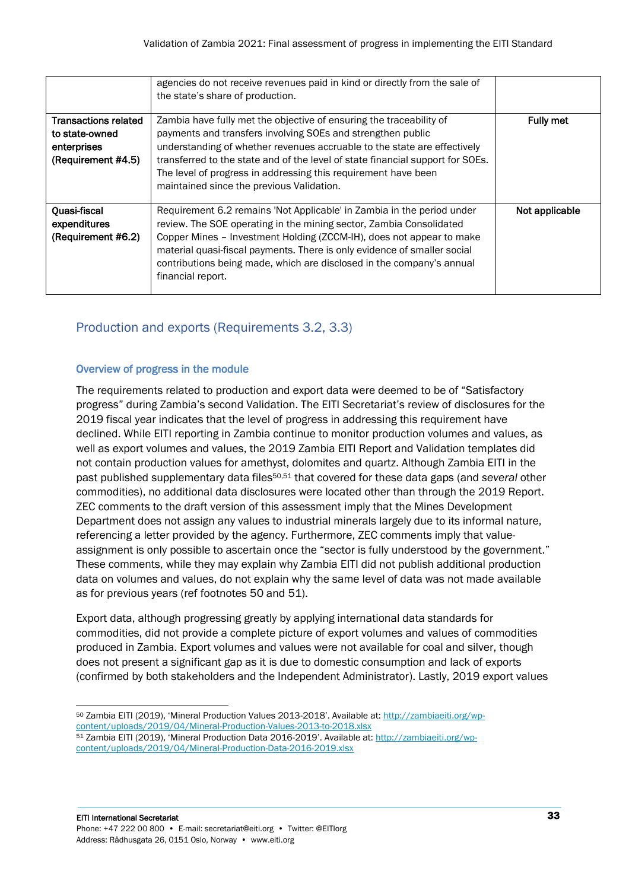| | | |
|---|---|---|
| | agencies do not receive revenues paid in kind or directly from the sale of the state's share of production. | |
| **Transactions related to state-owned enterprises (Requirement #4.5)** | Zambia have fully met the objective of ensuring the traceability of payments and transfers involving SOEs and strengthen public understanding of whether revenues accruable to the state are effectively transferred to the state and of the level of state financial support for SOEs. The level of progress in addressing this requirement have been maintained since the previous Validation. | **Fully met** |
| **Quasi-fiscal expenditures (Requirement #6.2)** | Requirement 6.2 remains 'Not Applicable' in Zambia in the period under review. The SOE operating in the mining sector, Zambia Consolidated Copper Mines – Investment Holding (ZCCM-IH), does not appear to make material quasi-fiscal payments. There is only evidence of smaller social contributions being made, which are disclosed in the company's annual financial report. | **Not applicable** |

## Production and exports (Requirements 3.2, 3.3)

### Overview of progress in the module

The requirements related to production and export data were deemed to be of "Satisfactory progress" during Zambia's second Validation. The EITI Secretariat's review of disclosures for the 2019 fiscal year indicates that the level of progress in addressing this requirement have declined. While EITI reporting in Zambia continue to monitor production volumes and values, as well as export volumes and values, the 2019 Zambia EITI Report and Validation templates did not contain production values for amethyst, dolomites and quartz. Although Zambia EITI in the past published supplementary data files[50,51] that covered for these data gaps (and *several* other commodities), no additional data disclosures were located other than through the 2019 Report. ZEC comments to the draft version of this assessment imply that the Mines Development Department does not assign any values to industrial minerals largely due to its informal nature, referencing a letter provided by the agency. Furthermore, ZEC comments imply that value-assignment is only possible to ascertain once the "sector is fully understood by the government." These comments, while they may explain why Zambia EITI did not publish additional production data on volumes and values, do not explain why the same level of data was not made available as for previous years (ref footnotes 50 and 51).

Export data, although progressing greatly by applying international data standards for commodities, did not provide a complete picture of export volumes and values of commodities produced in Zambia. Export volumes and values were not available for coal and silver, though does not present a significant gap as it is due to domestic consumption and lack of exports (confirmed by both stakeholders and the Independent Administrator). Lastly, 2019 export values

[50] Zambia EITI (2019), 'Mineral Production Values 2013-2018'. Available at: http://zambiaeiti.org/wp-content/uploads/2019/04/Mineral-Production-Values-2013-to-2018.xlsx

[51] Zambia EITI (2019), 'Mineral Production Data 2016-2019'. Available at: http://zambiaeiti.org/wp-content/uploads/2019/04/Mineral-Production-Data-2016-2019.xlsx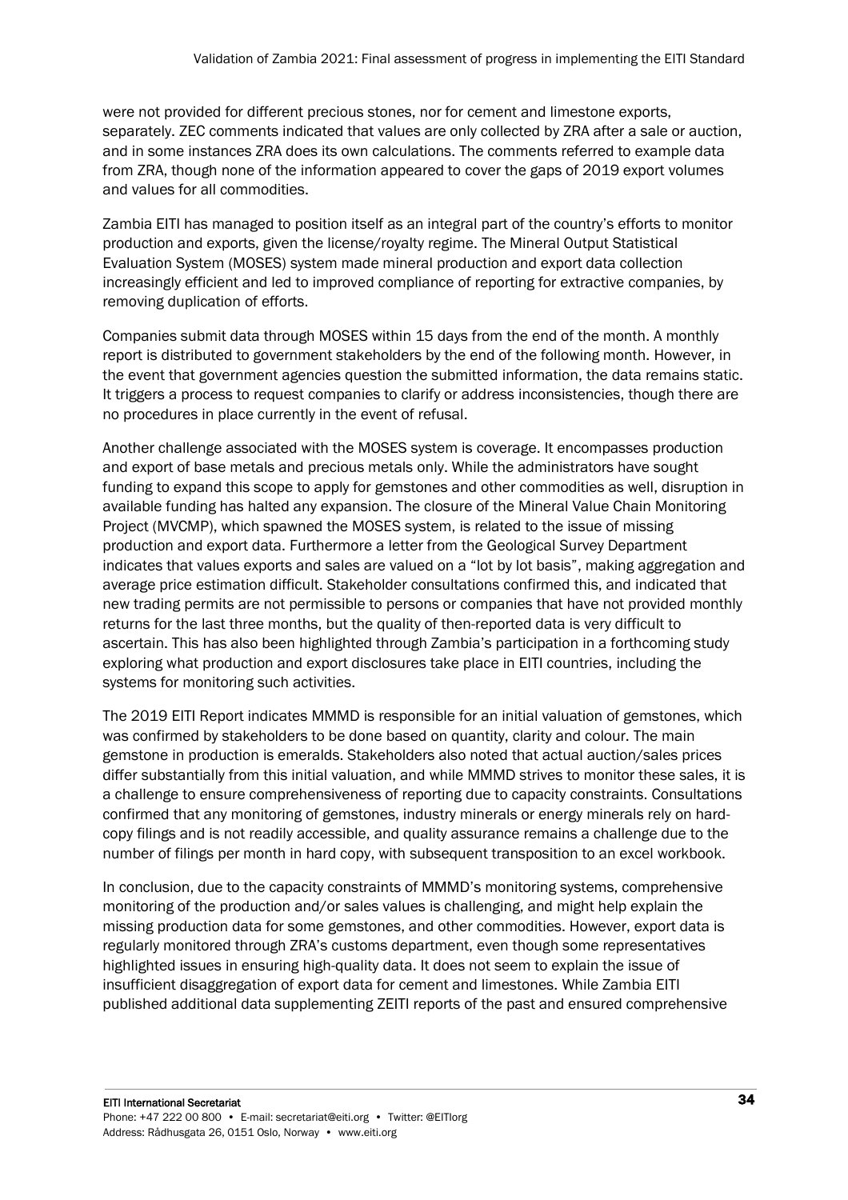were not provided for different precious stones, nor for cement and limestone exports, separately. ZEC comments indicated that values are only collected by ZRA after a sale or auction, and in some instances ZRA does its own calculations. The comments referred to example data from ZRA, though none of the information appeared to cover the gaps of 2019 export volumes and values for all commodities.

Zambia EITI has managed to position itself as an integral part of the country's efforts to monitor production and exports, given the license/royalty regime. The Mineral Output Statistical Evaluation System (MOSES) system made mineral production and export data collection increasingly efficient and led to improved compliance of reporting for extractive companies, by removing duplication of efforts.

Companies submit data through MOSES within 15 days from the end of the month. A monthly report is distributed to government stakeholders by the end of the following month. However, in the event that government agencies question the submitted information, the data remains static. It triggers a process to request companies to clarify or address inconsistencies, though there are no procedures in place currently in the event of refusal.

Another challenge associated with the MOSES system is coverage. It encompasses production and export of base metals and precious metals only. While the administrators have sought funding to expand this scope to apply for gemstones and other commodities as well, disruption in available funding has halted any expansion. The closure of the Mineral Value Chain Monitoring Project (MVCMP), which spawned the MOSES system, is related to the issue of missing production and export data. Furthermore a letter from the Geological Survey Department indicates that values exports and sales are valued on a "lot by lot basis", making aggregation and average price estimation difficult. Stakeholder consultations confirmed this, and indicated that new trading permits are not permissible to persons or companies that have not provided monthly returns for the last three months, but the quality of then-reported data is very difficult to ascertain. This has also been highlighted through Zambia's participation in a forthcoming study exploring what production and export disclosures take place in EITI countries, including the systems for monitoring such activities.

The 2019 EITI Report indicates MMMD is responsible for an initial valuation of gemstones, which was confirmed by stakeholders to be done based on quantity, clarity and colour. The main gemstone in production is emeralds. Stakeholders also noted that actual auction/sales prices differ substantially from this initial valuation, and while MMMD strives to monitor these sales, it is a challenge to ensure comprehensiveness of reporting due to capacity constraints. Consultations confirmed that any monitoring of gemstones, industry minerals or energy minerals rely on hard-copy filings and is not readily accessible, and quality assurance remains a challenge due to the number of filings per month in hard copy, with subsequent transposition to an excel workbook.

In conclusion, due to the capacity constraints of MMMD's monitoring systems, comprehensive monitoring of the production and/or sales values is challenging, and might help explain the missing production data for some gemstones, and other commodities. However, export data is regularly monitored through ZRA's customs department, even though some representatives highlighted issues in ensuring high-quality data. It does not seem to explain the issue of insufficient disaggregation of export data for cement and limestones. While Zambia EITI published additional data supplementing ZEITI reports of the past and ensured comprehensive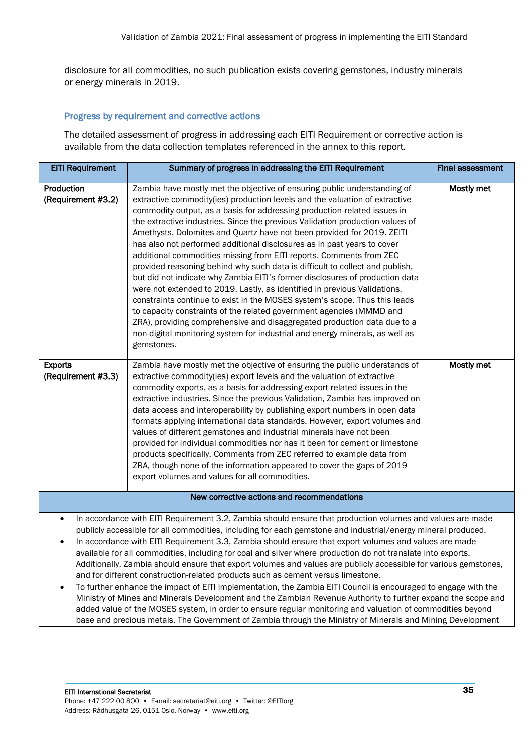disclosure for all commodities, no such publication exists covering gemstones, industry minerals or energy minerals in 2019.

### Progress by requirement and corrective actions

The detailed assessment of progress in addressing each EITI Requirement or corrective action is available from the data collection templates referenced in the annex to this report.

| EITI Requirement | Summary of progress in addressing the EITI Requirement | Final assessment |
| --- | --- | --- |
| **Production (Requirement #3.2)** | Zambia have mostly met the objective of ensuring public understanding of extractive commodity(ies) production levels and the valuation of extractive commodity output, as a basis for addressing production-related issues in the extractive industries. Since the previous Validation production values of Amethysts, Dolomites and Quartz have not been provided for 2019. ZEITI has also not performed additional disclosures as in past years to cover additional commodities missing from EITI reports. Comments from ZEC provided reasoning behind why such data is difficult to collect and publish, but did not indicate why Zambia EITI's former disclosures of production data were not extended to 2019. Lastly, as identified in previous Validations, constraints continue to exist in the MOSES system's scope. Thus this leads to capacity constraints of the related government agencies (MMMD and ZRA), providing comprehensive and disaggregated production data due to a non-digital monitoring system for industrial and energy minerals, as well as gemstones. | **Mostly met** |
| **Exports (Requirement #3.3)** | Zambia have mostly met the objective of ensuring the public understands of extractive commodity(ies) export levels and the valuation of extractive commodity exports, as a basis for addressing export-related issues in the extractive industries. Since the previous Validation, Zambia has improved on data access and interoperability by publishing export numbers in open data formats applying international data standards. However, export volumes and values of different gemstones and industrial minerals have not been provided for individual commodities nor has it been for cement or limestone products specifically. Comments from ZEC referred to example data from ZRA, though none of the information appeared to cover the gaps of 2019 export volumes and values for all commodities. | **Mostly met** |

**New corrective actions and recommendations**

- In accordance with EITI Requirement 3.2, Zambia should ensure that production volumes and values are made publicly accessible for all commodities, including for each gemstone and industrial/energy mineral produced.
- In accordance with EITI Requirement 3.3, Zambia should ensure that export volumes and values are made available for all commodities, including for coal and silver where production do not translate into exports. Additionally, Zambia should ensure that export volumes and values are publicly accessible for various gemstones, and for different construction-related products such as cement versus limestone.
- To further enhance the impact of EITI implementation, the Zambia EITI Council is encouraged to engage with the Ministry of Mines and Minerals Development and the Zambian Revenue Authority to further expand the scope and added value of the MOSES system, in order to ensure regular monitoring and valuation of commodities beyond base and precious metals. The Government of Zambia through the Ministry of Minerals and Mining Development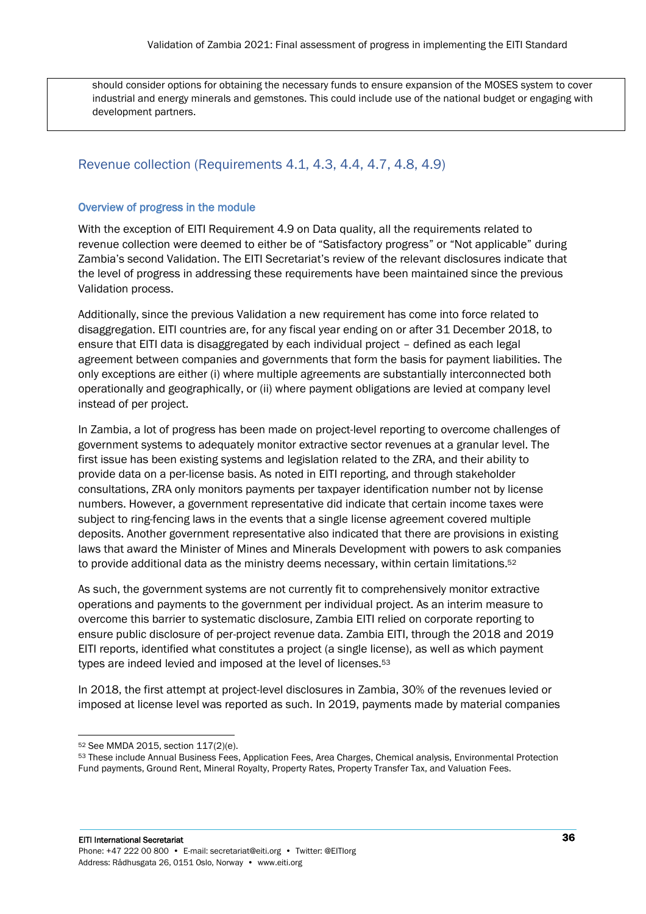should consider options for obtaining the necessary funds to ensure expansion of the MOSES system to cover industrial and energy minerals and gemstones. This could include use of the national budget or engaging with development partners.

## Revenue collection (Requirements 4.1, 4.3, 4.4, 4.7, 4.8, 4.9)

### Overview of progress in the module

With the exception of EITI Requirement 4.9 on Data quality, all the requirements related to revenue collection were deemed to either be of "Satisfactory progress" or "Not applicable" during Zambia's second Validation. The EITI Secretariat's review of the relevant disclosures indicate that the level of progress in addressing these requirements have been maintained since the previous Validation process.

Additionally, since the previous Validation a new requirement has come into force related to disaggregation. EITI countries are, for any fiscal year ending on or after 31 December 2018, to ensure that EITI data is disaggregated by each individual project – defined as each legal agreement between companies and governments that form the basis for payment liabilities. The only exceptions are either (i) where multiple agreements are substantially interconnected both operationally and geographically, or (ii) where payment obligations are levied at company level instead of per project.

In Zambia, a lot of progress has been made on project-level reporting to overcome challenges of government systems to adequately monitor extractive sector revenues at a granular level. The first issue has been existing systems and legislation related to the ZRA, and their ability to provide data on a per-license basis. As noted in EITI reporting, and through stakeholder consultations, ZRA only monitors payments per taxpayer identification number not by license numbers. However, a government representative did indicate that certain income taxes were subject to ring-fencing laws in the events that a single license agreement covered multiple deposits. Another government representative also indicated that there are provisions in existing laws that award the Minister of Mines and Minerals Development with powers to ask companies to provide additional data as the ministry deems necessary, within certain limitations.[52]

As such, the government systems are not currently fit to comprehensively monitor extractive operations and payments to the government per individual project. As an interim measure to overcome this barrier to systematic disclosure, Zambia EITI relied on corporate reporting to ensure public disclosure of per-project revenue data. Zambia EITI, through the 2018 and 2019 EITI reports, identified what constitutes a project (a single license), as well as which payment types are indeed levied and imposed at the level of licenses.[53]

In 2018, the first attempt at project-level disclosures in Zambia, 30% of the revenues levied or imposed at license level was reported as such. In 2019, payments made by material companies

---

[52] See MMDA 2015, section 117(2)(e).

[53] These include Annual Business Fees, Application Fees, Area Charges, Chemical analysis, Environmental Protection Fund payments, Ground Rent, Mineral Royalty, Property Rates, Property Transfer Tax, and Valuation Fees.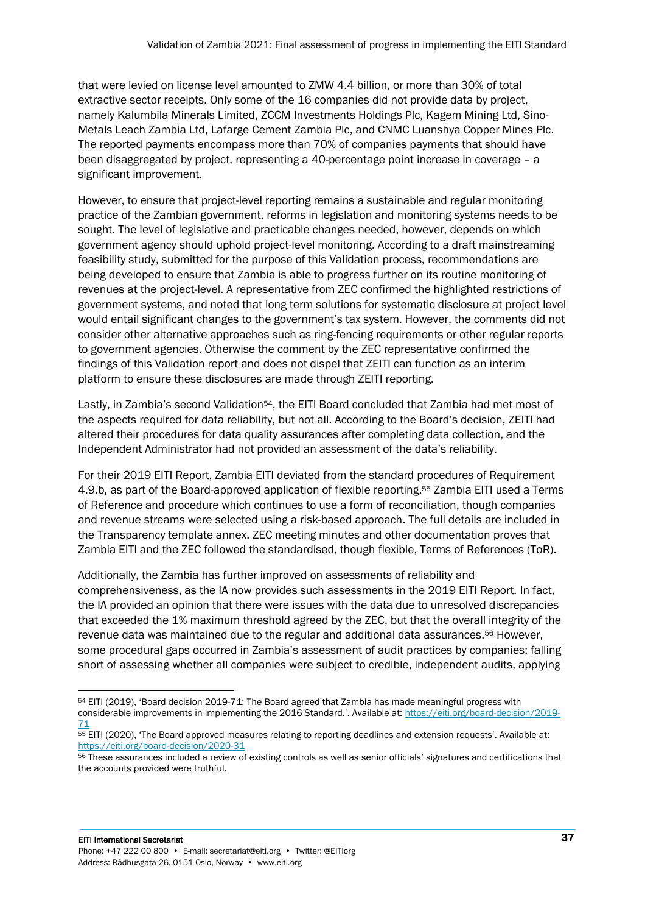that were levied on license level amounted to ZMW 4.4 billion, or more than 30% of total extractive sector receipts. Only some of the 16 companies did not provide data by project, namely Kalumbila Minerals Limited, ZCCM Investments Holdings Plc, Kagem Mining Ltd, Sino-Metals Leach Zambia Ltd, Lafarge Cement Zambia Plc, and CNMC Luanshya Copper Mines Plc. The reported payments encompass more than 70% of companies payments that should have been disaggregated by project, representing a 40-percentage point increase in coverage – a significant improvement.

However, to ensure that project-level reporting remains a sustainable and regular monitoring practice of the Zambian government, reforms in legislation and monitoring systems needs to be sought. The level of legislative and practicable changes needed, however, depends on which government agency should uphold project-level monitoring. According to a draft mainstreaming feasibility study, submitted for the purpose of this Validation process, recommendations are being developed to ensure that Zambia is able to progress further on its routine monitoring of revenues at the project-level. A representative from ZEC confirmed the highlighted restrictions of government systems, and noted that long term solutions for systematic disclosure at project level would entail significant changes to the government's tax system. However, the comments did not consider other alternative approaches such as ring-fencing requirements or other regular reports to government agencies. Otherwise the comment by the ZEC representative confirmed the findings of this Validation report and does not dispel that ZEITI can function as an interim platform to ensure these disclosures are made through ZEITI reporting.

Lastly, in Zambia's second Validation[54], the EITI Board concluded that Zambia had met most of the aspects required for data reliability, but not all. According to the Board's decision, ZEITI had altered their procedures for data quality assurances after completing data collection, and the Independent Administrator had not provided an assessment of the data's reliability.

For their 2019 EITI Report, Zambia EITI deviated from the standard procedures of Requirement 4.9.b, as part of the Board-approved application of flexible reporting.[55] Zambia EITI used a Terms of Reference and procedure which continues to use a form of reconciliation, though companies and revenue streams were selected using a risk-based approach. The full details are included in the Transparency template annex. ZEC meeting minutes and other documentation proves that Zambia EITI and the ZEC followed the standardised, though flexible, Terms of References (ToR).

Additionally, the Zambia has further improved on assessments of reliability and comprehensiveness, as the IA now provides such assessments in the 2019 EITI Report. In fact, the IA provided an opinion that there were issues with the data due to unresolved discrepancies that exceeded the 1% maximum threshold agreed by the ZEC, but that the overall integrity of the revenue data was maintained due to the regular and additional data assurances.[56] However, some procedural gaps occurred in Zambia's assessment of audit practices by companies; falling short of assessing whether all companies were subject to credible, independent audits, applying

---

[54] EITI (2019), 'Board decision 2019-71: The Board agreed that Zambia has made meaningful progress with considerable improvements in implementing the 2016 Standard.'. Available at: https://eiti.org/board-decision/2019-71

[55] EITI (2020), 'The Board approved measures relating to reporting deadlines and extension requests'. Available at: https://eiti.org/board-decision/2020-31

[56] These assurances included a review of existing controls as well as senior officials' signatures and certifications that the accounts provided were truthful.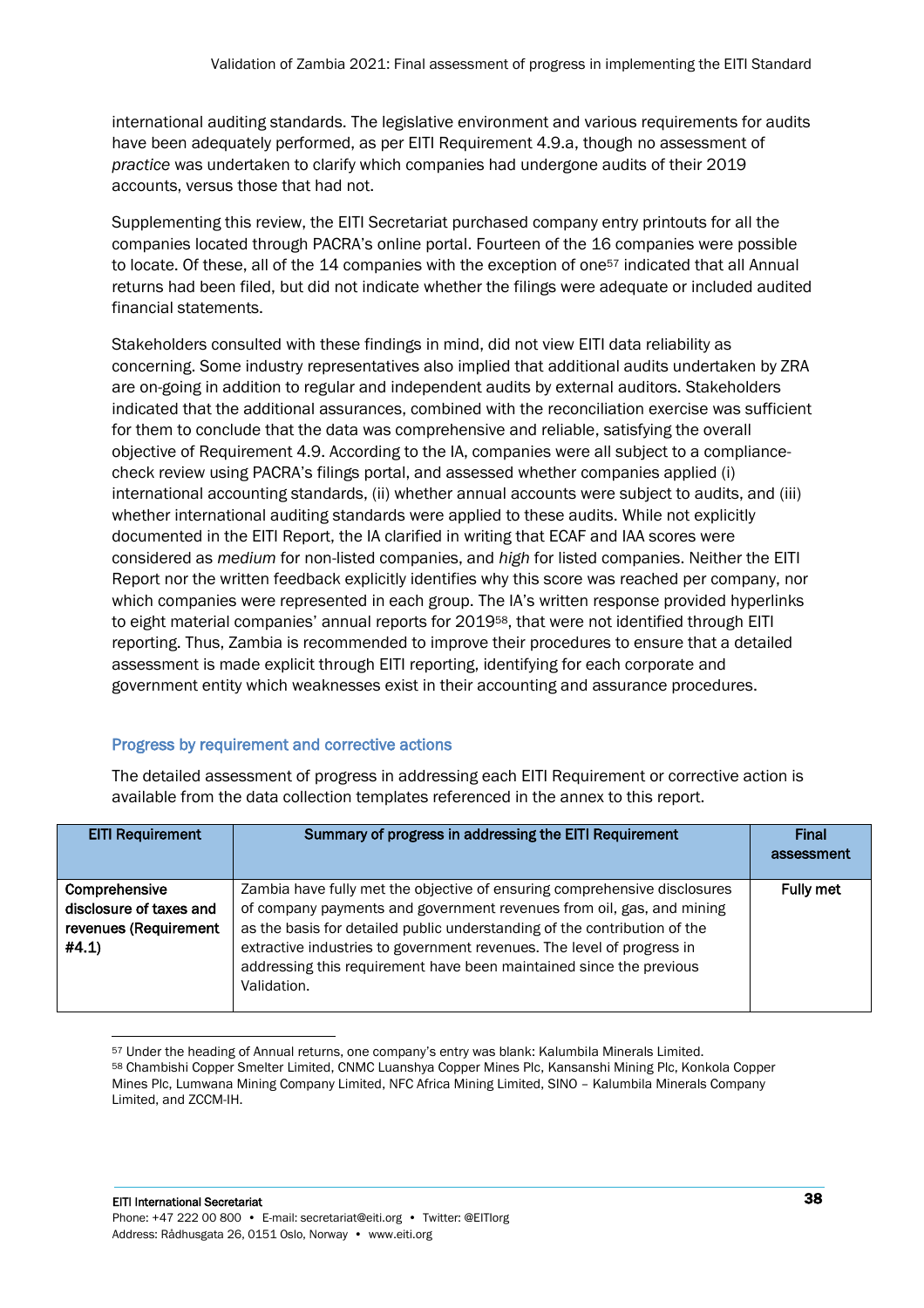international auditing standards. The legislative environment and various requirements for audits have been adequately performed, as per EITI Requirement 4.9.a, though no assessment of *practice* was undertaken to clarify which companies had undergone audits of their 2019 accounts, versus those that had not.

Supplementing this review, the EITI Secretariat purchased company entry printouts for all the companies located through PACRA's online portal. Fourteen of the 16 companies were possible to locate. Of these, all of the 14 companies with the exception of one[57] indicated that all Annual returns had been filed, but did not indicate whether the filings were adequate or included audited financial statements.

Stakeholders consulted with these findings in mind, did not view EITI data reliability as concerning. Some industry representatives also implied that additional audits undertaken by ZRA are on-going in addition to regular and independent audits by external auditors. Stakeholders indicated that the additional assurances, combined with the reconciliation exercise was sufficient for them to conclude that the data was comprehensive and reliable, satisfying the overall objective of Requirement 4.9. According to the IA, companies were all subject to a compliance-check review using PACRA's filings portal, and assessed whether companies applied (i) international accounting standards, (ii) whether annual accounts were subject to audits, and (iii) whether international auditing standards were applied to these audits. While not explicitly documented in the EITI Report, the IA clarified in writing that ECAF and IAA scores were considered as *medium* for non-listed companies, and *high* for listed companies. Neither the EITI Report nor the written feedback explicitly identifies why this score was reached per company, nor which companies were represented in each group. The IA's written response provided hyperlinks to eight material companies' annual reports for 2019[58], that were not identified through EITI reporting. Thus, Zambia is recommended to improve their procedures to ensure that a detailed assessment is made explicit through EITI reporting, identifying for each corporate and government entity which weaknesses exist in their accounting and assurance procedures.

### Progress by requirement and corrective actions

The detailed assessment of progress in addressing each EITI Requirement or corrective action is available from the data collection templates referenced in the annex to this report.

| EITI Requirement | Summary of progress in addressing the EITI Requirement | Final assessment |
|---|---|---|
| **Comprehensive disclosure of taxes and revenues (Requirement #4.1)** | Zambia have fully met the objective of ensuring comprehensive disclosures of company payments and government revenues from oil, gas, and mining as the basis for detailed public understanding of the contribution of the extractive industries to government revenues. The level of progress in addressing this requirement have been maintained since the previous Validation. | **Fully met** |

[57] Under the heading of Annual returns, one company's entry was blank: Kalumbila Minerals Limited.

[58] Chambishi Copper Smelter Limited, CNMC Luanshya Copper Mines Plc, Kansanshi Mining Plc, Konkola Copper Mines Plc, Lumwana Mining Company Limited, NFC Africa Mining Limited, SINO – Kalumbila Minerals Company Limited, and ZCCM-IH.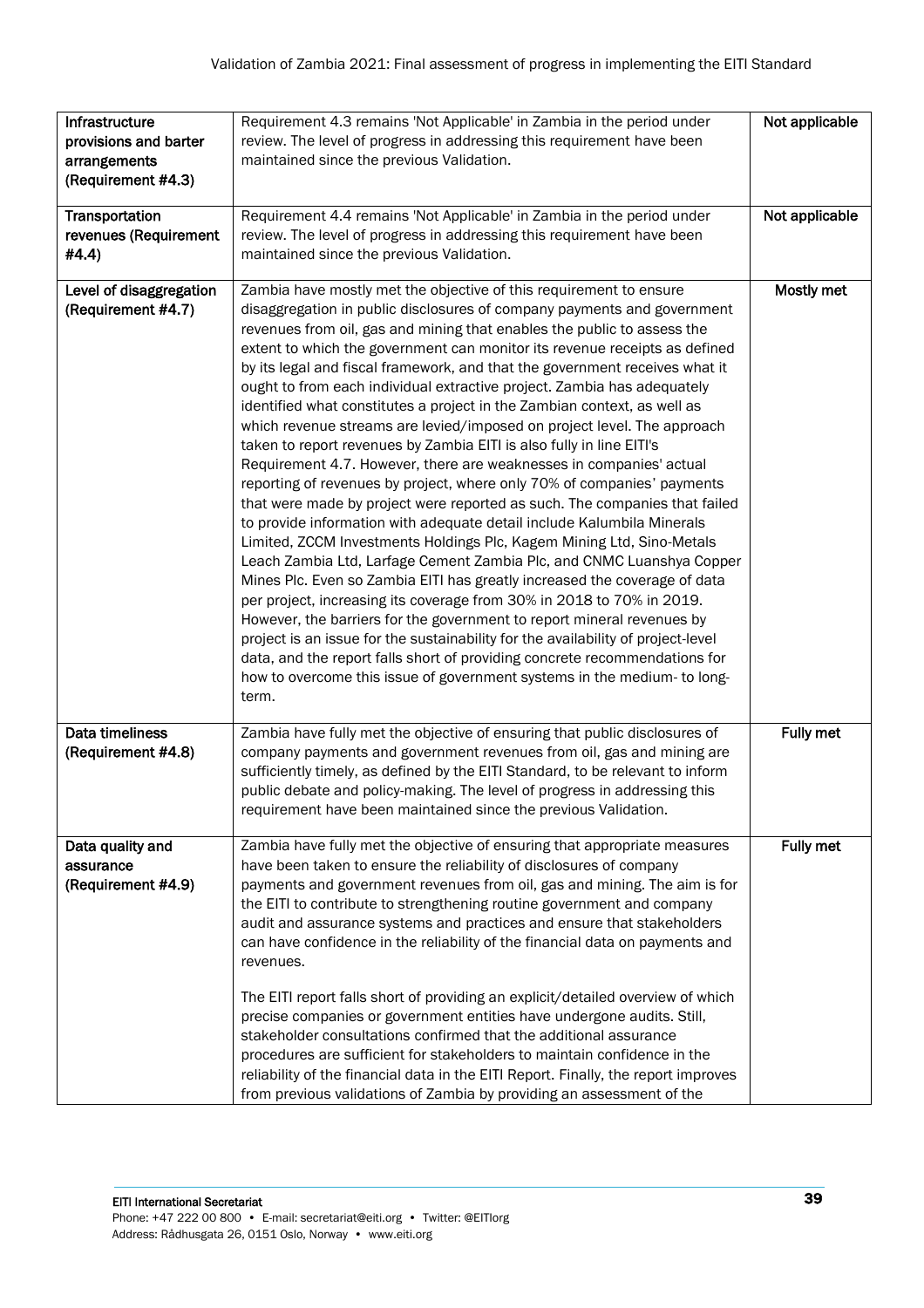| | | |
|---|---|---|
| **Infrastructure provisions and barter arrangements (Requirement #4.3)** | Requirement 4.3 remains 'Not Applicable' in Zambia in the period under review. The level of progress in addressing this requirement have been maintained since the previous Validation. | **Not applicable** |
| **Transportation revenues (Requirement #4.4)** | Requirement 4.4 remains 'Not Applicable' in Zambia in the period under review. The level of progress in addressing this requirement have been maintained since the previous Validation. | **Not applicable** |
| **Level of disaggregation (Requirement #4.7)** | Zambia have mostly met the objective of this requirement to ensure disaggregation in public disclosures of company payments and government revenues from oil, gas and mining that enables the public to assess the extent to which the government can monitor its revenue receipts as defined by its legal and fiscal framework, and that the government receives what it ought to from each individual extractive project. Zambia has adequately identified what constitutes a project in the Zambian context, as well as which revenue streams are levied/imposed on project level. The approach taken to report revenues by Zambia EITI is also fully in line EITI's Requirement 4.7. However, there are weaknesses in companies' actual reporting of revenues by project, where only 70% of companies' payments that were made by project were reported as such. The companies that failed to provide information with adequate detail include Kalumbila Minerals Limited, ZCCM Investments Holdings Plc, Kagem Mining Ltd, Sino-Metals Leach Zambia Ltd, Larfage Cement Zambia Plc, and CNMC Luanshya Copper Mines Plc. Even so Zambia EITI has greatly increased the coverage of data per project, increasing its coverage from 30% in 2018 to 70% in 2019. However, the barriers for the government to report mineral revenues by project is an issue for the sustainability for the availability of project-level data, and the report falls short of providing concrete recommendations for how to overcome this issue of government systems in the medium- to long-term. | **Mostly met** |
| **Data timeliness (Requirement #4.8)** | Zambia have fully met the objective of ensuring that public disclosures of company payments and government revenues from oil, gas and mining are sufficiently timely, as defined by the EITI Standard, to be relevant to inform public debate and policy-making. The level of progress in addressing this requirement have been maintained since the previous Validation. | **Fully met** |
| **Data quality and assurance (Requirement #4.9)** | Zambia have fully met the objective of ensuring that appropriate measures have been taken to ensure the reliability of disclosures of company payments and government revenues from oil, gas and mining. The aim is for the EITI to contribute to strengthening routine government and company audit and assurance systems and practices and ensure that stakeholders can have confidence in the reliability of the financial data on payments and revenues.<br><br>The EITI report falls short of providing an explicit/detailed overview of which precise companies or government entities have undergone audits. Still, stakeholder consultations confirmed that the additional assurance procedures are sufficient for stakeholders to maintain confidence in the reliability of the financial data in the EITI Report. Finally, the report improves from previous validations of Zambia by providing an assessment of the | **Fully met** |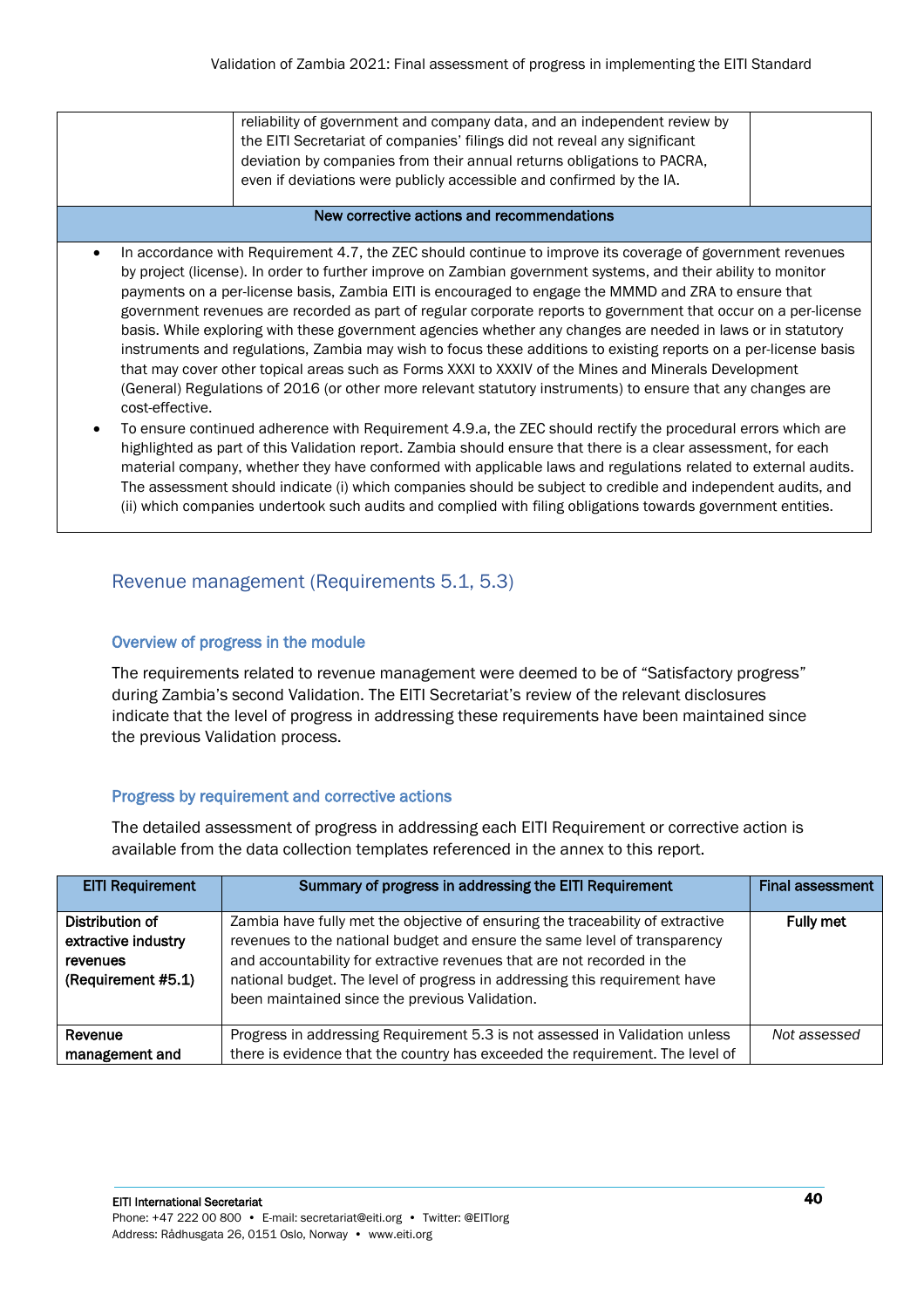| | reliability of government and company data, and an independent review by the EITI Secretariat of companies' filings did not reveal any significant deviation by companies from their annual returns obligations to PACRA, even if deviations were publicly accessible and confirmed by the IA. | |
|---|---|---|

**New corrective actions and recommendations**

- In accordance with Requirement 4.7, the ZEC should continue to improve its coverage of government revenues by project (license). In order to further improve on Zambian government systems, and their ability to monitor payments on a per-license basis, Zambia EITI is encouraged to engage the MMMD and ZRA to ensure that government revenues are recorded as part of regular corporate reports to government that occur on a per-license basis. While exploring with these government agencies whether any changes are needed in laws or in statutory instruments and regulations, Zambia may wish to focus these additions to existing reports on a per-license basis that may cover other topical areas such as Forms XXXI to XXXIV of the Mines and Minerals Development (General) Regulations of 2016 (or other more relevant statutory instruments) to ensure that any changes are cost-effective.
- To ensure continued adherence with Requirement 4.9.a, the ZEC should rectify the procedural errors which are highlighted as part of this Validation report. Zambia should ensure that there is a clear assessment, for each material company, whether they have conformed with applicable laws and regulations related to external audits. The assessment should indicate (i) which companies should be subject to credible and independent audits, and (ii) which companies undertook such audits and complied with filing obligations towards government entities.

## Revenue management (Requirements 5.1, 5.3)

### Overview of progress in the module

The requirements related to revenue management were deemed to be of "Satisfactory progress" during Zambia's second Validation. The EITI Secretariat's review of the relevant disclosures indicate that the level of progress in addressing these requirements have been maintained since the previous Validation process.

### Progress by requirement and corrective actions

The detailed assessment of progress in addressing each EITI Requirement or corrective action is available from the data collection templates referenced in the annex to this report.

| EITI Requirement | Summary of progress in addressing the EITI Requirement | Final assessment |
|---|---|---|
| **Distribution of extractive industry revenues (Requirement #5.1)** | Zambia have fully met the objective of ensuring the traceability of extractive revenues to the national budget and ensure the same level of transparency and accountability for extractive revenues that are not recorded in the national budget. The level of progress in addressing this requirement have been maintained since the previous Validation. | **Fully met** |
| **Revenue management and** | Progress in addressing Requirement 5.3 is not assessed in Validation unless there is evidence that the country has exceeded the requirement. The level of | *Not assessed* |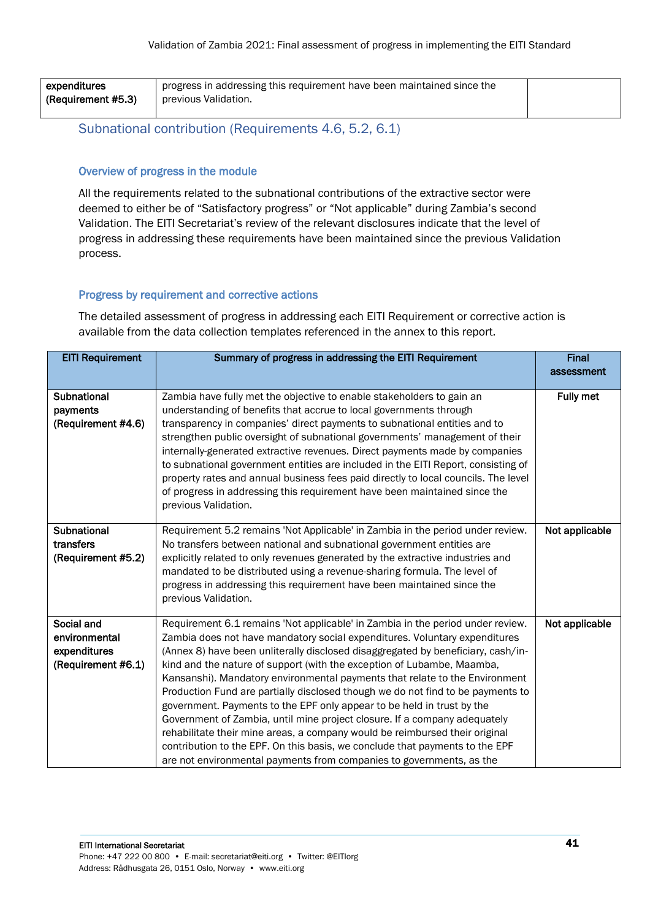| | | |
|---|---|---|
| expenditures (Requirement #5.3) | progress in addressing this requirement have been maintained since the previous Validation. | |

## Subnational contribution (Requirements 4.6, 5.2, 6.1)

### Overview of progress in the module

All the requirements related to the subnational contributions of the extractive sector were deemed to either be of "Satisfactory progress" or "Not applicable" during Zambia's second Validation. The EITI Secretariat's review of the relevant disclosures indicate that the level of progress in addressing these requirements have been maintained since the previous Validation process.

### Progress by requirement and corrective actions

The detailed assessment of progress in addressing each EITI Requirement or corrective action is available from the data collection templates referenced in the annex to this report.

| EITI Requirement | Summary of progress in addressing the EITI Requirement | Final assessment |
|---|---|---|
| **Subnational payments (Requirement #4.6)** | Zambia have fully met the objective to enable stakeholders to gain an understanding of benefits that accrue to local governments through transparency in companies' direct payments to subnational entities and to strengthen public oversight of subnational governments' management of their internally-generated extractive revenues. Direct payments made by companies to subnational government entities are included in the EITI Report, consisting of property rates and annual business fees paid directly to local councils. The level of progress in addressing this requirement have been maintained since the previous Validation. | **Fully met** |
| **Subnational transfers (Requirement #5.2)** | Requirement 5.2 remains 'Not Applicable' in Zambia in the period under review. No transfers between national and subnational government entities are explicitly related to only revenues generated by the extractive industries and mandated to be distributed using a revenue-sharing formula. The level of progress in addressing this requirement have been maintained since the previous Validation. | **Not applicable** |
| **Social and environmental expenditures (Requirement #6.1)** | Requirement 6.1 remains 'Not applicable' in Zambia in the period under review. Zambia does not have mandatory social expenditures. Voluntary expenditures (Annex 8) have been unliterally disclosed disaggregated by beneficiary, cash/in-kind and the nature of support (with the exception of Lubambe, Maamba, Kansanshi). Mandatory environmental payments that relate to the Environment Production Fund are partially disclosed though we do not find to be payments to government. Payments to the EPF only appear to be held in trust by the Government of Zambia, until mine project closure. If a company adequately rehabilitate their mine areas, a company would be reimbursed their original contribution to the EPF. On this basis, we conclude that payments to the EPF are not environmental payments from companies to governments, as the | **Not applicable** |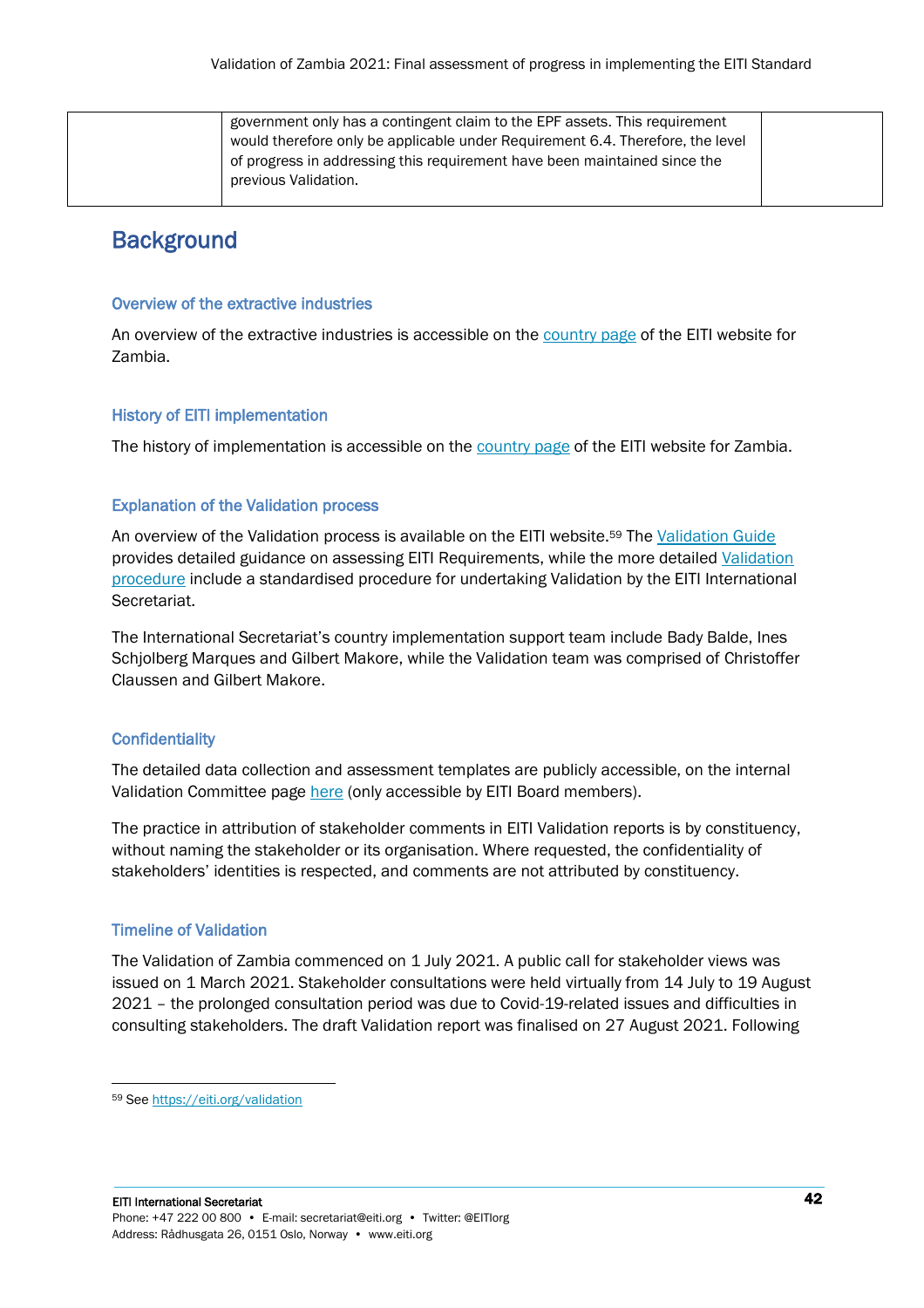| | government only has a contingent claim to the EPF assets. This requirement would therefore only be applicable under Requirement 6.4. Therefore, the level of progress in addressing this requirement have been maintained since the previous Validation. | |
|---|---|---|

# Background

### Overview of the extractive industries

An overview of the extractive industries is accessible on the country page of the EITI website for Zambia.

### History of EITI implementation

The history of implementation is accessible on the country page of the EITI website for Zambia.

### Explanation of the Validation process

An overview of the Validation process is available on the EITI website.[59] The Validation Guide provides detailed guidance on assessing EITI Requirements, while the more detailed Validation procedure include a standardised procedure for undertaking Validation by the EITI International Secretariat.

The International Secretariat's country implementation support team include Bady Balde, Ines Schjolberg Marques and Gilbert Makore, while the Validation team was comprised of Christoffer Claussen and Gilbert Makore.

### Confidentiality

The detailed data collection and assessment templates are publicly accessible, on the internal Validation Committee page here (only accessible by EITI Board members).

The practice in attribution of stakeholder comments in EITI Validation reports is by constituency, without naming the stakeholder or its organisation. Where requested, the confidentiality of stakeholders' identities is respected, and comments are not attributed by constituency.

### Timeline of Validation

The Validation of Zambia commenced on 1 July 2021. A public call for stakeholder views was issued on 1 March 2021. Stakeholder consultations were held virtually from 14 July to 19 August 2021 – the prolonged consultation period was due to Covid-19-related issues and difficulties in consulting stakeholders. The draft Validation report was finalised on 27 August 2021. Following

[59] See https://eiti.org/validation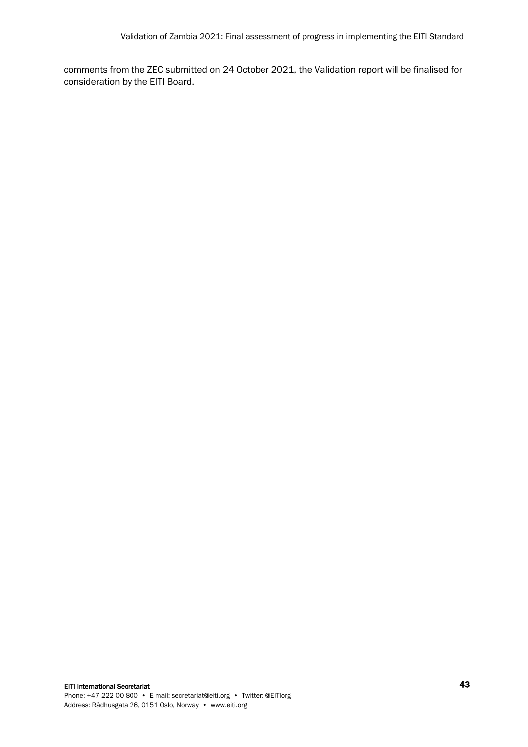comments from the ZEC submitted on 24 October 2021, the Validation report will be finalised for consideration by the EITI Board.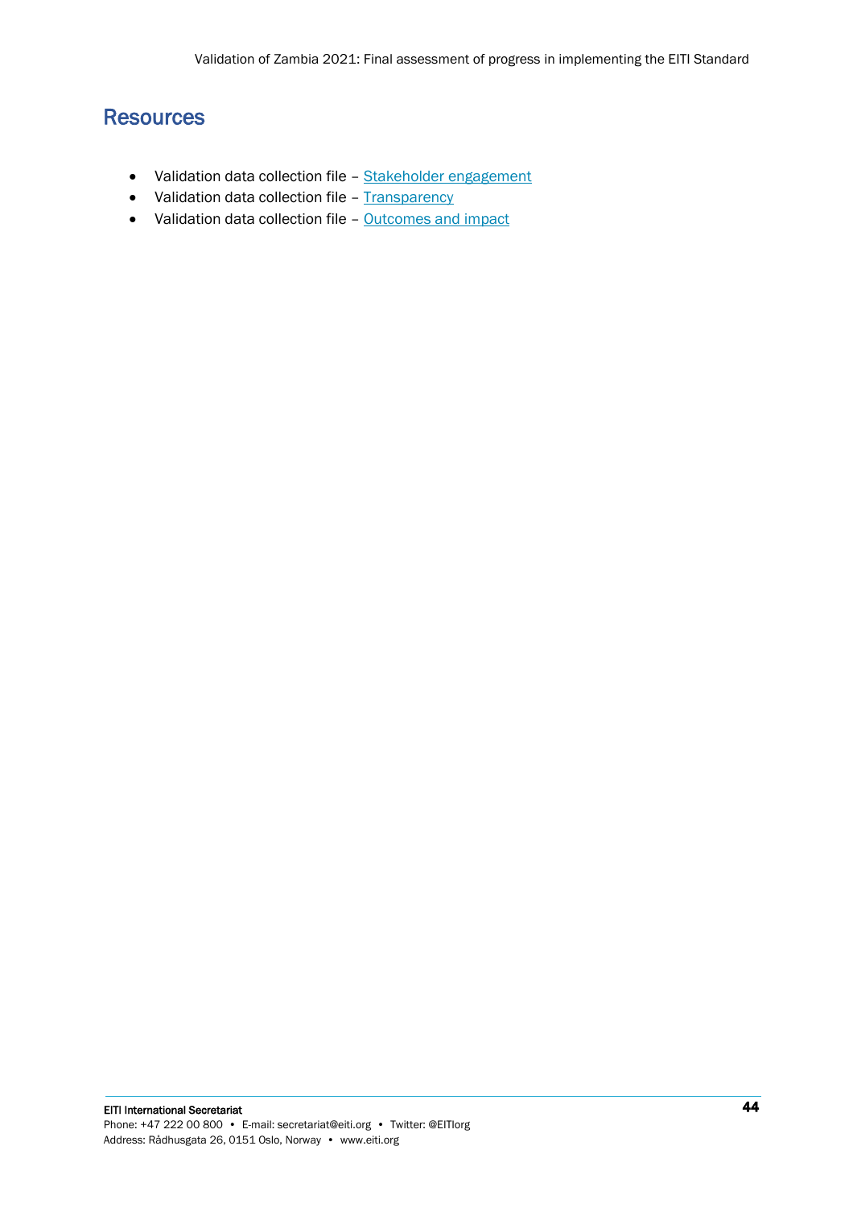## Resources

- Validation data collection file – Stakeholder engagement
- Validation data collection file – Transparency
- Validation data collection file – Outcomes and impact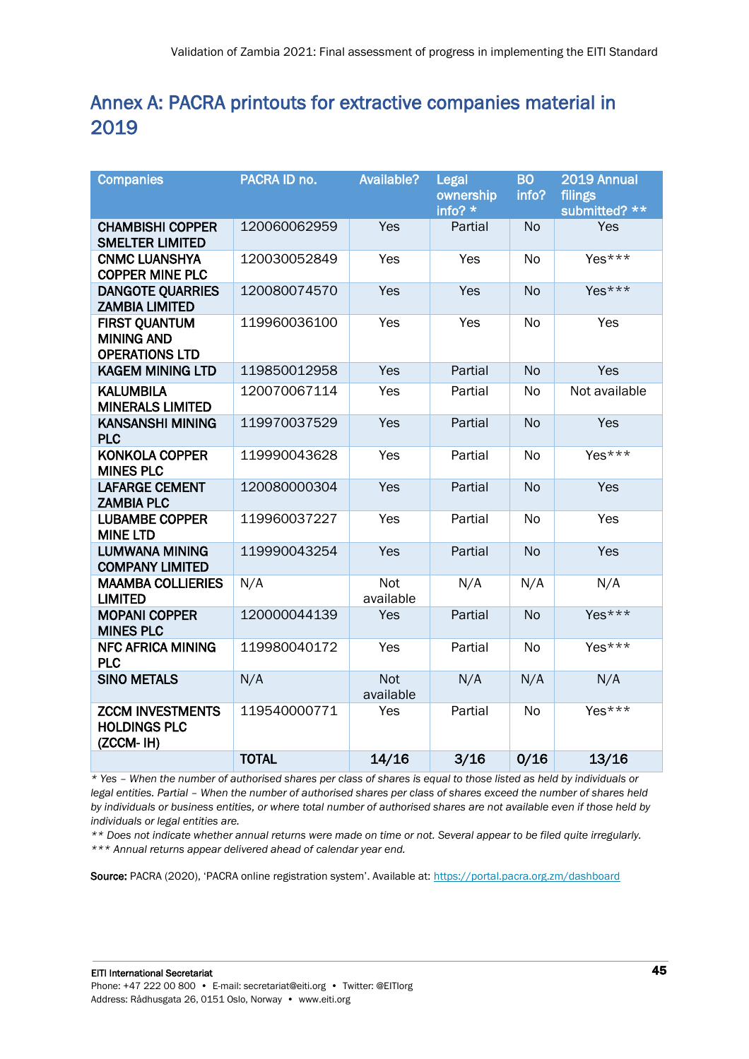## Annex A: PACRA printouts for extractive companies material in 2019

| Companies | PACRA ID no. | Available? | Legal ownership info? * | BO info? | 2019 Annual filings submitted? ** |
|---|---|---|---|---|---|
| CHAMBISHI COPPER SMELTER LIMITED | 120060062959 | Yes | Partial | No | Yes |
| CNMC LUANSHYA COPPER MINE PLC | 120030052849 | Yes | Yes | No | Yes*** |
| DANGOTE QUARRIES ZAMBIA LIMITED | 120080074570 | Yes | Yes | No | Yes*** |
| FIRST QUANTUM MINING AND OPERATIONS LTD | 119960036100 | Yes | Yes | No | Yes |
| KAGEM MINING LTD | 119850012958 | Yes | Partial | No | Yes |
| KALUMBILA MINERALS LIMITED | 120070067114 | Yes | Partial | No | Not available |
| KANSANSHI MINING PLC | 119970037529 | Yes | Partial | No | Yes |
| KONKOLA COPPER MINES PLC | 119990043628 | Yes | Partial | No | Yes*** |
| LAFARGE CEMENT ZAMBIA PLC | 120080000304 | Yes | Partial | No | Yes |
| LUBAMBE COPPER MINE LTD | 119960037227 | Yes | Partial | No | Yes |
| LUMWANA MINING COMPANY LIMITED | 119990043254 | Yes | Partial | No | Yes |
| MAAMBA COLLIERIES LIMITED | N/A | Not available | N/A | N/A | N/A |
| MOPANI COPPER MINES PLC | 120000044139 | Yes | Partial | No | Yes*** |
| NFC AFRICA MINING PLC | 119980040172 | Yes | Partial | No | Yes*** |
| SINO METALS | N/A | Not available | N/A | N/A | N/A |
| ZCCM INVESTMENTS HOLDINGS PLC (ZCCM- IH) | 119540000771 | Yes | Partial | No | Yes*** |
| | **TOTAL** | **14/16** | **3/16** | **0/16** | **13/16** |

*\* Yes – When the number of authorised shares per class of shares is equal to those listed as held by individuals or legal entities. Partial – When the number of authorised shares per class of shares exceed the number of shares held by individuals or business entities, or where total number of authorised shares are not available even if those held by individuals or legal entities are.*

*\*\* Does not indicate whether annual returns were made on time or not. Several appear to be filed quite irregularly.*

*\*\*\* Annual returns appear delivered ahead of calendar year end.*

**Source:** PACRA (2020), 'PACRA online registration system'. Available at: https://portal.pacra.org.zm/dashboard